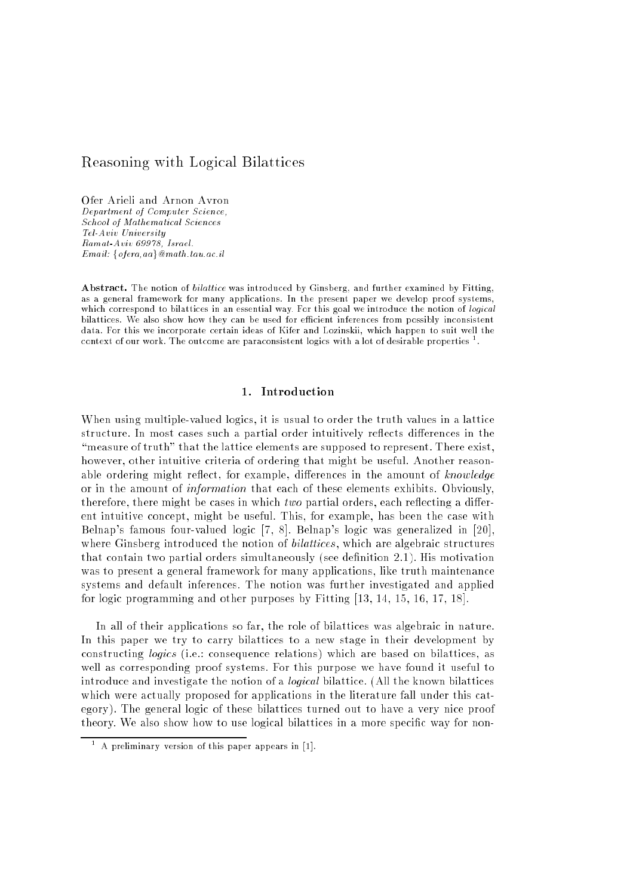# Reasoning with Logical Bilattices

Ofer Arieli and Arnon Avron
*Department of Computer Science,*
*School of Mathematical Sciences*
*Tel-Aviv University*
*Ramat-Aviv 69978, Israel.*
*Email: {ofera,aa}@math.tau.ac.il*

**Abstract.** The notion of *bilattice* was introduced by Ginsberg, and further examined by Fitting, as a general framework for many applications. In the present paper we develop proof systems, which correspond to bilattices in an essential way. For this goal we introduce the notion of *logical* bilattices. We also show how they can be used for efficient inferences from possibly inconsistent data. For this we incorporate certain ideas of Kifer and Lozinskii, which happen to suit well the context of our work. The outcome are paraconsistent logics with a lot of desirable properties [1].

## 1. Introduction

When using multiple-valued logics, it is usual to order the truth values in a lattice structure. In most cases such a partial order intuitively reflects differences in the "measure of truth" that the lattice elements are supposed to represent. There exist, however, other intuitive criteria of ordering that might be useful. Another reasonable ordering might reflect, for example, differences in the amount of *knowledge* or in the amount of *information* that each of these elements exhibits. Obviously, therefore, there might be cases in which *two* partial orders, each reflecting a different intuitive concept, might be useful. This, for example, has been the case with Belnap's famous four-valued logic [7, 8]. Belnap's logic was generalized in [20], where Ginsberg introduced the notion of *bilattices*, which are algebraic structures that contain two partial orders simultaneously (see definition 2.1). His motivation was to present a general framework for many applications, like truth maintenance systems and default inferences. The notion was further investigated and applied for logic programming and other purposes by Fitting [13, 14, 15, 16, 17, 18].

In all of their applications so far, the role of bilattices was algebraic in nature. In this paper we try to carry bilattices to a new stage in their development by constructing *logics* (i.e.: consequence relations) which are based on bilattices, as well as corresponding proof systems. For this purpose we have found it useful to introduce and investigate the notion of a *logical* bilattice. (All the known bilattices which were actually proposed for applications in the literature fall under this category). The general logic of these bilattices turned out to have a very nice proof theory. We also show how to use logical bilattices in a more specific way for non-

[1] A preliminary version of this paper appears in [1].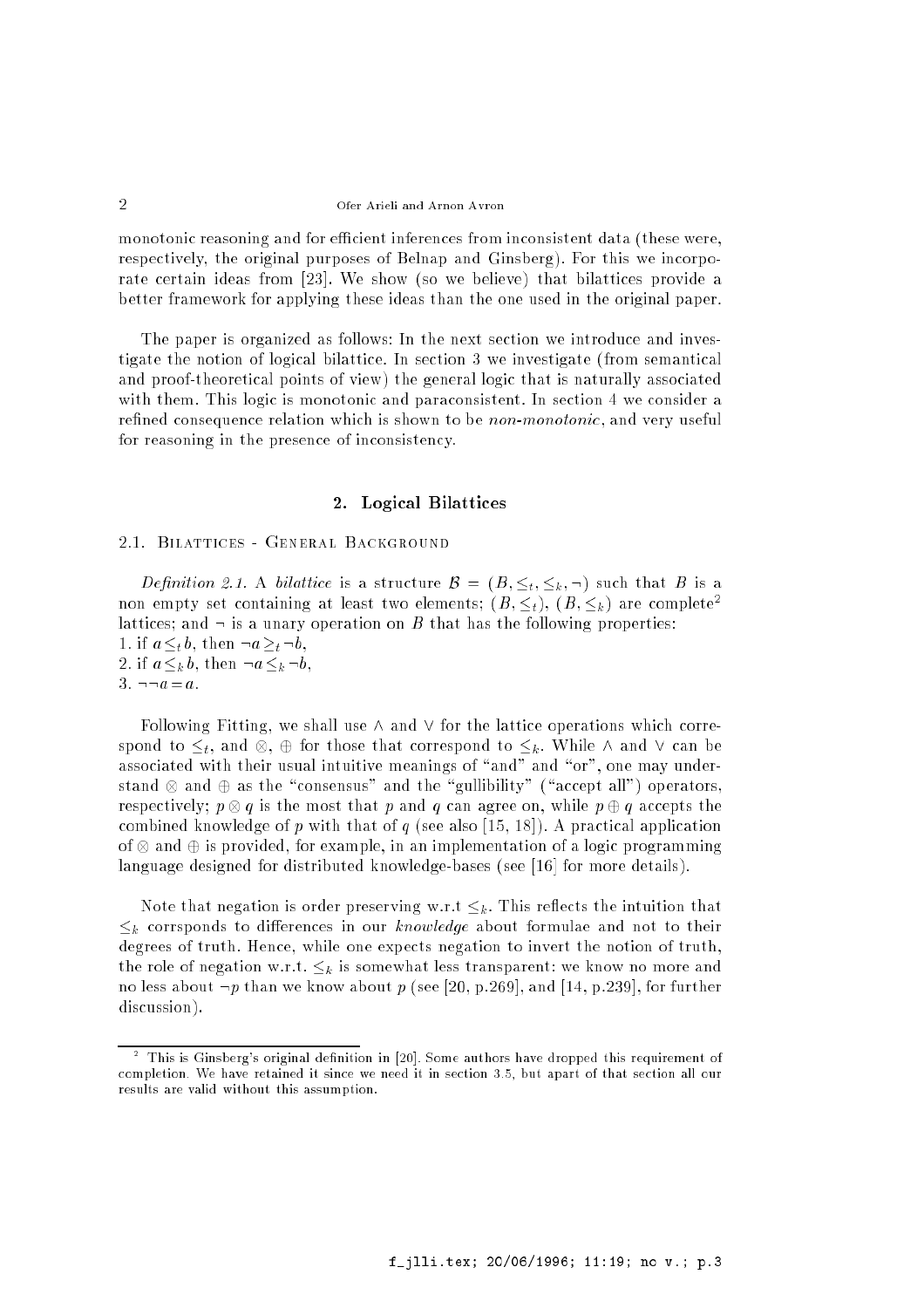monotonic reasoning and for efficient inferences from inconsistent data (these were, respectively, the original purposes of Belnap and Ginsberg). For this we incorporate certain ideas from [23]. We show (so we believe) that bilattices provide a better framework for applying these ideas than the one used in the original paper.

The paper is organized as follows: In the next section we introduce and investigate the notion of logical bilattice. In section 3 we investigate (from semantical and proof-theoretical points of view) the general logic that is naturally associated with them. This logic is monotonic and paraconsistent. In section 4 we consider a refined consequence relation which is shown to be *non-monotonic*, and very useful for reasoning in the presence of inconsistency.

## 2. Logical Bilattices

### 2.1. Bilattices - General Background

*Definition 2.1.* A *bilattice* is a structure $\mathcal{B} = (B, \leq_t, \leq_k, \neg)$ such that $B$ is a non empty set containing at least two elements; $(B, \leq_t)$, $(B, \leq_k)$ are complete[2] lattices; and $\neg$ is a unary operation on $B$ that has the following properties:
1. if $a \leq_t b$, then $\neg a \geq_t \neg b$,
2. if $a \leq_k b$, then $\neg a \leq_k \neg b$,
3. $\neg\neg a = a$.

Following Fitting, we shall use $\wedge$ and $\vee$ for the lattice operations which correspond to $\leq_t$, and $\otimes$, $\oplus$ for those that correspond to $\leq_k$. While $\wedge$ and $\vee$ can be associated with their usual intuitive meanings of "and" and "or", one may understand $\otimes$ and $\oplus$ as the "consensus" and the "gullibility" ("accept all") operators, respectively; $p \otimes q$ is the most that $p$ and $q$ can agree on, while $p \oplus q$ accepts the combined knowledge of $p$ with that of $q$ (see also [15, 18]). A practical application of $\otimes$ and $\oplus$ is provided, for example, in an implementation of a logic programming language designed for distributed knowledge-bases (see [16] for more details).

Note that negation is order preserving w.r.t $\leq_k$. This reflects the intuition that $\leq_k$ corrsponds to differences in our *knowledge* about formulae and not to their degrees of truth. Hence, while one expects negation to invert the notion of truth, the role of negation w.r.t. $\leq_k$ is somewhat less transparent: we know no more and no less about $\neg p$ than we know about $p$ (see [20, p.269], and [14, p.239], for further discussion).

---

[2] This is Ginsberg's original definition in [20]. Some authors have dropped this requirement of completion. We have retained it since we need it in section 3.5, but apart of that section all our results are valid without this assumption.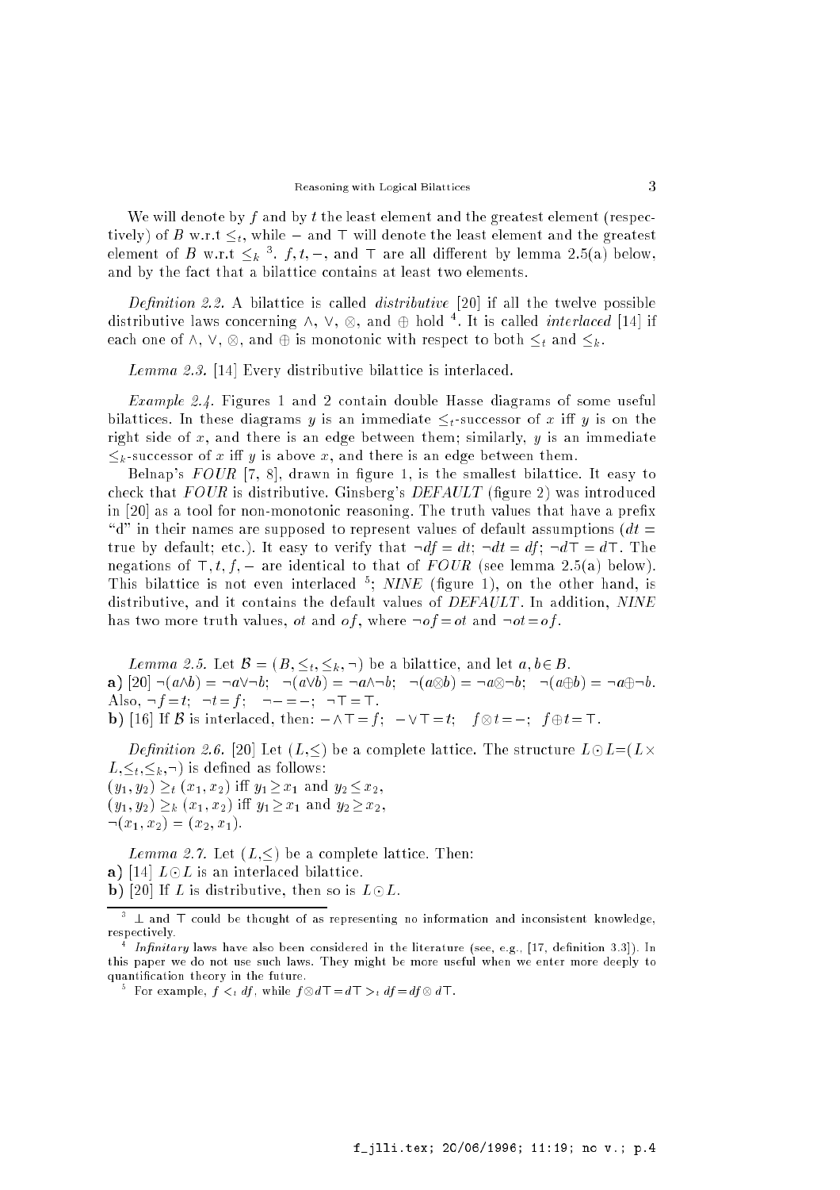We will denote by $f$ and by $t$ the least element and the greatest element (respectively) of $B$ w.r.t $\leq_t$, while $-$ and $\top$ will denote the least element and the greatest element of $B$ w.r.t $\leq_k$ [3]. $f, t, -$, and $\top$ are all different by lemma 2.5(a) below, and by the fact that a bilattice contains at least two elements.

*Definition 2.2.* A bilattice is called *distributive* [20] if all the twelve possible distributive laws concerning $\wedge$, $\vee$, $\otimes$, and $\oplus$ hold [4]. It is called *interlaced* [14] if each one of $\wedge$, $\vee$, $\otimes$, and $\oplus$ is monotonic with respect to both $\leq_t$ and $\leq_k$.

*Lemma 2.3.* [14] Every distributive bilattice is interlaced.

*Example 2.4.* Figures 1 and 2 contain double Hasse diagrams of some useful bilattices. In these diagrams $y$ is an immediate $\leq_t$-successor of $x$ iff $y$ is on the right side of $x$, and there is an edge between them; similarly, $y$ is an immediate $\leq_k$-successor of $x$ iff $y$ is above $x$, and there is an edge between them.

Belnap's *FOUR* [7, 8], drawn in figure 1, is the smallest bilattice. It easy to check that *FOUR* is distributive. Ginsberg's *DEFAULT* (figure 2) was introduced in [20] as a tool for non-monotonic reasoning. The truth values that have a prefix "d" in their names are supposed to represent values of default assumptions ($dt =$ true by default; etc.). It easy to verify that $\neg df = dt$; $\neg dt = df$; $\neg d\top = d\top$. The negations of $\top, t, f, -$ are identical to that of *FOUR* (see lemma 2.5(a) below). This bilattice is not even interlaced [5]; *NINE* (figure 1), on the other hand, is distributive, and it contains the default values of *DEFAULT*. In addition, *NINE* has two more truth values, $ot$ and $of$, where $\neg of = ot$ and $\neg ot = of$.

*Lemma 2.5.* Let $\mathcal{B} = (B, \leq_t, \leq_k, \neg)$ be a bilattice, and let $a, b \in B$.
**a)** [20] $\neg(a \wedge b) = \neg a \vee \neg b$; $\neg(a \vee b) = \neg a \wedge \neg b$; $\neg(a \otimes b) = \neg a \otimes \neg b$; $\neg(a \oplus b) = \neg a \oplus \neg b$. Also, $\neg f = t$; $\neg t = f$; $\neg - = -$; $\neg \top = \top$.
**b)** [16] If $\mathcal{B}$ is interlaced, then: $- \wedge \top = f$; $- \vee \top = t$; $f \otimes t = -$; $f \oplus t = \top$.

*Definition 2.6.* [20] Let $(L, \leq)$ be a complete lattice. The structure $L \odot L = (L \times L, \leq_t, \leq_k, \neg)$ is defined as follows:
$(y_1, y_2) \geq_t (x_1, x_2)$ iff $y_1 \geq x_1$ and $y_2 \leq x_2$,
$(y_1, y_2) \geq_k (x_1, x_2)$ iff $y_1 \geq x_1$ and $y_2 \geq x_2$,
$\neg(x_1, x_2) = (x_2, x_1)$.

*Lemma 2.7.* Let $(L, \leq)$ be a complete lattice. Then:
**a)** [14] $L \odot L$ is an interlaced bilattice.
**b)** [20] If $L$ is distributive, then so is $L \odot L$.

---

[3] $\bot$ and $\top$ could be thought of as representing no information and inconsistent knowledge, respectively.

[4] *Infinitary* laws have also been considered in the literature (see, e.g., [17, definition 3.3]). In this paper we do not use such laws. They might be more useful when we enter more deeply to quantification theory in the future.

[5] For example, $f <_t df$, while $f \otimes d\top = d\top >_t df = df \otimes d\top$.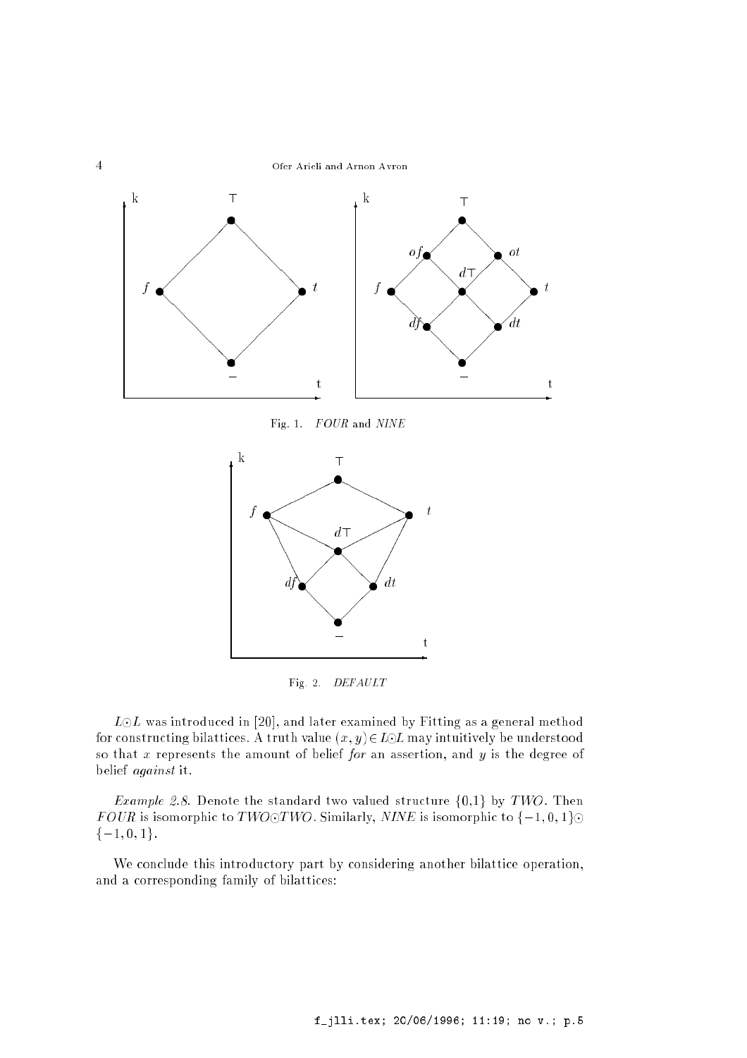Fig. 1. *FOUR* and *NINE*

Fig. 2. *DEFAULT*

$L \odot L$ was introduced in [20], and later examined by Fitting as a general method for constructing bilattices. A truth value $(x, y) \in L \odot L$ may intuitively be understood so that $x$ represents the amount of belief *for* an assertion, and $y$ is the degree of belief *against* it.

*Example 2.8.* Denote the standard two valued structure $\{0,1\}$ by *TWO*. Then *FOUR* is isomorphic to *TWO*$\odot$*TWO*. Similarly, *NINE* is isomorphic to $\{-1, 0, 1\} \odot \{-1, 0, 1\}$.

We conclude this introductory part by considering another bilattice operation, and a corresponding family of bilattices: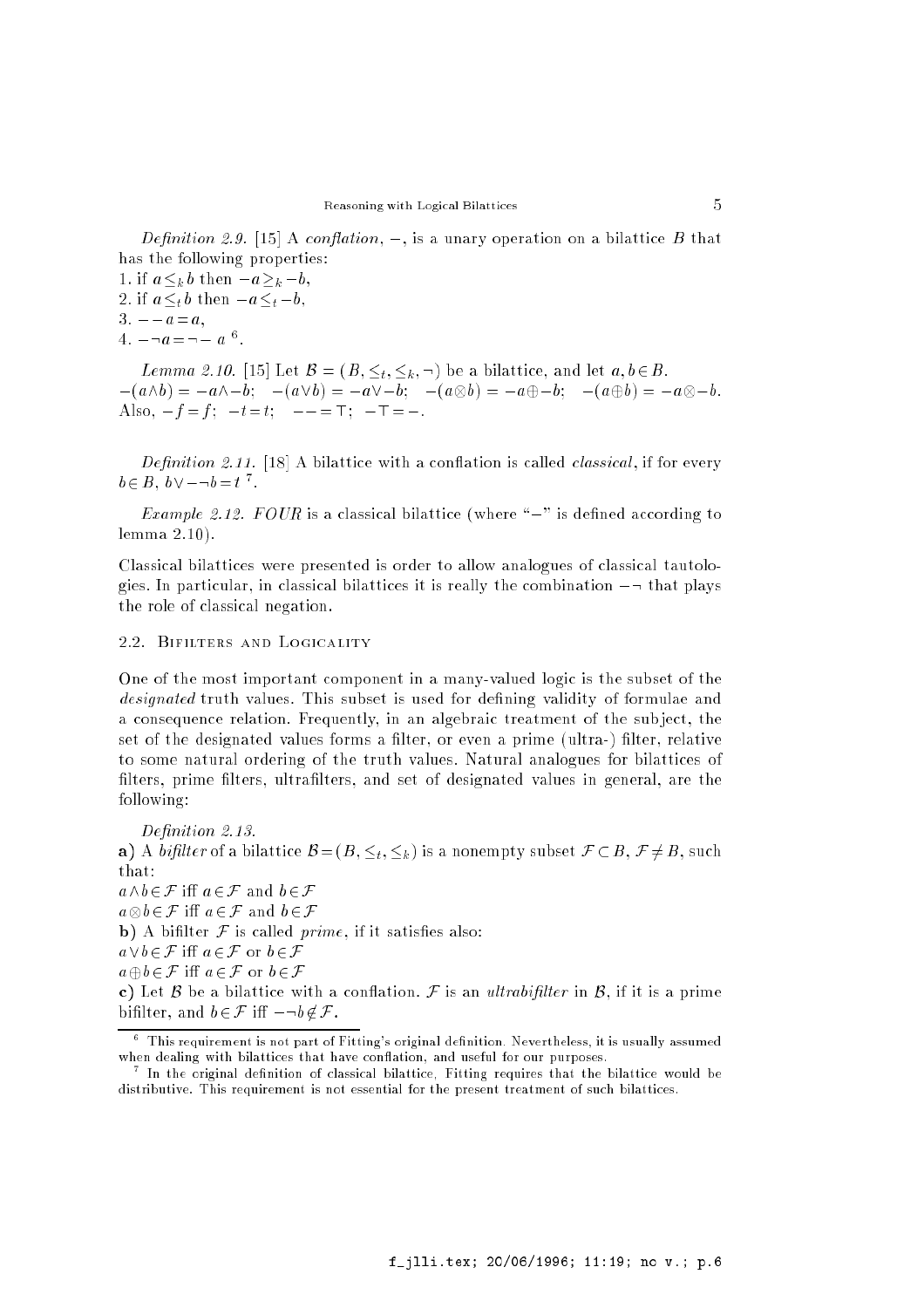*Definition 2.9.* [15] A *conflation*, $-$, is a unary operation on a bilattice $B$ that has the following properties:

1. if $a \leq_k b$ then $-a \geq_k -b$,
2. if $a \leq_t b$ then $-a \leq_t -b$,
3. $- - a = a$,
4. $-\neg a = \neg - a$ [6].

*Lemma 2.10.* [15] Let $\mathcal{B} = (B, \leq_t, \leq_k, \neg)$ be a bilattice, and let $a, b \in B$. $-(a \wedge b) = -a \wedge -b$; $-(a \vee b) = -a \vee -b$; $-(a \otimes b) = -a \oplus -b$; $-(a \oplus b) = -a \otimes -b$. Also, $-f = f$; $-t = t$; $-\bot = \top$; $-\top = \bot$.

*Definition 2.11.* [18] A bilattice with a conflation is called *classical*, if for every $b \in B$, $b \vee -\neg b = t$ [7].

*Example 2.12.* $FOUR$ is a classical bilattice (where "$-$" is defined according to lemma 2.10).

Classical bilattices were presented is order to allow analogues of classical tautologies. In particular, in classical bilattices it is really the combination $-\neg$ that plays the role of classical negation.

### 2.2. Bifilters and Logicality

One of the most important component in a many-valued logic is the subset of the *designated* truth values. This subset is used for defining validity of formulae and a consequence relation. Frequently, in an algebraic treatment of the subject, the set of the designated values forms a filter, or even a prime (ultra-) filter, relative to some natural ordering of the truth values. Natural analogues for bilattices of filters, prime filters, ultrafilters, and set of designated values in general, are the following:

*Definition 2.13.*

**a)** A *bifilter* of a bilattice $\mathcal{B} = (B, \leq_t, \leq_k)$ is a nonempty subset $\mathcal{F} \subset B$, $\mathcal{F} \neq B$, such that:
$a \wedge b \in \mathcal{F}$ iff $a \in \mathcal{F}$ and $b \in \mathcal{F}$
$a \otimes b \in \mathcal{F}$ iff $a \in \mathcal{F}$ and $b \in \mathcal{F}$

**b)** A bifilter $\mathcal{F}$ is called *prime*, if it satisfies also:
$a \vee b \in \mathcal{F}$ iff $a \in \mathcal{F}$ or $b \in \mathcal{F}$
$a \oplus b \in \mathcal{F}$ iff $a \in \mathcal{F}$ or $b \in \mathcal{F}$

**c)** Let $\mathcal{B}$ be a bilattice with a conflation. $\mathcal{F}$ is an *ultrabifilter* in $\mathcal{B}$, if it is a prime bifilter, and $b \in \mathcal{F}$ iff $-\neg b \notin \mathcal{F}$.

[6] This requirement is not part of Fitting's original definition. Nevertheless, it is usually assumed when dealing with bilattices that have conflation, and useful for our purposes.

[7] In the original definition of classical bilattice, Fitting requires that the bilattice would be distributive. This requirement is not essential for the present treatment of such bilattices.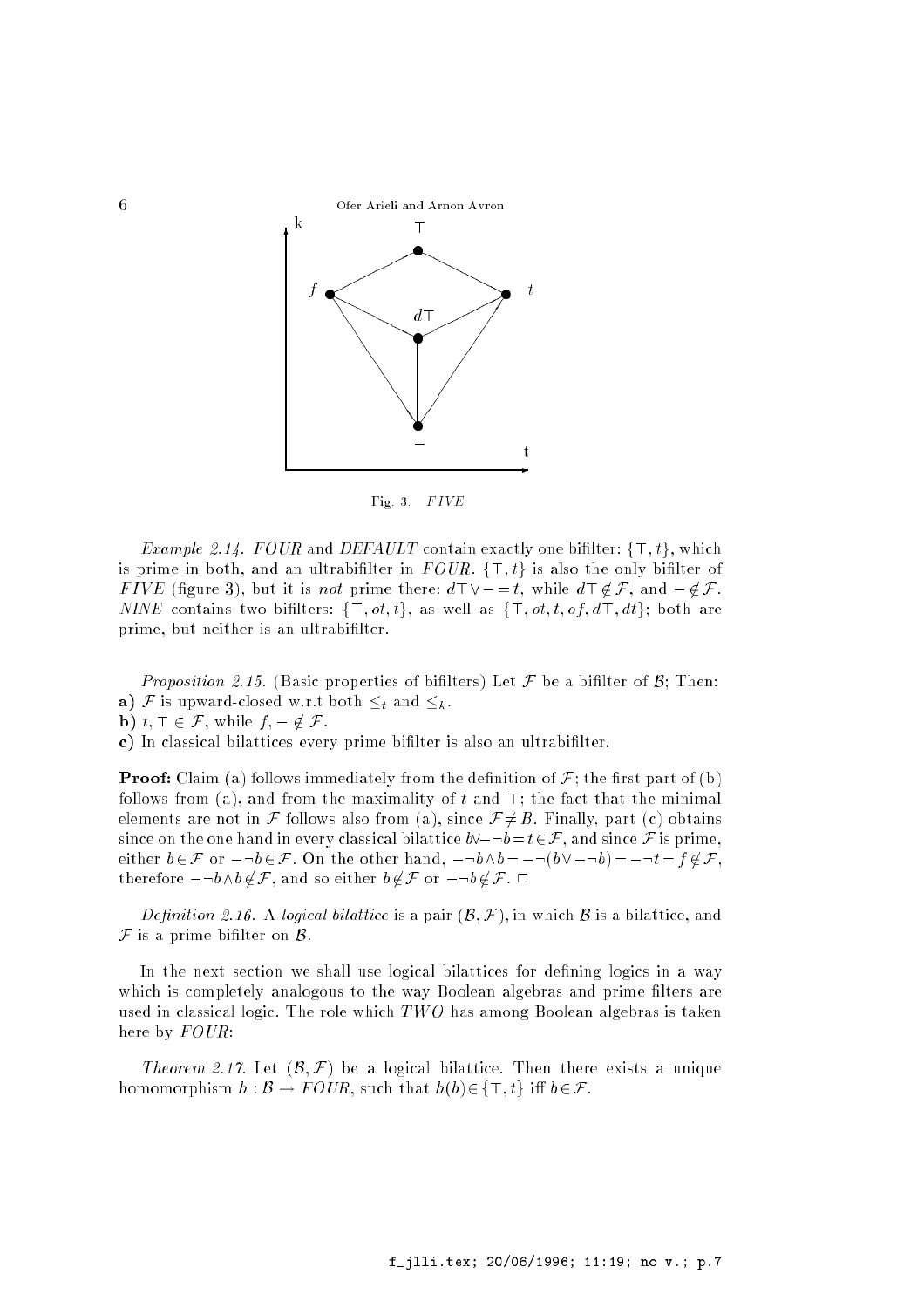Fig. 3. *FIVE*

*Example 2.14.* *FOUR* and *DEFAULT* contain exactly one bifilter: $\{\top, t\}$, which is prime in both, and an ultrabifilter in *FOUR*. $\{\top, t\}$ is also the only bifilter of *FIVE* (figure 3), but it is *not* prime there: $d\top \vee - = t$, while $d\top \notin \mathcal{F}$, and $- \notin \mathcal{F}$. *NINE* contains two bifilters: $\{\top, ot, t\}$, as well as $\{\top, ot, t, of, d\top, dt\}$; both are prime, but neither is an ultrabifilter.

*Proposition 2.15.* (Basic properties of bifilters) Let $\mathcal{F}$ be a bifilter of $\mathcal{B}$; Then:

**a)** $\mathcal{F}$ is upward-closed w.r.t both $\leq_t$ and $\leq_k$.

**b)** $t, \top \in \mathcal{F}$, while $f, - \notin \mathcal{F}$.

**c)** In classical bilattices every prime bifilter is also an ultrabifilter.

**Proof:** Claim (a) follows immediately from the definition of $\mathcal{F}$; the first part of (b) follows from (a), and from the maximality of $t$ and $\top$; the fact that the minimal elements are not in $\mathcal{F}$ follows also from (a), since $\mathcal{F} \neq B$. Finally, part (c) obtains since on the one hand in every classical bilattice $b \vee -\neg b = t \in \mathcal{F}$, and since $\mathcal{F}$ is prime, either $b \in \mathcal{F}$ or $-\neg b \in \mathcal{F}$. On the other hand, $-\neg b \wedge b = -\neg(b \vee -\neg b) = -\neg t = f \notin \mathcal{F}$, therefore $-\neg b \wedge b \notin \mathcal{F}$, and so either $b \notin \mathcal{F}$ or $-\neg b \notin \mathcal{F}$. $\Box$

*Definition 2.16.* A *logical bilattice* is a pair $(\mathcal{B}, \mathcal{F})$, in which $\mathcal{B}$ is a bilattice, and $\mathcal{F}$ is a prime bifilter on $\mathcal{B}$.

In the next section we shall use logical bilattices for defining logics in a way which is completely analogous to the way Boolean algebras and prime filters are used in classical logic. The role which *TWO* has among Boolean algebras is taken here by *FOUR*:

*Theorem 2.17.* Let $(\mathcal{B}, \mathcal{F})$ be a logical bilattice. Then there exists a unique homomorphism $h : \mathcal{B} \rightarrow FOUR$, such that $h(b) \in \{\top, t\}$ iff $b \in \mathcal{F}$.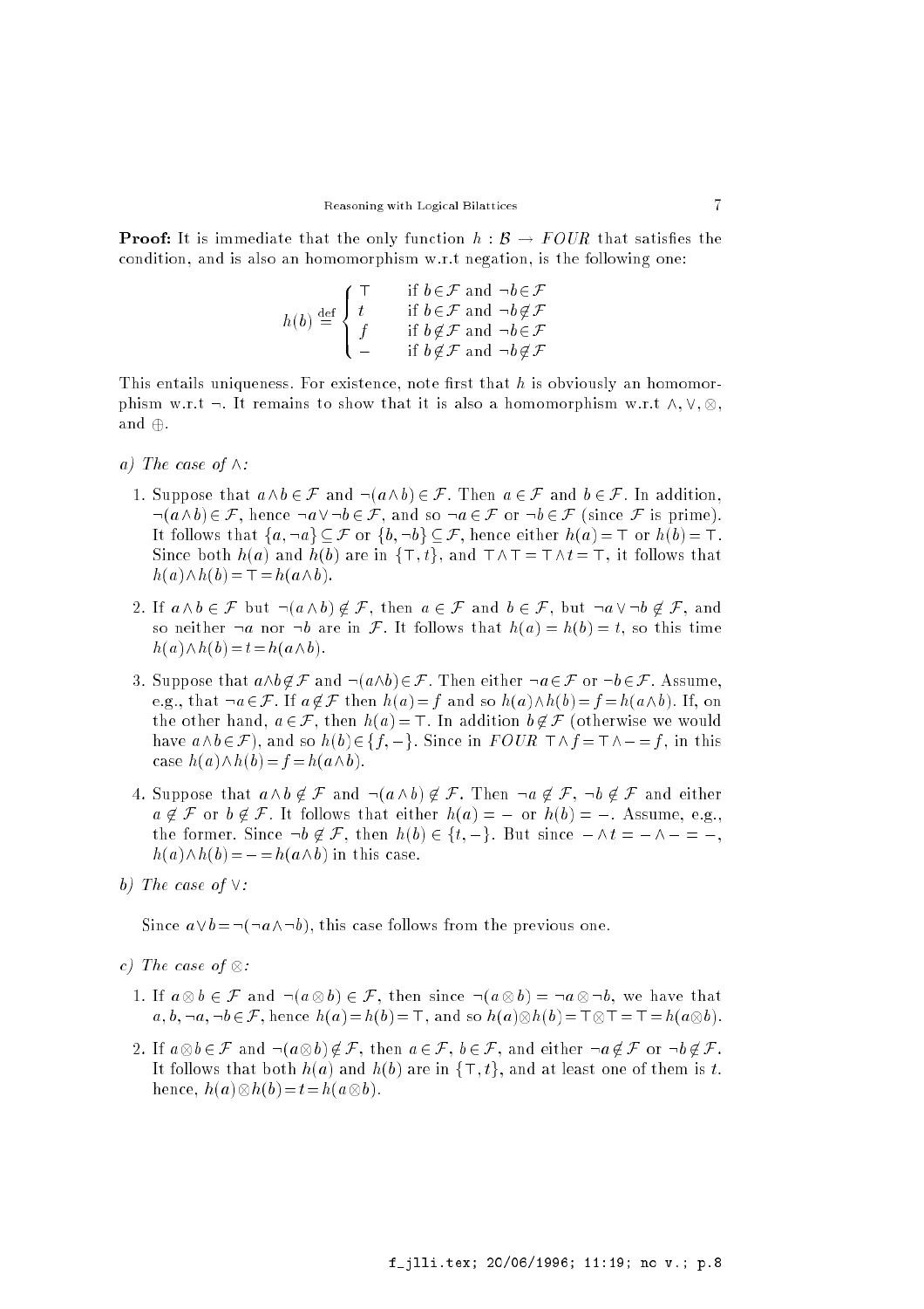**Proof:** It is immediate that the only function $h : \mathcal{B} \rightarrow FOUR$ that satisfies the condition, and is also an homomorphism w.r.t negation, is the following one:

$$h(b) \stackrel{\text{def}}{=} \begin{cases} \top & \text{if } b \in \mathcal{F} \text{ and } \neg b \in \mathcal{F} \\ t & \text{if } b \in \mathcal{F} \text{ and } \neg b \notin \mathcal{F} \\ f & \text{if } b \notin \mathcal{F} \text{ and } \neg b \in \mathcal{F} \\ - & \text{if } b \notin \mathcal{F} \text{ and } \neg b \notin \mathcal{F} \end{cases}$$

This entails uniqueness. For existence, note first that $h$ is obviously an homomorphism w.r.t $\neg$. It remains to show that it is also a homomorphism w.r.t $\wedge$, $\vee$, $\otimes$, and $\oplus$.

*a) The case of* $\wedge$*:*

1. Suppose that $a \wedge b \in \mathcal{F}$ and $\neg(a \wedge b) \in \mathcal{F}$. Then $a \in \mathcal{F}$ and $b \in \mathcal{F}$. In addition, $\neg(a \wedge b) \in \mathcal{F}$, hence $\neg a \vee \neg b \in \mathcal{F}$, and so $\neg a \in \mathcal{F}$ or $\neg b \in \mathcal{F}$ (since $\mathcal{F}$ is prime). It follows that $\{a, \neg a\} \subseteq \mathcal{F}$ or $\{b, \neg b\} \subseteq \mathcal{F}$, hence either $h(a) = \top$ or $h(b) = \top$. Since both $h(a)$ and $h(b)$ are in $\{\top, t\}$, and $\top \wedge \top = \top \wedge t = \top$, it follows that $h(a) \wedge h(b) = \top = h(a \wedge b)$.

2. If $a \wedge b \in \mathcal{F}$ but $\neg(a \wedge b) \notin \mathcal{F}$, then $a \in \mathcal{F}$ and $b \in \mathcal{F}$, but $\neg a \vee \neg b \notin \mathcal{F}$, and so neither $\neg a$ nor $\neg b$ are in $\mathcal{F}$. It follows that $h(a) = h(b) = t$, so this time $h(a) \wedge h(b) = t = h(a \wedge b)$.

3. Suppose that $a \wedge b \notin \mathcal{F}$ and $\neg(a \wedge b) \in \mathcal{F}$. Then either $\neg a \in \mathcal{F}$ or $\neg b \in \mathcal{F}$. Assume, e.g., that $\neg a \in \mathcal{F}$. If $a \notin \mathcal{F}$ then $h(a) = f$ and so $h(a) \wedge h(b) = f = h(a \wedge b)$. If, on the other hand, $a \in \mathcal{F}$, then $h(a) = \top$. In addition $b \notin \mathcal{F}$ (otherwise we would have $a \wedge b \in \mathcal{F}$), and so $h(b) \in \{f, -\}$. Since in $FOUR$ $\top \wedge f = \top \wedge - = f$, in this case $h(a) \wedge h(b) = f = h(a \wedge b)$.

4. Suppose that $a \wedge b \notin \mathcal{F}$ and $\neg(a \wedge b) \notin \mathcal{F}$. Then $\neg a \notin \mathcal{F}$, $\neg b \notin \mathcal{F}$ and either $a \notin \mathcal{F}$ or $b \notin \mathcal{F}$. It follows that either $h(a) = -$ or $h(b) = -$. Assume, e.g., the former. Since $\neg b \notin \mathcal{F}$, then $h(b) \in \{t, -\}$. But since $- \wedge t = - \wedge - = -$, $h(a) \wedge h(b) = - = h(a \wedge b)$ in this case.

*b) The case of* $\vee$*:*

Since $a \vee b = \neg(\neg a \wedge \neg b)$, this case follows from the previous one.

*c) The case of* $\otimes$*:*

1. If $a \otimes b \in \mathcal{F}$ and $\neg(a \otimes b) \in \mathcal{F}$, then since $\neg(a \otimes b) = \neg a \otimes \neg b$, we have that $a, b, \neg a, \neg b \in \mathcal{F}$, hence $h(a) = h(b) = \top$, and so $h(a) \otimes h(b) = \top \otimes \top = \top = h(a \otimes b)$.

2. If $a \otimes b \in \mathcal{F}$ and $\neg(a \otimes b) \notin \mathcal{F}$, then $a \in \mathcal{F}$, $b \in \mathcal{F}$, and either $\neg a \notin \mathcal{F}$ or $\neg b \notin \mathcal{F}$. It follows that both $h(a)$ and $h(b)$ are in $\{\top, t\}$, and at least one of them is $t$. hence, $h(a) \otimes h(b) = t = h(a \otimes b)$.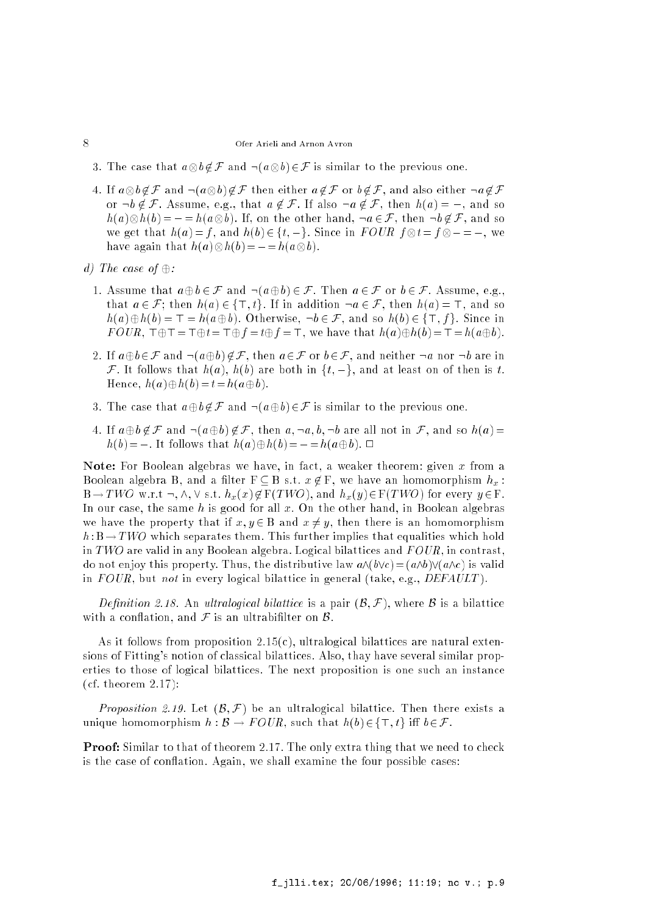3. The case that $a \otimes b \notin \mathcal{F}$ and $\neg(a \otimes b) \in \mathcal{F}$ is similar to the previous one.

4. If $a \otimes b \notin \mathcal{F}$ and $\neg(a \otimes b) \notin \mathcal{F}$ then either $a \notin \mathcal{F}$ or $b \notin \mathcal{F}$, and also either $\neg a \notin \mathcal{F}$ or $\neg b \notin \mathcal{F}$. Assume, e.g., that $a \notin \mathcal{F}$. If also $\neg a \notin \mathcal{F}$, then $h(a) = -$, and so $h(a) \otimes h(b) = - = h(a \otimes b)$. If, on the other hand, $\neg a \in \mathcal{F}$, then $\neg b \notin \mathcal{F}$, and so we get that $h(a) = f$, and $h(b) \in \{t, -\}$. Since in *FOUR* $f \otimes t = f \otimes - = -$, we have again that $h(a) \otimes h(b) = - = h(a \otimes b)$.

*d) The case of* $\oplus$*:*

1. Assume that $a \oplus b \in \mathcal{F}$ and $\neg(a \oplus b) \in \mathcal{F}$. Then $a \in \mathcal{F}$ or $b \in \mathcal{F}$. Assume, e.g., that $a \in \mathcal{F}$; then $h(a) \in \{\top, t\}$. If in addition $\neg a \in \mathcal{F}$, then $h(a) = \top$, and so $h(a) \oplus h(b) = \top = h(a \oplus b)$. Otherwise, $\neg b \in \mathcal{F}$, and so $h(b) \in \{\top, f\}$. Since in *FOUR*, $\top \oplus \top = \top \oplus t = \top \oplus f = t \oplus f = \top$, we have that $h(a) \oplus h(b) = \top = h(a \oplus b)$.

2. If $a \oplus b \in \mathcal{F}$ and $\neg(a \oplus b) \notin \mathcal{F}$, then $a \in \mathcal{F}$ or $b \in \mathcal{F}$, and neither $\neg a$ nor $\neg b$ are in $\mathcal{F}$. It follows that $h(a)$, $h(b)$ are both in $\{t, -\}$, and at least on of then is $t$. Hence, $h(a) \oplus h(b) = t = h(a \oplus b)$.

3. The case that $a \oplus b \notin \mathcal{F}$ and $\neg(a \oplus b) \in \mathcal{F}$ is similar to the previous one.

4. If $a \oplus b \notin \mathcal{F}$ and $\neg(a \oplus b) \notin \mathcal{F}$, then $a, \neg a, b, \neg b$ are all not in $\mathcal{F}$, and so $h(a) = h(b) = -$. It follows that $h(a) \oplus h(b) = - = h(a \oplus b)$. $\Box$

**Note:** For Boolean algebras we have, in fact, a weaker theorem: given $x$ from a Boolean algebra B, and a filter $\mathrm{F} \subseteq \mathrm{B}$ s.t. $x \notin \mathrm{F}$, we have an homomorphism $h_x : \mathrm{B} \rightarrow TWO$ w.r.t $\neg, \wedge, \vee$ s.t. $h_x(x) \notin \mathrm{F}(TWO)$, and $h_x(y) \in \mathrm{F}(TWO)$ for every $y \in \mathrm{F}$. In our case, the same $h$ is good for all $x$. On the other hand, in Boolean algebras we have the property that if $x, y \in \mathrm{B}$ and $x \neq y$, then there is an homomorphism $h : \mathrm{B} \rightarrow TWO$ which separates them. This further implies that equalities which hold in *TWO* are valid in any Boolean algebra. Logical bilattices and *FOUR*, in contrast, do not enjoy this property. Thus, the distributive law $a \wedge (b \vee c) = (a \wedge b) \vee (a \wedge c)$ is valid in *FOUR*, but *not* in every logical bilattice in general (take, e.g., *DEFAULT*).

*Definition 2.18.* An *ultralogical bilattice* is a pair $(\mathcal{B}, \mathcal{F})$, where $\mathcal{B}$ is a bilattice with a conflation, and $\mathcal{F}$ is an ultrabifilter on $\mathcal{B}$.

As it follows from proposition 2.15(c), ultralogical bilattices are natural extensions of Fitting's notion of classical bilattices. Also, thay have several similar properties to those of logical bilattices. The next proposition is one such an instance (cf. theorem 2.17):

*Proposition 2.19.* Let $(\mathcal{B}, \mathcal{F})$ be an ultralogical bilattice. Then there exists a unique homomorphism $h : \mathcal{B} \rightarrow FOUR$, such that $h(b) \in \{\top, t\}$ iff $b \in \mathcal{F}$.

**Proof:** Similar to that of theorem 2.17. The only extra thing that we need to check is the case of conflation. Again, we shall examine the four possible cases: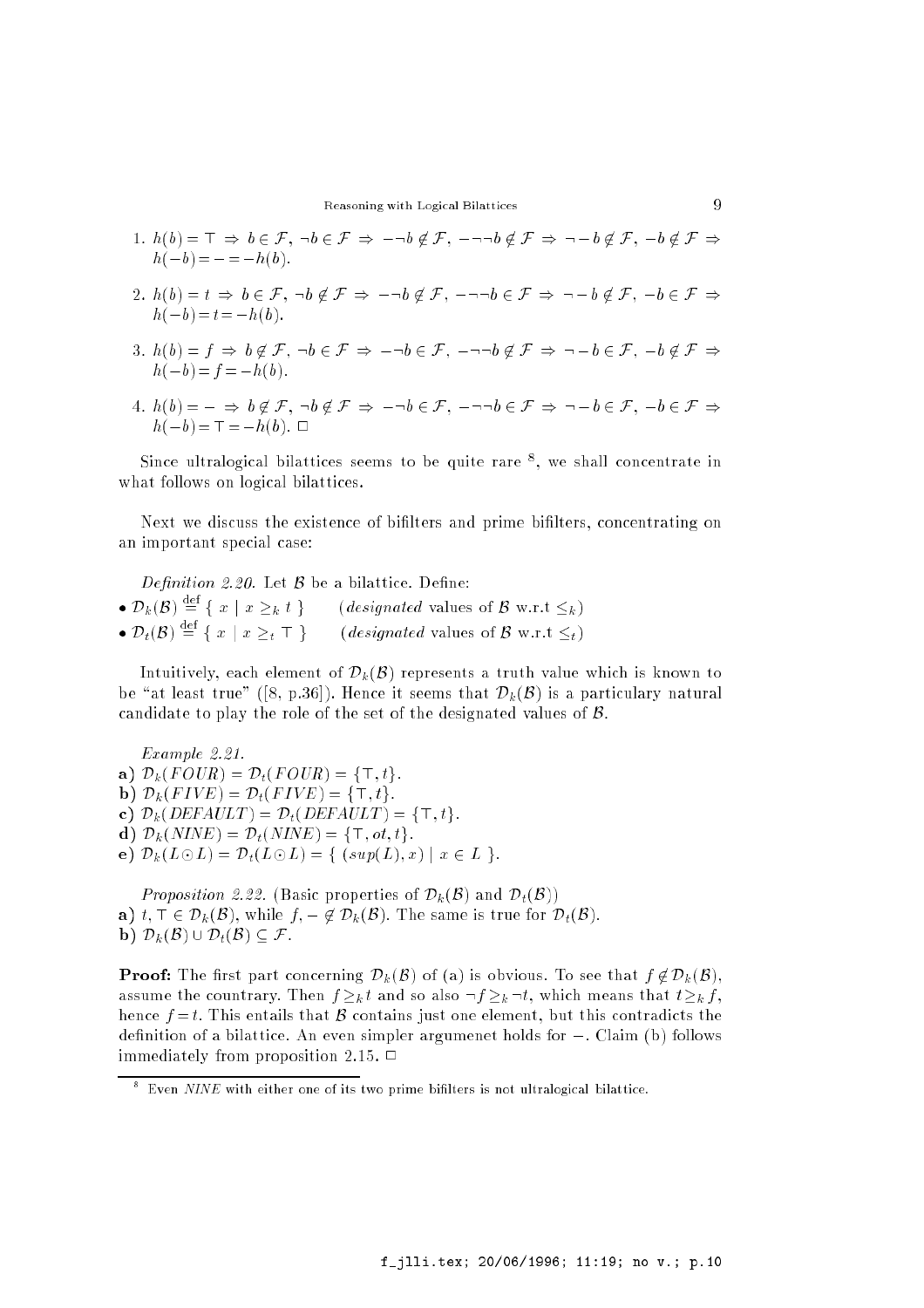1. $h(b) = \top \Rightarrow b \in \mathcal{F}, \neg b \in \mathcal{F} \Rightarrow -\neg b \notin \mathcal{F}, -\neg\neg b \notin \mathcal{F} \Rightarrow \neg - b \notin \mathcal{F}, -b \notin \mathcal{F} \Rightarrow h(-b) = - = -h(b)$.

2. $h(b) = t \Rightarrow b \in \mathcal{F}, \neg b \notin \mathcal{F} \Rightarrow -\neg b \notin \mathcal{F}, -\neg\neg b \in \mathcal{F} \Rightarrow \neg - b \notin \mathcal{F}, -b \in \mathcal{F} \Rightarrow h(-b) = t = -h(b)$.

3. $h(b) = f \Rightarrow b \notin \mathcal{F}, \neg b \in \mathcal{F} \Rightarrow -\neg b \in \mathcal{F}, -\neg\neg b \notin \mathcal{F} \Rightarrow \neg - b \in \mathcal{F}, -b \notin \mathcal{F} \Rightarrow h(-b) = f = -h(b)$.

4. $h(b) = - \Rightarrow b \notin \mathcal{F}, \neg b \notin \mathcal{F} \Rightarrow -\neg b \in \mathcal{F}, -\neg\neg b \in \mathcal{F} \Rightarrow \neg - b \in \mathcal{F}, -b \in \mathcal{F} \Rightarrow h(-b) = \top = -h(b)$. □

Since ultralogical bilattices seems to be quite rare [8], we shall concentrate in what follows on logical bilattices.

Next we discuss the existence of bifilters and prime bifilters, concentrating on an important special case:

*Definition 2.20.* Let $\mathcal{B}$ be a bilattice. Define:

- $\mathcal{D}_k(\mathcal{B}) \stackrel{\text{def}}{=} \{ x \mid x \geq_k t \}$ (*designated* values of $\mathcal{B}$ w.r.t $\leq_k$)
- $\mathcal{D}_t(\mathcal{B}) \stackrel{\text{def}}{=} \{ x \mid x \geq_t \top \}$ (*designated* values of $\mathcal{B}$ w.r.t $\leq_t$)

Intuitively, each element of $\mathcal{D}_k(\mathcal{B})$ represents a truth value which is known to be "at least true" ([8, p.36]). Hence it seems that $\mathcal{D}_k(\mathcal{B})$ is a particulary natural candidate to play the role of the set of the designated values of $\mathcal{B}$.

*Example 2.21.*

**a)** $\mathcal{D}_k(FOUR) = \mathcal{D}_t(FOUR) = \{\top, t\}$.
**b)** $\mathcal{D}_k(FIVE) = \mathcal{D}_t(FIVE) = \{\top, t\}$.
**c)** $\mathcal{D}_k(DEFAULT) = \mathcal{D}_t(DEFAULT) = \{\top, t\}$.
**d)** $\mathcal{D}_k(NINE) = \mathcal{D}_t(NINE) = \{\top, ot, t\}$.
**e)** $\mathcal{D}_k(L \odot L) = \mathcal{D}_t(L \odot L) = \{ (sup(L), x) \mid x \in L \}$.

*Proposition 2.22.* (Basic properties of $\mathcal{D}_k(\mathcal{B})$ and $\mathcal{D}_t(\mathcal{B})$)

**a)** $t, \top \in \mathcal{D}_k(\mathcal{B})$, while $f, - \notin \mathcal{D}_k(\mathcal{B})$. The same is true for $\mathcal{D}_t(\mathcal{B})$.
**b)** $\mathcal{D}_k(\mathcal{B}) \cup \mathcal{D}_t(\mathcal{B}) \subseteq \mathcal{F}$.

**Proof:** The first part concerning $\mathcal{D}_k(\mathcal{B})$ of (a) is obvious. To see that $f \notin \mathcal{D}_k(\mathcal{B})$, assume the countrary. Then $f \geq_k t$ and so also $\neg f \geq_k \neg t$, which means that $t \geq_k f$, hence $f = t$. This entails that $\mathcal{B}$ contains just one element, but this contradicts the definition of a bilattice. An even simpler argumenet holds for $-$. Claim (b) follows immediately from proposition 2.15. □

[8] Even *NINE* with either one of its two prime bifilters is not ultralogical bilattice.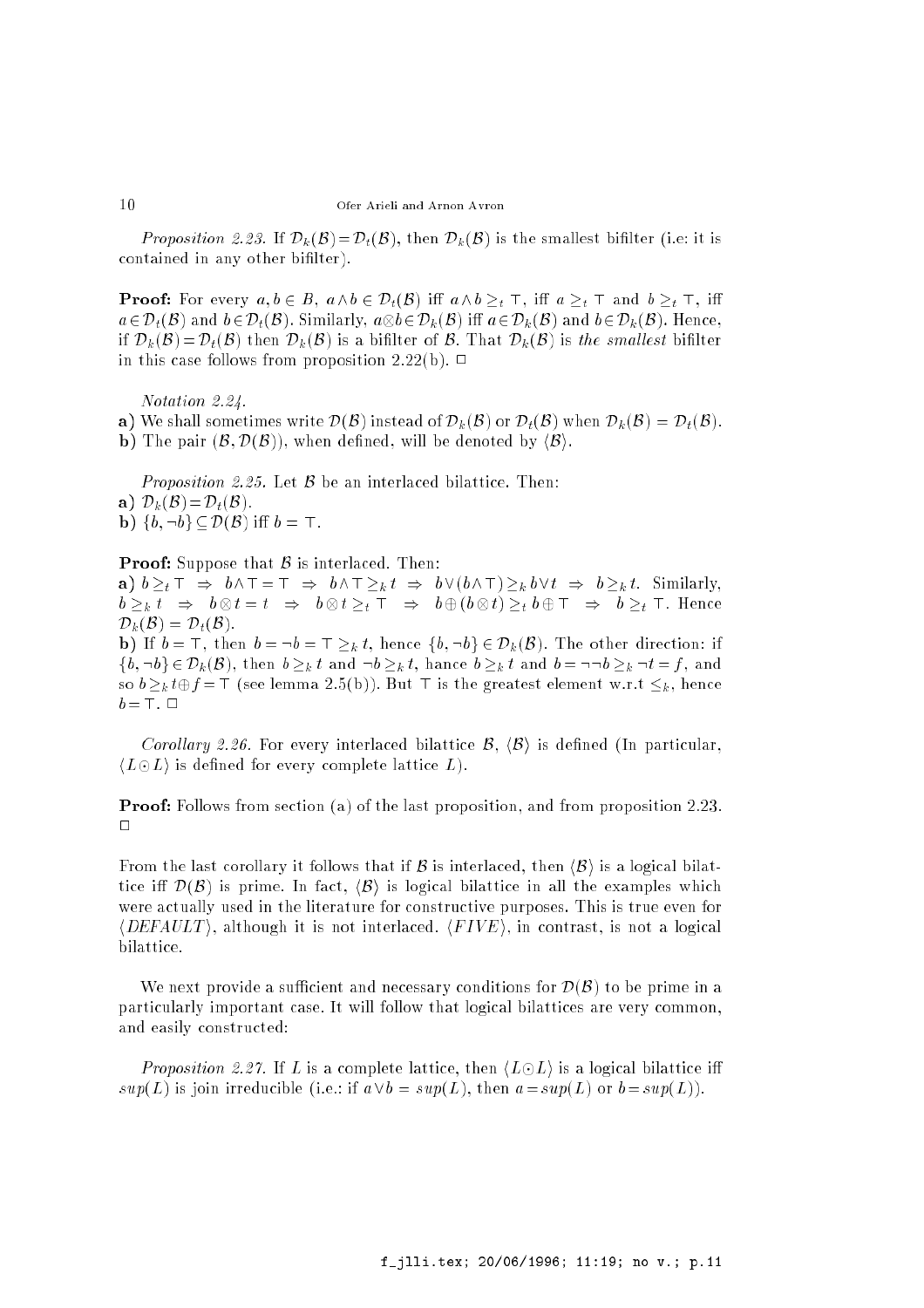*Proposition 2.23.* If $\mathcal{D}_k(\mathcal{B}) = \mathcal{D}_t(\mathcal{B})$, then $\mathcal{D}_k(\mathcal{B})$ is the smallest bifilter (i.e: it is contained in any other bifilter).

**Proof:** For every $a, b \in B$, $a \wedge b \in \mathcal{D}_t(\mathcal{B})$ iff $a \wedge b \geq_t \top$, iff $a \geq_t \top$ and $b \geq_t \top$, iff $a \in \mathcal{D}_t(\mathcal{B})$ and $b \in \mathcal{D}_t(\mathcal{B})$. Similarly, $a \otimes b \in \mathcal{D}_k(\mathcal{B})$ iff $a \in \mathcal{D}_k(\mathcal{B})$ and $b \in \mathcal{D}_k(\mathcal{B})$. Hence, if $\mathcal{D}_k(\mathcal{B}) = \mathcal{D}_t(\mathcal{B})$ then $\mathcal{D}_k(\mathcal{B})$ is a bifilter of $\mathcal{B}$. That $\mathcal{D}_k(\mathcal{B})$ is *the smallest* bifilter in this case follows from proposition 2.22(b). □

*Notation 2.24.*

**a)** We shall sometimes write $\mathcal{D}(\mathcal{B})$ instead of $\mathcal{D}_k(\mathcal{B})$ or $\mathcal{D}_t(\mathcal{B})$ when $\mathcal{D}_k(\mathcal{B}) = \mathcal{D}_t(\mathcal{B})$.
**b)** The pair $(\mathcal{B}, \mathcal{D}(\mathcal{B}))$, when defined, will be denoted by $\langle \mathcal{B} \rangle$.

*Proposition 2.25.* Let $\mathcal{B}$ be an interlaced bilattice. Then:
**a)** $\mathcal{D}_k(\mathcal{B}) = \mathcal{D}_t(\mathcal{B})$.
**b)** $\{b, \neg b\} \subseteq \mathcal{D}(\mathcal{B})$ iff $b = \top$.

**Proof:** Suppose that $\mathcal{B}$ is interlaced. Then:
**a)** $b \geq_t \top \;\Rightarrow\; b \wedge \top = \top \;\Rightarrow\; b \wedge \top \geq_k t \;\Rightarrow\; b \vee (b \wedge \top) \geq_k b \vee t \;\Rightarrow\; b \geq_k t$. Similarly, $b \geq_k t \;\Rightarrow\; b \otimes t = t \;\Rightarrow\; b \otimes t \geq_t \top \;\Rightarrow\; b \oplus (b \otimes t) \geq_t b \oplus \top \;\Rightarrow\; b \geq_t \top$. Hence $\mathcal{D}_k(\mathcal{B}) = \mathcal{D}_t(\mathcal{B})$.
**b)** If $b = \top$, then $b = \neg b = \top \geq_k t$, hence $\{b, \neg b\} \in \mathcal{D}_k(\mathcal{B})$. The other direction: if $\{b, \neg b\} \in \mathcal{D}_k(\mathcal{B})$, then $b \geq_k t$ and $\neg b \geq_k t$, hance $b \geq_k t$ and $b = \neg\neg b \geq_k \neg t = f$, and so $b \geq_k t \oplus f = \top$ (see lemma 2.5(b)). But $\top$ is the greatest element w.r.t $\leq_k$, hence $b = \top$. □

*Corollary 2.26.* For every interlaced bilattice $\mathcal{B}$, $\langle \mathcal{B} \rangle$ is defined (In particular, $\langle L \odot L \rangle$ is defined for every complete lattice $L$).

**Proof:** Follows from section (a) of the last proposition, and from proposition 2.23. □

From the last corollary it follows that if $\mathcal{B}$ is interlaced, then $\langle \mathcal{B} \rangle$ is a logical bilattice iff $\mathcal{D}(\mathcal{B})$ is prime. In fact, $\langle \mathcal{B} \rangle$ is logical bilattice in all the examples which were actually used in the literature for constructive purposes. This is true even for $\langle DEFAULT \rangle$, although it is not interlaced. $\langle FIVE \rangle$, in contrast, is not a logical bilattice.

We next provide a sufficient and necessary conditions for $\mathcal{D}(\mathcal{B})$ to be prime in a particularly important case. It will follow that logical bilattices are very common, and easily constructed:

*Proposition 2.27.* If $L$ is a complete lattice, then $\langle L \odot L \rangle$ is a logical bilattice iff $sup(L)$ is join irreducible (i.e.: if $a \vee b = sup(L)$, then $a = sup(L)$ or $b = sup(L)$).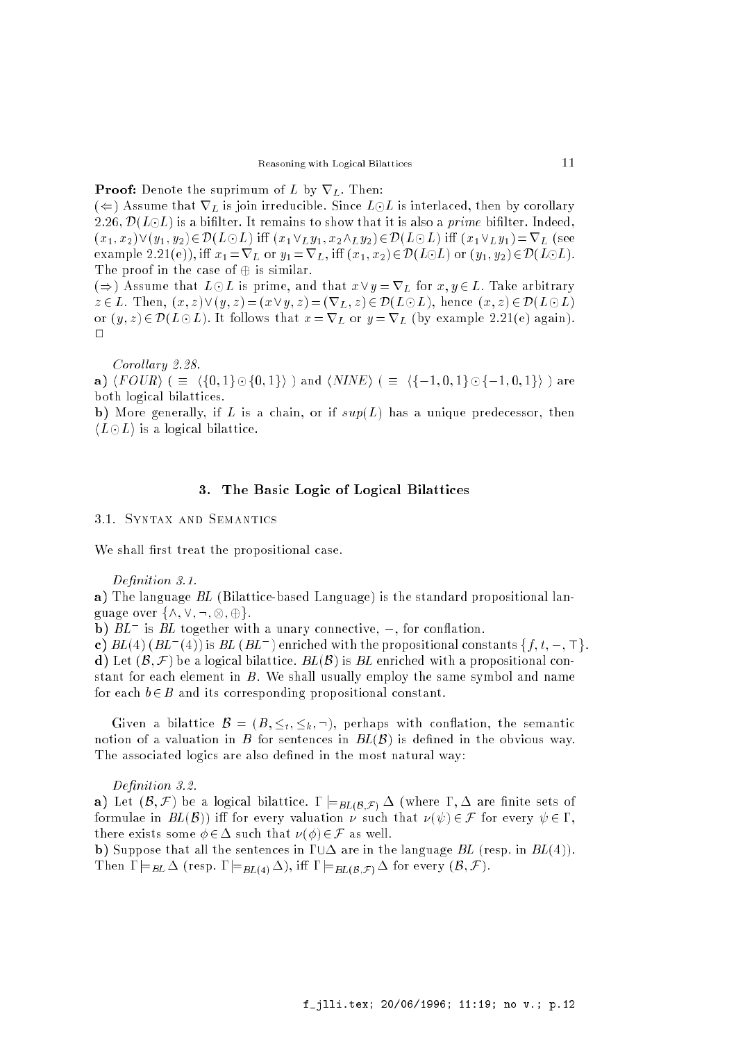**Proof:** Denote the suprimum of $L$ by $\nabla_L$. Then:

($\Leftarrow$) Assume that $\nabla_L$ is join irreducible. Since $L \odot L$ is interlaced, then by corollary 2.26, $\mathcal{D}(L \odot L)$ is a bifilter. It remains to show that it is also a *prime* bifilter. Indeed, $(x_1, x_2) \vee (y_1, y_2) \in \mathcal{D}(L \odot L)$ iff $(x_1 \vee_L y_1, x_2 \wedge_L y_2) \in \mathcal{D}(L \odot L)$ iff $(x_1 \vee_L y_1) = \nabla_L$ (see example 2.21(e)), iff $x_1 = \nabla_L$ or $y_1 = \nabla_L$, iff $(x_1, x_2) \in \mathcal{D}(L \odot L)$ or $(y_1, y_2) \in \mathcal{D}(L \odot L)$. The proof in the case of $\oplus$ is similar.

($\Rightarrow$) Assume that $L \odot L$ is prime, and that $x \vee y = \nabla_L$ for $x, y \in L$. Take arbitrary $z \in L$. Then, $(x, z) \vee (y, z) = (x \vee y, z) = (\nabla_L, z) \in \mathcal{D}(L \odot L)$, hence $(x, z) \in \mathcal{D}(L \odot L)$ or $(y, z) \in \mathcal{D}(L \odot L)$. It follows that $x = \nabla_L$ or $y = \nabla_L$ (by example 2.21(e) again). $\square$

*Corollary 2.28.*

**a)** $\langle FOUR \rangle$ ( $\equiv \langle \{0,1\} \odot \{0,1\} \rangle$ ) and $\langle NINE \rangle$ ( $\equiv \langle \{-1,0,1\} \odot \{-1,0,1\} \rangle$ ) are both logical bilattices.

**b)** More generally, if $L$ is a chain, or if $sup(L)$ has a unique predecessor, then $\langle L \odot L \rangle$ is a logical bilattice.

## 3. The Basic Logic of Logical Bilattices

### 3.1. Syntax and Semantics

We shall first treat the propositional case.

*Definition 3.1.*

**a)** The language *BL* (Bilattice-based Language) is the standard propositional language over $\{\wedge, \vee, \neg, \otimes, \oplus\}$.

**b)** $BL^-$ is *BL* together with a unary connective, $-$, for conflation.

**c)** $BL(4)$ ($BL^-(4)$) is *BL* ($BL^-$) enriched with the propositional constants $\{f, t, -, \top\}$.

**d)** Let $(\mathcal{B}, \mathcal{F})$ be a logical bilattice. $BL(\mathcal{B})$ is *BL* enriched with a propositional constant for each element in $B$. We shall usually employ the same symbol and name for each $b \in B$ and its corresponding propositional constant.

Given a bilattice $\mathcal{B} = (B, \leq_t, \leq_k, \neg)$, perhaps with conflation, the semantic notion of a valuation in $B$ for sentences in $BL(\mathcal{B})$ is defined in the obvious way. The associated logics are also defined in the most natural way:

*Definition 3.2.*

**a)** Let $(\mathcal{B}, \mathcal{F})$ be a logical bilattice. $\Gamma \models_{BL(\mathcal{B},\mathcal{F})} \Delta$ (where $\Gamma, \Delta$ are finite sets of formulae in $BL(\mathcal{B})$) iff for every valuation $\nu$ such that $\nu(\psi) \in \mathcal{F}$ for every $\psi \in \Gamma$, there exists some $\phi \in \Delta$ such that $\nu(\phi) \in \mathcal{F}$ as well.

**b)** Suppose that all the sentences in $\Gamma \cup \Delta$ are in the language *BL* (resp. in $BL(4)$). Then $\Gamma \models_{BL} \Delta$ (resp. $\Gamma \models_{BL(4)} \Delta$), iff $\Gamma \models_{BL(\mathcal{B},\mathcal{F})} \Delta$ for every $(\mathcal{B}, \mathcal{F})$.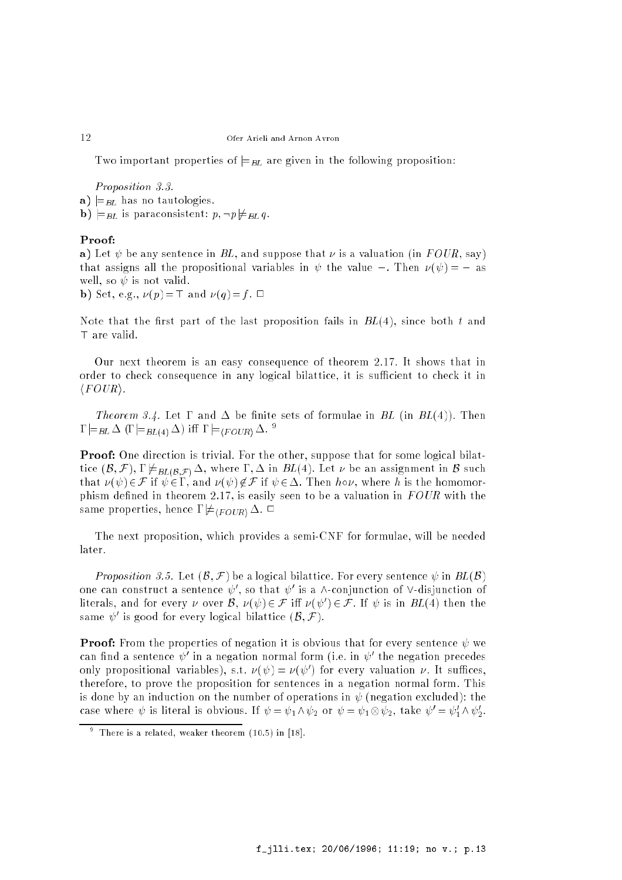Two important properties of $\models_{BL}$ are given in the following proposition:

*Proposition 3.3.*

**a)** $\models_{BL}$ has no tautologies.

**b)** $\models_{BL}$ is paraconsistent: $p, \neg p \not\models_{BL} q$.

**Proof:**

**a)** Let $\psi$ be any sentence in $BL$, and suppose that $\nu$ is a valuation (in $FOUR$, say) that assigns all the propositional variables in $\psi$ the value $-$. Then $\nu(\psi) = -$ as well, so $\psi$ is not valid.

**b)** Set, e.g., $\nu(p) = \top$ and $\nu(q) = f$. $\Box$

Note that the first part of the last proposition fails in $BL(4)$, since both $t$ and $\top$ are valid.

Our next theorem is an easy consequence of theorem 2.17. It shows that in order to check consequence in any logical bilattice, it is sufficient to check it in $\langle FOUR \rangle$.

*Theorem 3.4.* Let $\Gamma$ and $\Delta$ be finite sets of formulae in $BL$ (in $BL(4)$). Then $\Gamma \models_{BL} \Delta$ ($\Gamma \models_{BL(4)} \Delta$) iff $\Gamma \models_{\langle FOUR \rangle} \Delta$. [9]

**Proof:** One direction is trivial. For the other, suppose that for some logical bilattice $(\mathcal{B}, \mathcal{F})$, $\Gamma \not\models_{BL(\mathcal{B},\mathcal{F})} \Delta$, where $\Gamma, \Delta$ in $BL(4)$. Let $\nu$ be an assignment in $\mathcal{B}$ such that $\nu(\psi) \in \mathcal{F}$ if $\psi \in \Gamma$, and $\nu(\psi) \notin \mathcal{F}$ if $\psi \in \Delta$. Then $h \circ \nu$, where $h$ is the homomorphism defined in theorem 2.17, is easily seen to be a valuation in $FOUR$ with the same properties, hence $\Gamma \not\models_{\langle FOUR \rangle} \Delta$. $\Box$

The next proposition, which provides a semi-CNF for formulae, will be needed later.

*Proposition 3.5.* Let $(\mathcal{B}, \mathcal{F})$ be a logical bilattice. For every sentence $\psi$ in $BL(\mathcal{B})$ one can construct a sentence $\psi'$, so that $\psi'$ is a $\wedge$-conjunction of $\vee$-disjunction of literals, and for every $\nu$ over $\mathcal{B}$, $\nu(\psi) \in \mathcal{F}$ iff $\nu(\psi') \in \mathcal{F}$. If $\psi$ is in $BL(4)$ then the same $\psi'$ is good for every logical bilattice $(\mathcal{B}, \mathcal{F})$.

**Proof:** From the properties of negation it is obvious that for every sentence $\psi$ we can find a sentence $\psi'$ in a negation normal form (i.e. in $\psi'$ the negation precedes only propositional variables), s.t. $\nu(\psi) = \nu(\psi')$ for every valuation $\nu$. It suffices, therefore, to prove the proposition for sentences in a negation normal form. This is done by an induction on the number of operations in $\psi$ (negation excluded): the case where $\psi$ is literal is obvious. If $\psi = \psi_1 \wedge \psi_2$ or $\psi = \psi_1 \otimes \psi_2$, take $\psi' = \psi_1' \wedge \psi_2'$.

[9] There is a related, weaker theorem (10.5) in [18].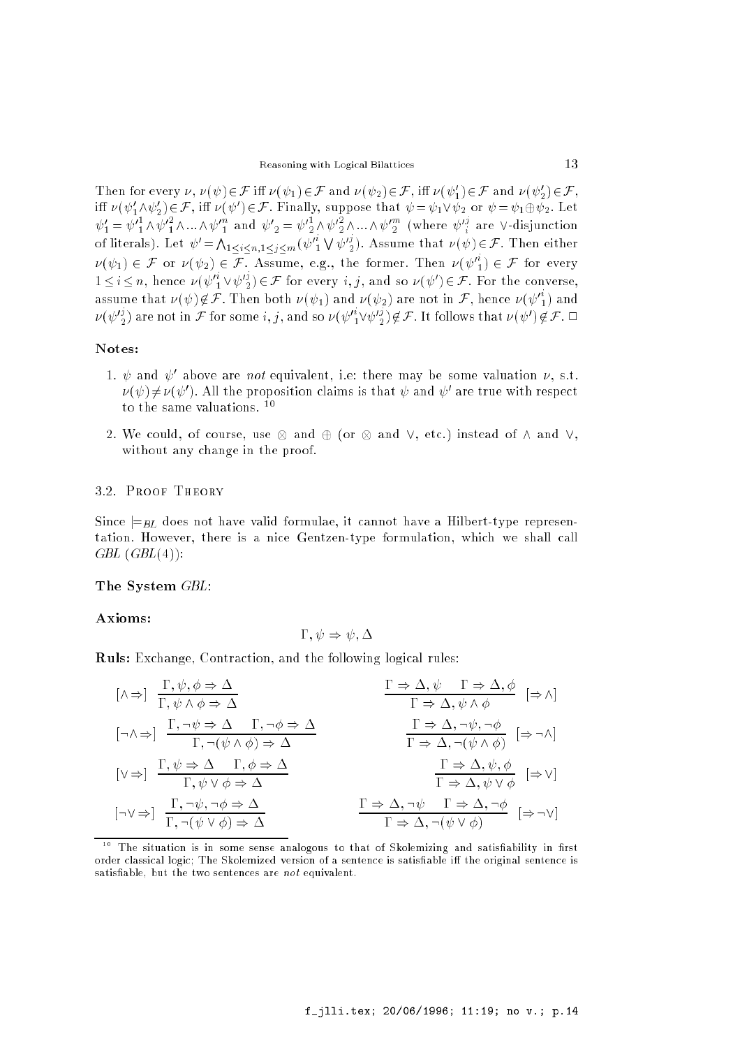Then for every $\nu$, $\nu(\psi)\in\mathcal{F}$ iff $\nu(\psi_1)\in\mathcal{F}$ and $\nu(\psi_2)\in\mathcal{F}$, iff $\nu(\psi'_1)\in\mathcal{F}$ and $\nu(\psi'_2)\in\mathcal{F}$, iff $\nu(\psi'_1\wedge\psi'_2)\in\mathcal{F}$, iff $\nu(\psi')\in\mathcal{F}$. Finally, suppose that $\psi=\psi_1\vee\psi_2$ or $\psi=\psi_1\oplus\psi_2$. Let $\psi'_1 = {\psi'}_1^1\wedge{\psi'}_1^2\wedge\ldots\wedge{\psi'}_1^n$ and ${\psi'}_2 = {\psi'}_2^1\wedge{\psi'}_2^2\wedge\ldots\wedge{\psi'}_2^m$ (where ${\psi'}_i^j$ are $\vee$-disjunction of literals). Let $\psi'=\bigwedge_{1\leq i\leq n, 1\leq j\leq m}({\psi'}_1^i\bigvee{\psi'}_2^j)$. Assume that $\nu(\psi)\in\mathcal{F}$. Then either $\nu(\psi_1)\in\mathcal{F}$ or $\nu(\psi_2)\in\mathcal{F}$. Assume, e.g., the former. Then $\nu({\psi'}_1^i)\in\mathcal{F}$ for every $1\leq i\leq n$, hence $\nu({\psi'}_1^i\vee{\psi'}_2^j)\in\mathcal{F}$ for every $i,j$, and so $\nu(\psi')\in\mathcal{F}$. For the converse, assume that $\nu(\psi)\notin\mathcal{F}$. Then both $\nu(\psi_1)$ and $\nu(\psi_2)$ are not in $\mathcal{F}$, hence $\nu({\psi'}_1^i)$ and $\nu({\psi'}_2^j)$ are not in $\mathcal{F}$ for some $i,j$, and so $\nu({\psi'}_1^i\vee{\psi'}_2^j)\notin\mathcal{F}$. It follows that $\nu(\psi')\notin\mathcal{F}$. $\square$

**Notes:**

1. $\psi$ and $\psi'$ above are *not* equivalent, i.e: there may be some valuation $\nu$, s.t. $\nu(\psi)\neq\nu(\psi')$. All the proposition claims is that $\psi$ and $\psi'$ are true with respect to the same valuations. [10]

2. We could, of course, use $\otimes$ and $\oplus$ (or $\otimes$ and $\vee$, etc.) instead of $\wedge$ and $\vee$, without any change in the proof.

### 3.2. Proof Theory

Since $\models_{BL}$ does not have valid formulae, it cannot have a Hilbert-type representation. However, there is a nice Gentzen-type formulation, which we shall call *GBL* (*GBL*(4)):

**The System** *GBL*:

**Axioms:**

$$\Gamma,\psi\Rightarrow\psi,\Delta$$

**Ruls:** Exchange, Contraction, and the following logical rules:

$$[\wedge\Rightarrow]\ \frac{\Gamma,\psi,\phi\Rightarrow\Delta}{\Gamma,\psi\wedge\phi\Rightarrow\Delta} \qquad \frac{\Gamma\Rightarrow\Delta,\psi \quad \Gamma\Rightarrow\Delta,\phi}{\Gamma\Rightarrow\Delta,\psi\wedge\phi}\ [\Rightarrow\wedge]$$

$$[\neg\wedge\Rightarrow]\ \frac{\Gamma,\neg\psi\Rightarrow\Delta \quad \Gamma,\neg\phi\Rightarrow\Delta}{\Gamma,\neg(\psi\wedge\phi)\Rightarrow\Delta} \qquad \frac{\Gamma\Rightarrow\Delta,\neg\psi,\neg\phi}{\Gamma\Rightarrow\Delta,\neg(\psi\wedge\phi)}\ [\Rightarrow\neg\wedge]$$

$$[\vee\Rightarrow]\ \frac{\Gamma,\psi\Rightarrow\Delta \quad \Gamma,\phi\Rightarrow\Delta}{\Gamma,\psi\vee\phi\Rightarrow\Delta} \qquad \frac{\Gamma\Rightarrow\Delta,\psi,\phi}{\Gamma\Rightarrow\Delta,\psi\vee\phi}\ [\Rightarrow\vee]$$

$$[\neg\vee\Rightarrow]\ \frac{\Gamma,\neg\psi,\neg\phi\Rightarrow\Delta}{\Gamma,\neg(\psi\vee\phi)\Rightarrow\Delta} \qquad \frac{\Gamma\Rightarrow\Delta,\neg\psi \quad \Gamma\Rightarrow\Delta,\neg\phi}{\Gamma\Rightarrow\Delta,\neg(\psi\vee\phi)}\ [\Rightarrow\neg\vee]$$

[10] The situation is in some sense analogous to that of Skolemizing and satisfiability in first order classical logic; The Skolemized version of a sentence is satisfiable iff the original sentence is satisfiable, but the two sentences are *not* equivalent.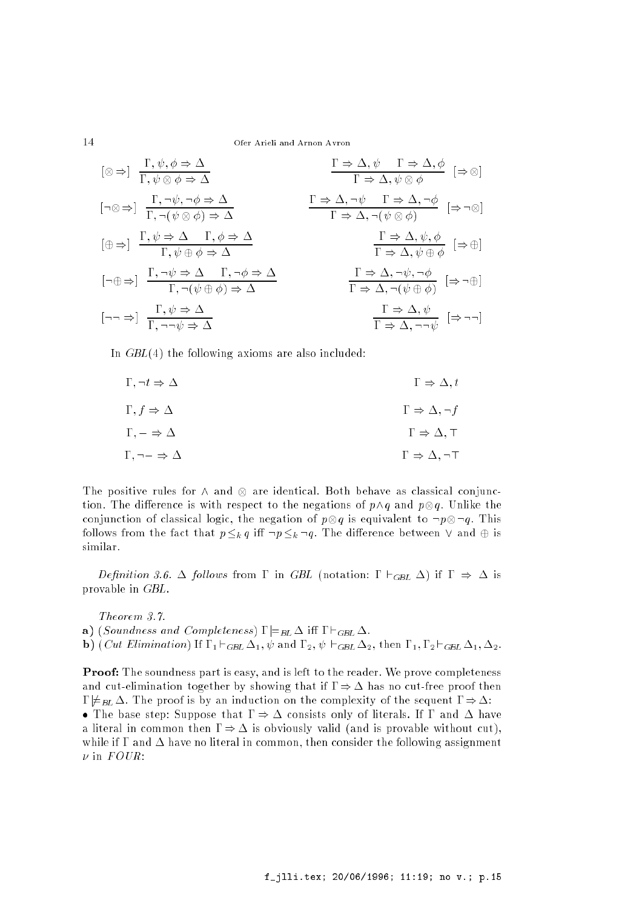$$[\otimes\Rightarrow]\ \frac{\Gamma,\psi,\phi\Rightarrow\Delta}{\Gamma,\psi\otimes\phi\Rightarrow\Delta} \qquad \frac{\Gamma\Rightarrow\Delta,\psi \quad \Gamma\Rightarrow\Delta,\phi}{\Gamma\Rightarrow\Delta,\psi\otimes\phi}\ [\Rightarrow\otimes]$$

$$[\neg\otimes\Rightarrow]\ \frac{\Gamma,\neg\psi,\neg\phi\Rightarrow\Delta}{\Gamma,\neg(\psi\otimes\phi)\Rightarrow\Delta} \qquad \frac{\Gamma\Rightarrow\Delta,\neg\psi \quad \Gamma\Rightarrow\Delta,\neg\phi}{\Gamma\Rightarrow\Delta,\neg(\psi\otimes\phi)}\ [\Rightarrow\neg\otimes]$$

$$[\oplus\Rightarrow]\ \frac{\Gamma,\psi\Rightarrow\Delta \quad \Gamma,\phi\Rightarrow\Delta}{\Gamma,\psi\oplus\phi\Rightarrow\Delta} \qquad \frac{\Gamma\Rightarrow\Delta,\psi,\phi}{\Gamma\Rightarrow\Delta,\psi\oplus\phi}\ [\Rightarrow\oplus]$$

$$[\neg\oplus\Rightarrow]\ \frac{\Gamma,\neg\psi\Rightarrow\Delta \quad \Gamma,\neg\phi\Rightarrow\Delta}{\Gamma,\neg(\psi\oplus\phi)\Rightarrow\Delta} \qquad \frac{\Gamma\Rightarrow\Delta,\neg\psi,\neg\phi}{\Gamma\Rightarrow\Delta,\neg(\psi\oplus\phi)}\ [\Rightarrow\neg\oplus]$$

$$[\neg\neg\Rightarrow]\ \frac{\Gamma,\psi\Rightarrow\Delta}{\Gamma,\neg\neg\psi\Rightarrow\Delta} \qquad \frac{\Gamma\Rightarrow\Delta,\psi}{\Gamma\Rightarrow\Delta,\neg\neg\psi}\ [\Rightarrow\neg\neg]$$

In *GBL*(4) the following axioms are also included:

$$\Gamma,\neg t\Rightarrow\Delta \qquad\qquad \Gamma\Rightarrow\Delta,t$$

$$\Gamma,f\Rightarrow\Delta \qquad\qquad \Gamma\Rightarrow\Delta,\neg f$$

$$\Gamma,\bot\Rightarrow\Delta \qquad\qquad \Gamma\Rightarrow\Delta,\top$$

$$\Gamma,\neg\bot\Rightarrow\Delta \qquad\qquad \Gamma\Rightarrow\Delta,\neg\top$$

The positive rules for $\wedge$ and $\otimes$ are identical. Both behave as classical conjunction. The difference is with respect to the negations of $p\wedge q$ and $p\otimes q$. Unlike the conjunction of classical logic, the negation of $p\otimes q$ is equivalent to $\neg p\otimes\neg q$. This follows from the fact that $p\leq_k q$ iff $\neg p\leq_k\neg q$. The difference between $\vee$ and $\oplus$ is similar.

*Definition 3.6.* $\Delta$ *follows* from $\Gamma$ in *GBL* (notation: $\Gamma\vdash_{GBL}\Delta$) if $\Gamma\Rightarrow\Delta$ is provable in *GBL*.

*Theorem 3.7.*

**a)** (*Soundness and Completeness*) $\Gamma\models_{BL}\Delta$ iff $\Gamma\vdash_{GBL}\Delta$.

**b)** (*Cut Elimination*) If $\Gamma_1\vdash_{GBL}\Delta_1,\psi$ and $\Gamma_2,\psi\vdash_{GBL}\Delta_2$, then $\Gamma_1,\Gamma_2\vdash_{GBL}\Delta_1,\Delta_2$.

**Proof:** The soundness part is easy, and is left to the reader. We prove completeness and cut-elimination together by showing that if $\Gamma\Rightarrow\Delta$ has no cut-free proof then $\Gamma\not\models_{BL}\Delta$. The proof is by an induction on the complexity of the sequent $\Gamma\Rightarrow\Delta$:

• The base step: Suppose that $\Gamma\Rightarrow\Delta$ consists only of literals. If $\Gamma$ and $\Delta$ have a literal in common then $\Gamma\Rightarrow\Delta$ is obviously valid (and is provable without cut), while if $\Gamma$ and $\Delta$ have no literal in common, then consider the following assignment $\nu$ in *FOUR*: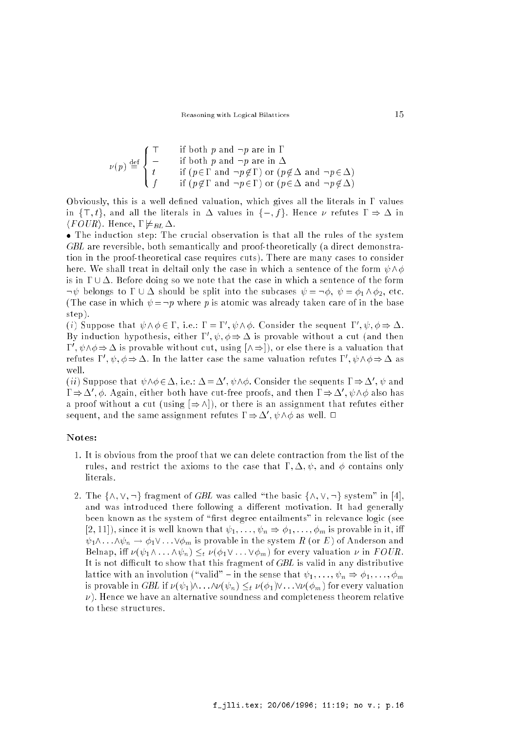$$\nu(p) \stackrel{\text{def}}{=} \begin{cases} \top & \text{if both } p \text{ and } \neg p \text{ are in } \Gamma \\ - & \text{if both } p \text{ and } \neg p \text{ are in } \Delta \\ t & \text{if } (p \in \Gamma \text{ and } \neg p \notin \Gamma) \text{ or } (p \notin \Delta \text{ and } \neg p \in \Delta) \\ f & \text{if } (p \notin \Gamma \text{ and } \neg p \in \Gamma) \text{ or } (p \in \Delta \text{ and } \neg p \notin \Delta) \end{cases}$$

Obviously, this is a well defined valuation, which gives all the literals in $\Gamma$ values in $\{\top, t\}$, and all the literals in $\Delta$ values in $\{-, f\}$. Hence $\nu$ refutes $\Gamma \Rightarrow \Delta$ in $\langle FOUR \rangle$. Hence, $\Gamma \not\models_{BL} \Delta$.

• The induction step: The crucial observation is that all the rules of the system *GBL* are reversible, both semantically and proof-theoretically (a direct demonstration in the proof-theoretical case requires cuts). There are many cases to consider here. We shall treat in deltail only the case in which a sentence of the form $\psi \wedge \phi$ is in $\Gamma \cup \Delta$. Before doing so we note that the case in which a sentence of the form $\neg\psi$ belongs to $\Gamma \cup \Delta$ should be split into the subcases $\psi = \neg\phi$, $\psi = \phi_1 \wedge \phi_2$, etc. (The case in which $\psi = \neg p$ where $p$ is atomic was already taken care of in the base step).

$(i)$ Suppose that $\psi \wedge \phi \in \Gamma$, i.e.: $\Gamma = \Gamma', \psi \wedge \phi$. Consider the sequent $\Gamma', \psi, \phi \Rightarrow \Delta$. By induction hypothesis, either $\Gamma', \psi, \phi \Rightarrow \Delta$ is provable without a cut (and then $\Gamma', \psi \wedge \phi \Rightarrow \Delta$ is provable without cut, using $[\wedge\Rightarrow]$), or else there is a valuation that refutes $\Gamma', \psi, \phi \Rightarrow \Delta$. In the latter case the same valuation refutes $\Gamma', \psi \wedge \phi \Rightarrow \Delta$ as well.

$(ii)$ Suppose that $\psi \wedge \phi \in \Delta$, i.e.: $\Delta = \Delta', \psi \wedge \phi$. Consider the sequents $\Gamma \Rightarrow \Delta', \psi$ and $\Gamma \Rightarrow \Delta', \phi$. Again, either both have cut-free proofs, and then $\Gamma \Rightarrow \Delta', \psi \wedge \phi$ also has a proof without a cut (using $[\Rightarrow\wedge]$), or there is an assignment that refutes either sequent, and the same assignment refutes $\Gamma \Rightarrow \Delta', \psi \wedge \phi$ as well. □

**Notes:**

1. It is obvious from the proof that we can delete contraction from the list of the rules, and restrict the axioms to the case that $\Gamma, \Delta, \psi$, and $\phi$ contains only literals.

2. The $\{\wedge, \vee, \neg\}$ fragment of *GBL* was called "the basic $\{\wedge, \vee, \neg\}$ system" in [4], and was introduced there following a different motivation. It had generally been known as the system of "first degree entailments" in relevance logic (see [2, 11]), since it is well known that $\psi_1, \ldots, \psi_n \Rightarrow \phi_1, \ldots, \phi_m$ is provable in it, iff $\psi_1 \wedge \ldots \wedge \psi_n \rightarrow \phi_1 \vee \ldots \vee \phi_m$ is provable in the system $R$ (or $E$) of Anderson and Belnap, iff $\nu(\psi_1 \wedge \ldots \wedge \psi_n) \leq_t \nu(\phi_1 \vee \ldots \vee \phi_m)$ for every valuation $\nu$ in $FOUR$. It is not difficult to show that this fragment of *GBL* is valid in any distributive lattice with an involution ("valid" – in the sense that $\psi_1, \ldots, \psi_n \Rightarrow \phi_1, \ldots, \phi_m$ is provable in *GBL* if $\nu(\psi_1) \wedge \ldots \wedge \nu(\psi_n) \leq_t \nu(\phi_1) \vee \ldots \vee \nu(\phi_m)$ for every valuation $\nu$). Hence we have an alternative soundness and completeness theorem relative to these structures.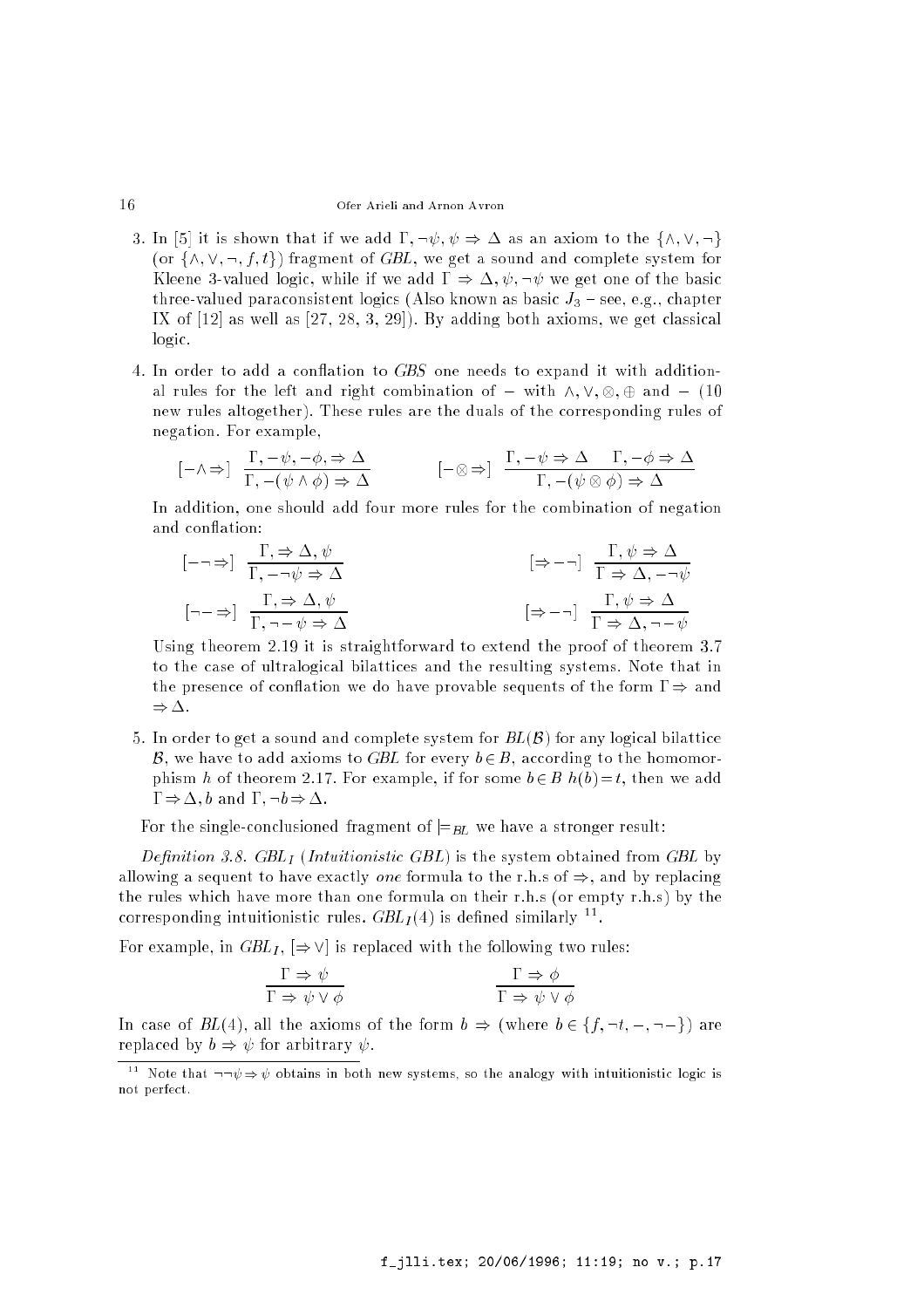3. In [5] it is shown that if we add $\Gamma, \neg\psi, \psi \Rightarrow \Delta$ as an axiom to the $\{\wedge, \vee, \neg\}$ (or $\{\wedge, \vee, \neg, f, t\}$) fragment of *GBL*, we get a sound and complete system for Kleene 3-valued logic, while if we add $\Gamma \Rightarrow \Delta, \psi, \neg\psi$ we get one of the basic three-valued paraconsistent logics (Also known as basic $J_3$ – see, e.g., chapter IX of [12] as well as [27, 28, 3, 29]). By adding both axioms, we get classical logic.

4. In order to add a conflation to *GBS* one needs to expand it with additional rules for the left and right combination of $-$ with $\wedge, \vee, \otimes, \oplus$ and $-$ (10 new rules altogether). These rules are the duals of the corresponding rules of negation. For example,

$$[-\wedge\Rightarrow] \ \frac{\Gamma, -\psi, -\phi, \Rightarrow \Delta}{\Gamma, -(\psi \wedge \phi) \Rightarrow \Delta} \qquad\qquad [-\otimes\Rightarrow] \ \frac{\Gamma, -\psi \Rightarrow \Delta \quad \Gamma, -\phi \Rightarrow \Delta}{\Gamma, -(\psi \otimes \phi) \Rightarrow \Delta}$$

In addition, one should add four more rules for the combination of negation and conflation:

$$[-\neg\Rightarrow] \ \frac{\Gamma, \Rightarrow \Delta, \psi}{\Gamma, -\neg\psi \Rightarrow \Delta} \qquad\qquad [\Rightarrow-\neg] \ \frac{\Gamma, \psi \Rightarrow \Delta}{\Gamma \Rightarrow \Delta, -\neg\psi}$$

$$[\neg-\Rightarrow] \ \frac{\Gamma, \Rightarrow \Delta, \psi}{\Gamma, \neg-\psi \Rightarrow \Delta} \qquad\qquad [\Rightarrow-\neg] \ \frac{\Gamma, \psi \Rightarrow \Delta}{\Gamma \Rightarrow \Delta, \neg-\psi}$$

Using theorem 2.19 it is straightforward to extend the proof of theorem 3.7 to the case of ultralogical bilattices and the resulting systems. Note that in the presence of conflation we do have provable sequents of the form $\Gamma \Rightarrow$ and $\Rightarrow \Delta$.

5. In order to get a sound and complete system for $BL(\mathcal{B})$ for any logical bilattice $\mathcal{B}$, we have to add axioms to *GBL* for every $b \in B$, according to the homomorphism $h$ of theorem 2.17. For example, if for some $b \in B$ $h(b) = t$, then we add $\Gamma \Rightarrow \Delta, b$ and $\Gamma, \neg b \Rightarrow \Delta$.

For the single-conclusioned fragment of $\models_{BL}$ we have a stronger result:

*Definition 3.8.* $GBL_I$ (*Intuitionistic GBL*) is the system obtained from *GBL* by allowing a sequent to have exactly *one* formula to the r.h.s of $\Rightarrow$, and by replacing the rules which have more than one formula on their r.h.s (or empty r.h.s) by the corresponding intuitionistic rules. $GBL_I(4)$ is defined similarly [11].

For example, in $GBL_I$, $[\Rightarrow\vee]$ is replaced with the following two rules:

$$\frac{\Gamma \Rightarrow \psi}{\Gamma \Rightarrow \psi \vee \phi} \qquad\qquad \frac{\Gamma \Rightarrow \phi}{\Gamma \Rightarrow \psi \vee \phi}$$

In case of $BL(4)$, all the axioms of the form $b \Rightarrow$ (where $b \in \{f, \neg t, -, \neg-\}$) are replaced by $b \Rightarrow \psi$ for arbitrary $\psi$.

[11] Note that $\neg\neg\psi \Rightarrow \psi$ obtains in both new systems, so the analogy with intuitionistic logic is not perfect.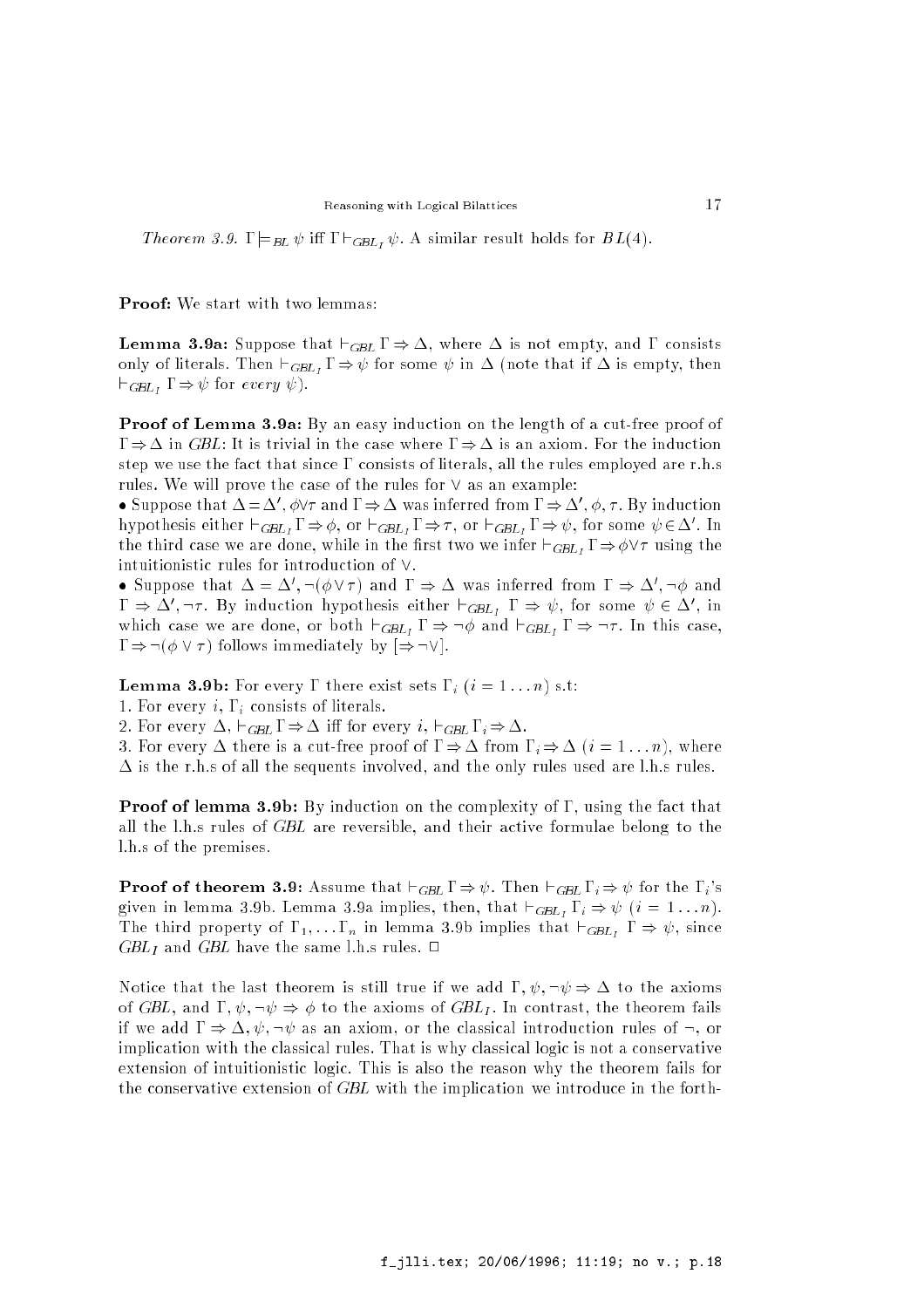*Theorem 3.9.* $\Gamma \models_{BL} \psi$ iff $\Gamma \vdash_{GBL_I} \psi$. A similar result holds for $BL(4)$.

**Proof:** We start with two lemmas:

**Lemma 3.9a:** Suppose that $\vdash_{GBL} \Gamma \Rightarrow \Delta$, where $\Delta$ is not empty, and $\Gamma$ consists only of literals. Then $\vdash_{GBL_I} \Gamma \Rightarrow \psi$ for some $\psi$ in $\Delta$ (note that if $\Delta$ is empty, then $\vdash_{GBL_I} \Gamma \Rightarrow \psi$ for *every* $\psi$).

**Proof of Lemma 3.9a:** By an easy induction on the length of a cut-free proof of $\Gamma \Rightarrow \Delta$ in *GBL*: It is trivial in the case where $\Gamma \Rightarrow \Delta$ is an axiom. For the induction step we use the fact that since $\Gamma$ consists of literals, all the rules employed are r.h.s rules. We will prove the case of the rules for $\vee$ as an example:

- Suppose that $\Delta = \Delta', \phi \vee \tau$ and $\Gamma \Rightarrow \Delta$ was inferred from $\Gamma \Rightarrow \Delta', \phi, \tau$. By induction hypothesis either $\vdash_{GBL_I} \Gamma \Rightarrow \phi$, or $\vdash_{GBL_I} \Gamma \Rightarrow \tau$, or $\vdash_{GBL_I} \Gamma \Rightarrow \psi$, for some $\psi \in \Delta'$. In the third case we are done, while in the first two we infer $\vdash_{GBL_I} \Gamma \Rightarrow \phi \vee \tau$ using the intuitionistic rules for introduction of $\vee$.
- Suppose that $\Delta = \Delta', \neg(\phi \vee \tau)$ and $\Gamma \Rightarrow \Delta$ was inferred from $\Gamma \Rightarrow \Delta', \neg\phi$ and $\Gamma \Rightarrow \Delta', \neg\tau$. By induction hypothesis either $\vdash_{GBL_I} \Gamma \Rightarrow \psi$, for some $\psi \in \Delta'$, in which case we are done, or both $\vdash_{GBL_I} \Gamma \Rightarrow \neg\phi$ and $\vdash_{GBL_I} \Gamma \Rightarrow \neg\tau$. In this case, $\Gamma \Rightarrow \neg(\phi \vee \tau)$ follows immediately by $[\Rightarrow \neg\vee]$.

**Lemma 3.9b:** For every $\Gamma$ there exist sets $\Gamma_i$ $(i = 1 \ldots n)$ s.t:

1. For every $i$, $\Gamma_i$ consists of literals.
2. For every $\Delta$, $\vdash_{GBL} \Gamma \Rightarrow \Delta$ iff for every $i$, $\vdash_{GBL} \Gamma_i \Rightarrow \Delta$.
3. For every $\Delta$ there is a cut-free proof of $\Gamma \Rightarrow \Delta$ from $\Gamma_i \Rightarrow \Delta$ $(i = 1 \ldots n)$, where $\Delta$ is the r.h.s of all the sequents involved, and the only rules used are l.h.s rules.

**Proof of lemma 3.9b:** By induction on the complexity of $\Gamma$, using the fact that all the l.h.s rules of *GBL* are reversible, and their active formulae belong to the l.h.s of the premises.

**Proof of theorem 3.9:** Assume that $\vdash_{GBL} \Gamma \Rightarrow \psi$. Then $\vdash_{GBL} \Gamma_i \Rightarrow \psi$ for the $\Gamma_i$'s given in lemma 3.9b. Lemma 3.9a implies, then, that $\vdash_{GBL_I} \Gamma_i \Rightarrow \psi$ $(i = 1 \ldots n)$. The third property of $\Gamma_1, \ldots \Gamma_n$ in lemma 3.9b implies that $\vdash_{GBL_I} \Gamma \Rightarrow \psi$, since $GBL_I$ and *GBL* have the same l.h.s rules. $\Box$

Notice that the last theorem is still true if we add $\Gamma, \psi, \neg\psi \Rightarrow \Delta$ to the axioms of *GBL*, and $\Gamma, \psi, \neg\psi \Rightarrow \phi$ to the axioms of $GBL_I$. In contrast, the theorem fails if we add $\Gamma \Rightarrow \Delta, \psi, \neg\psi$ as an axiom, or the classical introduction rules of $\neg$, or implication with the classical rules. That is why classical logic is not a conservative extension of intuitionistic logic. This is also the reason why the theorem fails for the conservative extension of *GBL* with the implication we introduce in the forth-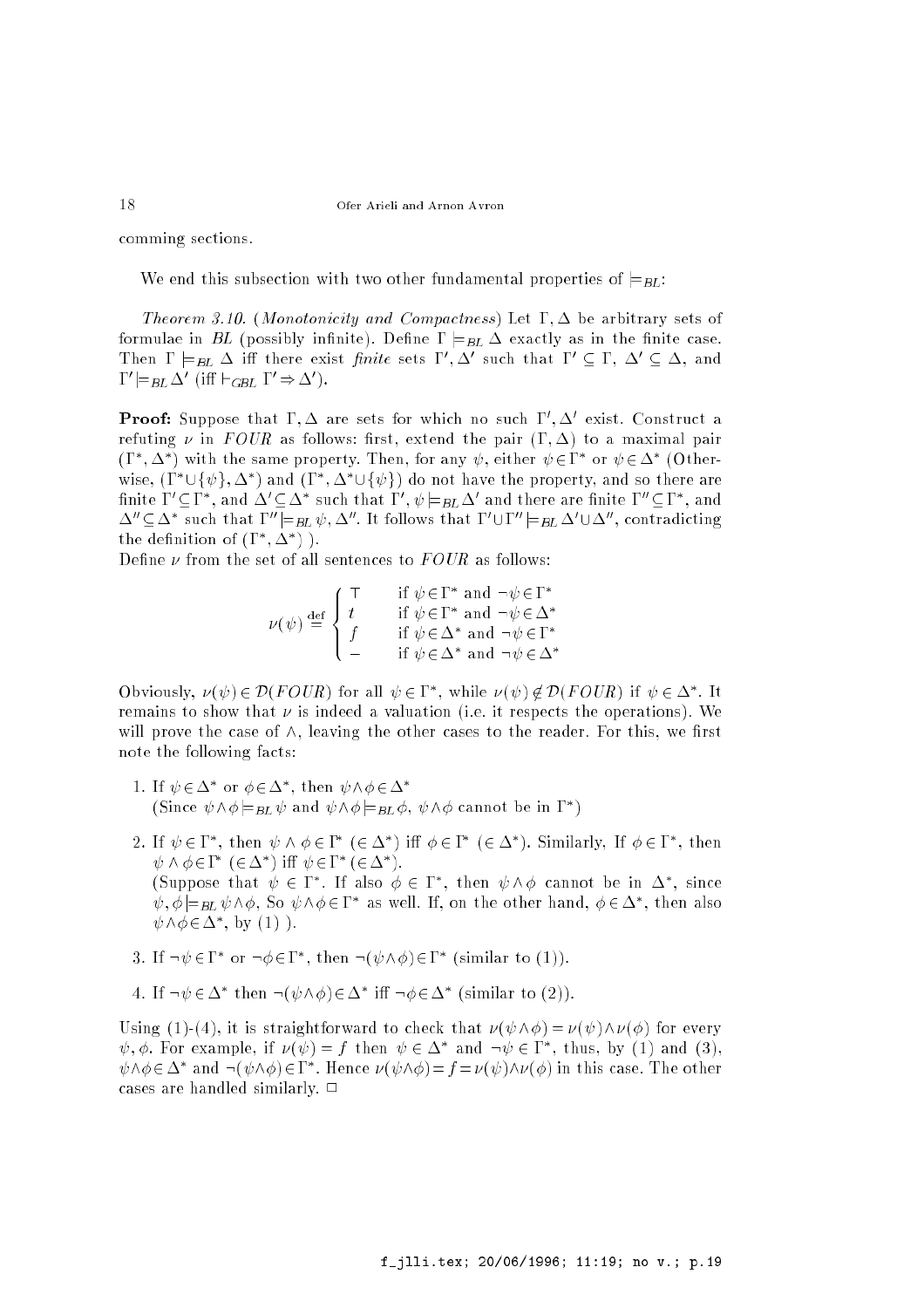comming sections.

We end this subsection with two other fundamental properties of $\models_{BL}$:

*Theorem 3.10.* (*Monotonicity and Compactness*) Let $\Gamma, \Delta$ be arbitrary sets of formulae in *BL* (possibly infinite). Define $\Gamma \models_{BL} \Delta$ exactly as in the finite case. Then $\Gamma \models_{BL} \Delta$ iff there exist *finite* sets $\Gamma', \Delta'$ such that $\Gamma' \subseteq \Gamma$, $\Delta' \subseteq \Delta$, and $\Gamma' \models_{BL} \Delta'$ (iff $\vdash_{GBL} \Gamma' \Rightarrow \Delta'$).

**Proof:** Suppose that $\Gamma, \Delta$ are sets for which no such $\Gamma', \Delta'$ exist. Construct a refuting $\nu$ in *FOUR* as follows: first, extend the pair $(\Gamma, \Delta)$ to a maximal pair $(\Gamma^*, \Delta^*)$ with the same property. Then, for any $\psi$, either $\psi \in \Gamma^*$ or $\psi \in \Delta^*$ (Otherwise, $(\Gamma^* \cup \{\psi\}, \Delta^*)$ and $(\Gamma^*, \Delta^* \cup \{\psi\})$ do not have the property, and so there are finite $\Gamma' \subseteq \Gamma^*$, and $\Delta' \subseteq \Delta^*$ such that $\Gamma', \psi \models_{BL} \Delta'$ and there are finite $\Gamma'' \subseteq \Gamma^*$, and $\Delta'' \subseteq \Delta^*$ such that $\Gamma'' \models_{BL} \psi, \Delta''$. It follows that $\Gamma' \cup \Gamma'' \models_{BL} \Delta' \cup \Delta''$, contradicting the definition of $(\Gamma^*, \Delta^*)$ ).

Define $\nu$ from the set of all sentences to *FOUR* as follows:

$$\nu(\psi) \stackrel{\text{def}}{=} \begin{cases} \top & \text{if } \psi \in \Gamma^* \text{ and } \neg\psi \in \Gamma^* \\ t & \text{if } \psi \in \Gamma^* \text{ and } \neg\psi \in \Delta^* \\ f & \text{if } \psi \in \Delta^* \text{ and } \neg\psi \in \Gamma^* \\ - & \text{if } \psi \in \Delta^* \text{ and } \neg\psi \in \Delta^* \end{cases}$$

Obviously, $\nu(\psi) \in \mathcal{D}(FOUR)$ for all $\psi \in \Gamma^*$, while $\nu(\psi) \notin \mathcal{D}(FOUR)$ if $\psi \in \Delta^*$. It remains to show that $\nu$ is indeed a valuation (i.e. it respects the operations). We will prove the case of $\wedge$, leaving the other cases to the reader. For this, we first note the following facts:

1. If $\psi \in \Delta^*$ or $\phi \in \Delta^*$, then $\psi \wedge \phi \in \Delta^*$ (Since $\psi \wedge \phi \models_{BL} \psi$ and $\psi \wedge \phi \models_{BL} \phi$, $\psi \wedge \phi$ cannot be in $\Gamma^*$)

2. If $\psi \in \Gamma^*$, then $\psi \wedge \phi \in \Gamma^*$ ($\in \Delta^*$) iff $\phi \in \Gamma^*$ ($\in \Delta^*$). Similarly, If $\phi \in \Gamma^*$, then $\psi \wedge \phi \in \Gamma^*$ ($\in \Delta^*$) iff $\psi \in \Gamma^*$ ($\in \Delta^*$).
(Suppose that $\psi \in \Gamma^*$. If also $\phi \in \Gamma^*$, then $\psi \wedge \phi$ cannot be in $\Delta^*$, since $\psi, \phi \models_{BL} \psi \wedge \phi$, So $\psi \wedge \phi \in \Gamma^*$ as well. If, on the other hand, $\phi \in \Delta^*$, then also $\psi \wedge \phi \in \Delta^*$, by (1) ).

3. If $\neg\psi \in \Gamma^*$ or $\neg\phi \in \Gamma^*$, then $\neg(\psi \wedge \phi) \in \Gamma^*$ (similar to (1)).

4. If $\neg\psi \in \Delta^*$ then $\neg(\psi \wedge \phi) \in \Delta^*$ iff $\neg\phi \in \Delta^*$ (similar to (2)).

Using (1)-(4), it is straightforward to check that $\nu(\psi \wedge \phi) = \nu(\psi) \wedge \nu(\phi)$ for every $\psi, \phi$. For example, if $\nu(\psi) = f$ then $\psi \in \Delta^*$ and $\neg\psi \in \Gamma^*$, thus, by (1) and (3), $\psi \wedge \phi \in \Delta^*$ and $\neg(\psi \wedge \phi) \in \Gamma^*$. Hence $\nu(\psi \wedge \phi) = f = \nu(\psi) \wedge \nu(\phi)$ in this case. The other cases are handled similarly. $\Box$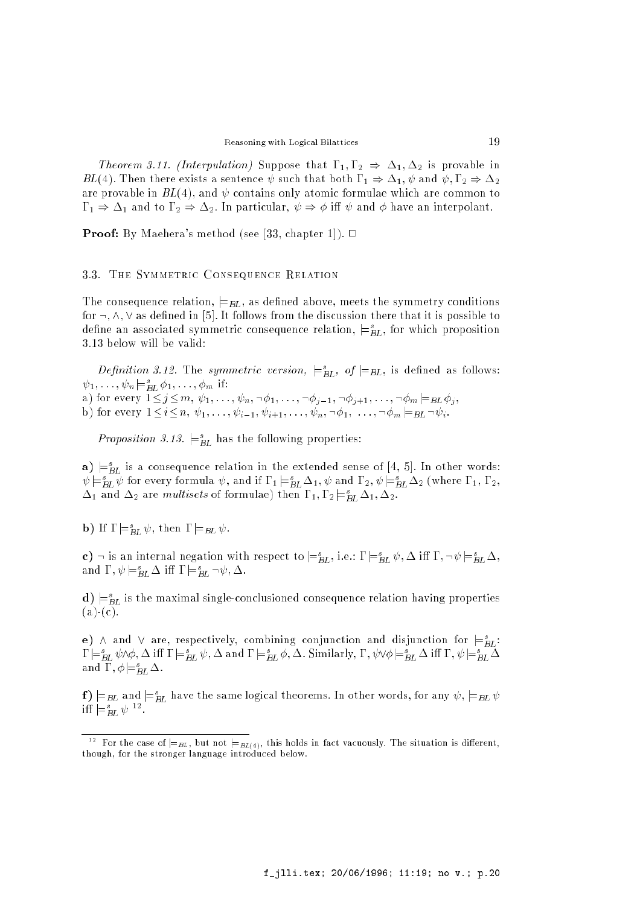*Theorem 3.11. (Interpulation)* Suppose that $\Gamma_1, \Gamma_2 \Rightarrow \Delta_1, \Delta_2$ is provable in $BL(4)$. Then there exists a sentence $\psi$ such that both $\Gamma_1 \Rightarrow \Delta_1, \psi$ and $\psi, \Gamma_2 \Rightarrow \Delta_2$ are provable in $BL(4)$, and $\psi$ contains only atomic formulae which are common to $\Gamma_1 \Rightarrow \Delta_1$ and to $\Gamma_2 \Rightarrow \Delta_2$. In particular, $\psi \Rightarrow \phi$ iff $\psi$ and $\phi$ have an interpolant.

**Proof:** By Maehera's method (see [33, chapter 1]). □

### 3.3. The Symmetric Consequence Relation

The consequence relation, $\models_{BL}$, as defined above, meets the symmetry conditions for $\neg, \wedge, \vee$ as defined in [5]. It follows from the discussion there that it is possible to define an associated symmetric consequence relation, $\models^s_{BL}$, for which proposition 3.13 below will be valid:

*Definition 3.12.* The *symmetric version,* $\models^s_{BL}$*, of* $\models_{BL}$, is defined as follows: $\psi_1, \ldots, \psi_n \models^s_{BL} \phi_1, \ldots, \phi_m$ if:

a) for every $1 \leq j \leq m$, $\psi_1, \ldots, \psi_n, \neg\phi_1, \ldots, \neg\phi_{j-1}, \neg\phi_{j+1}, \ldots, \neg\phi_m \models_{BL} \phi_j$,

b) for every $1 \leq i \leq n$, $\psi_1, \ldots, \psi_{i-1}, \psi_{i+1}, \ldots, \psi_n, \neg\phi_1, \ldots, \neg\phi_m \models_{BL} \neg\psi_i$.

*Proposition 3.13.* $\models^s_{BL}$ has the following properties:

**a)** $\models^s_{BL}$ is a consequence relation in the extended sense of [4, 5]. In other words: $\psi \models^s_{BL} \psi$ for every formula $\psi$, and if $\Gamma_1 \models^s_{BL} \Delta_1, \psi$ and $\Gamma_2, \psi \models^s_{BL} \Delta_2$ (where $\Gamma_1$, $\Gamma_2$, $\Delta_1$ and $\Delta_2$ are *multisets* of formulae) then $\Gamma_1, \Gamma_2 \models^s_{BL} \Delta_1, \Delta_2$.

**b)** If $\Gamma \models^s_{BL} \psi$, then $\Gamma \models_{BL} \psi$.

**c)** $\neg$ is an internal negation with respect to $\models^s_{BL}$, i.e.: $\Gamma \models^s_{BL} \psi, \Delta$ iff $\Gamma, \neg\psi \models^s_{BL} \Delta$, and $\Gamma, \psi \models^s_{BL} \Delta$ iff $\Gamma \models^s_{BL} \neg\psi, \Delta$.

**d)** $\models^s_{BL}$ is the maximal single-conclusioned consequence relation having properties (a)-(c).

**e)** $\wedge$ and $\vee$ are, respectively, combining conjunction and disjunction for $\models^s_{BL}$: $\Gamma \models^s_{BL} \psi \wedge \phi, \Delta$ iff $\Gamma \models^s_{BL} \psi, \Delta$ and $\Gamma \models^s_{BL} \phi, \Delta$. Similarly, $\Gamma, \psi \vee \phi \models^s_{BL} \Delta$ iff $\Gamma, \psi \models^s_{BL} \Delta$ and $\Gamma, \phi \models^s_{BL} \Delta$.

**f)** $\models_{BL}$ and $\models^s_{BL}$ have the same logical theorems. In other words, for any $\psi$, $\models_{BL} \psi$ iff $\models^s_{BL} \psi$ [12].

[12] For the case of $\models_{BL}$, but not $\models_{BL(4)}$, this holds in fact vacuously. The situation is different, though, for the stronger language introduced below.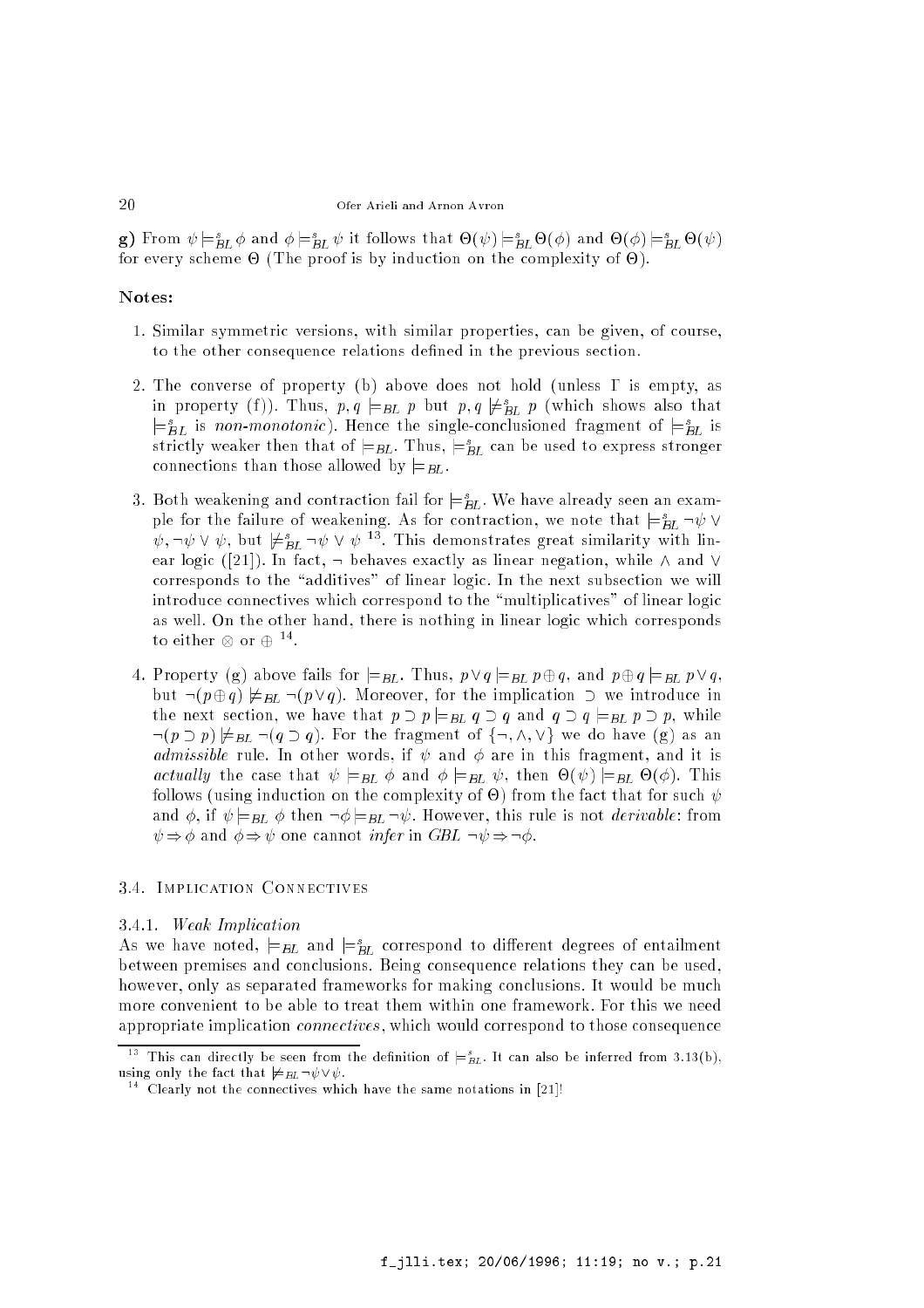**g)** From $\psi \models^s_{BL} \phi$ and $\phi \models^s_{BL} \psi$ it follows that $\Theta(\psi) \models^s_{BL} \Theta(\phi)$ and $\Theta(\phi) \models^s_{BL} \Theta(\psi)$ for every scheme $\Theta$ (The proof is by induction on the complexity of $\Theta$).

**Notes:**

1. Similar symmetric versions, with similar properties, can be given, of course, to the other consequence relations defined in the previous section.

2. The converse of property (b) above does not hold (unless $\Gamma$ is empty, as in property (f)). Thus, $p, q \models_{BL} p$ but $p, q \not\models^s_{BL} p$ (which shows also that $\models^s_{BL}$ is *non-monotonic*). Hence the single-conclusioned fragment of $\models^s_{BL}$ is strictly weaker then that of $\models_{BL}$. Thus, $\models^s_{BL}$ can be used to express stronger connections than those allowed by $\models_{BL}$.

3. Both weakening and contraction fail for $\models^s_{BL}$. We have already seen an example for the failure of weakening. As for contraction, we note that $\models^s_{BL} \neg\psi \vee \psi, \neg\psi \vee \psi$, but $\not\models^s_{BL} \neg\psi \vee \psi$ [13]. This demonstrates great similarity with linear logic ([21]). In fact, $\neg$ behaves exactly as linear negation, while $\wedge$ and $\vee$ corresponds to the "additives" of linear logic. In the next subsection we will introduce connectives which correspond to the "multiplicatives" of linear logic as well. On the other hand, there is nothing in linear logic which corresponds to either $\otimes$ or $\oplus$ [14].

4. Property (g) above fails for $\models_{BL}$. Thus, $p \vee q \models_{BL} p \oplus q$, and $p \oplus q \models_{BL} p \vee q$, but $\neg(p \oplus q) \not\models_{BL} \neg(p \vee q)$. Moreover, for the implication $\supset$ we introduce in the next section, we have that $p \supset p \models_{BL} q \supset q$ and $q \supset q \models_{BL} p \supset p$, while $\neg(p \supset p) \not\models_{BL} \neg(q \supset q)$. For the fragment of $\{\neg, \wedge, \vee\}$ we do have (g) as an *admissible* rule. In other words, if $\psi$ and $\phi$ are in this fragment, and it is *actually* the case that $\psi \models_{BL} \phi$ and $\phi \models_{BL} \psi$, then $\Theta(\psi) \models_{BL} \Theta(\phi)$. This follows (using induction on the complexity of $\Theta$) from the fact that for such $\psi$ and $\phi$, if $\psi \models_{BL} \phi$ then $\neg\phi \models_{BL} \neg\psi$. However, this rule is not *derivable*: from $\psi \Rightarrow \phi$ and $\phi \Rightarrow \psi$ one cannot *infer* in *GBL* $\neg\psi \Rightarrow \neg\phi$.

### 3.4. Implication Connectives

#### 3.4.1. *Weak Implication*

As we have noted, $\models_{BL}$ and $\models^s_{BL}$ correspond to different degrees of entailment between premises and conclusions. Being consequence relations they can be used, however, only as separated frameworks for making conclusions. It would be much more convenient to be able to treat them within one framework. For this we need appropriate implication *connectives*, which would correspond to those consequence

---

[13] This can directly be seen from the definition of $\models^s_{BL}$. It can also be inferred from 3.13(b), using only the fact that $\not\models_{BL} \neg\psi \vee \psi$.

[14] Clearly not the connectives which have the same notations in [21]!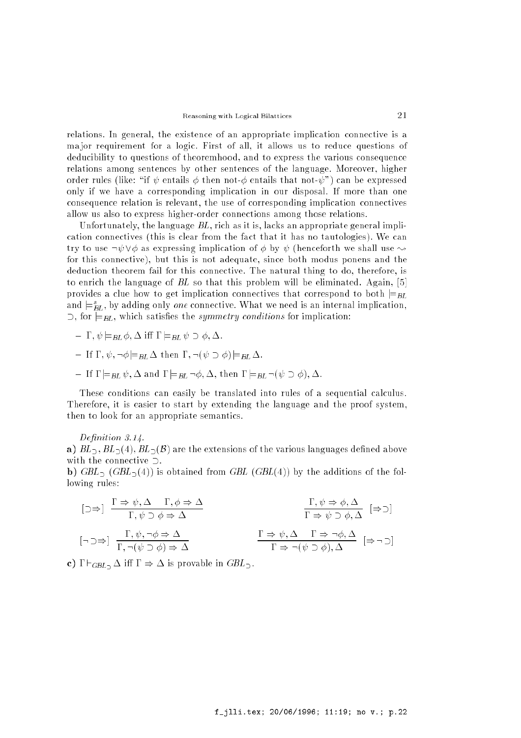relations. In general, the existence of an appropriate implication connective is a major requirement for a logic. First of all, it allows us to reduce questions of deducibility to questions of theoremhood, and to express the various consequence relations among sentences by other sentences of the language. Moreover, higher order rules (like: "if $\psi$ entails $\phi$ then not-$\phi$ entails that not-$\psi$") can be expressed only if we have a corresponding implication in our disposal. If more than one consequence relation is relevant, the use of corresponding implication connectives allow us also to express higher-order connections among those relations.

Unfortunately, the language *BL*, rich as it is, lacks an appropriate general implication connectives (this is clear from the fact that it has no tautologies). We can try to use $\neg\psi \vee \phi$ as expressing implication of $\phi$ by $\psi$ (henceforth we shall use $\rightsquigarrow$ for this connective), but this is not adequate, since both modus ponens and the deduction theorem fail for this connective. The natural thing to do, therefore, is to enrich the language of *BL* so that this problem will be eliminated. Again, [5] provides a clue how to get implication connectives that correspond to both $\models_{BL}$ and $\models^{s}_{BL}$, by adding only *one* connective. What we need is an internal implication, $\supset$, for $\models_{BL}$, which satisfies the *symmetry conditions* for implication:

– $\Gamma, \psi \models_{BL} \phi, \Delta$ iff $\Gamma \models_{BL} \psi \supset \phi, \Delta$.

– If $\Gamma, \psi, \neg\phi \models_{BL} \Delta$ then $\Gamma, \neg(\psi \supset \phi) \models_{BL} \Delta$.

– If $\Gamma \models_{BL} \psi, \Delta$ and $\Gamma \models_{BL} \neg\phi, \Delta$, then $\Gamma \models_{BL} \neg(\psi \supset \phi), \Delta$.

These conditions can easily be translated into rules of a sequential calculus. Therefore, it is easier to start by extending the language and the proof system, then to look for an appropriate semantics.

*Definition 3.14.*

**a)** $BL_{\supset}$, $BL_{\supset}(4)$, $BL_{\supset}(\mathcal{B})$ are the extensions of the various languages defined above with the connective $\supset$.

**b)** $GBL_{\supset}$ ($GBL_{\supset}(4)$) is obtained from *GBL* (*GBL*(4)) by the additions of the following rules:

$$[\supset\Rightarrow]\ \frac{\Gamma \Rightarrow \psi, \Delta \quad \Gamma, \phi \Rightarrow \Delta}{\Gamma, \psi \supset \phi \Rightarrow \Delta} \qquad\qquad \frac{\Gamma, \psi \Rightarrow \phi, \Delta}{\Gamma \Rightarrow \psi \supset \phi, \Delta}\ [\Rightarrow\supset]$$

$$[\neg\supset\Rightarrow]\ \frac{\Gamma, \psi, \neg\phi \Rightarrow \Delta}{\Gamma, \neg(\psi \supset \phi) \Rightarrow \Delta} \qquad\qquad \frac{\Gamma \Rightarrow \psi, \Delta \quad \Gamma \Rightarrow \neg\phi, \Delta}{\Gamma \Rightarrow \neg(\psi \supset \phi), \Delta}\ [\Rightarrow\neg\supset]$$

**c)** $\Gamma \vdash_{GBL_{\supset}} \Delta$ iff $\Gamma \Rightarrow \Delta$ is provable in $GBL_{\supset}$.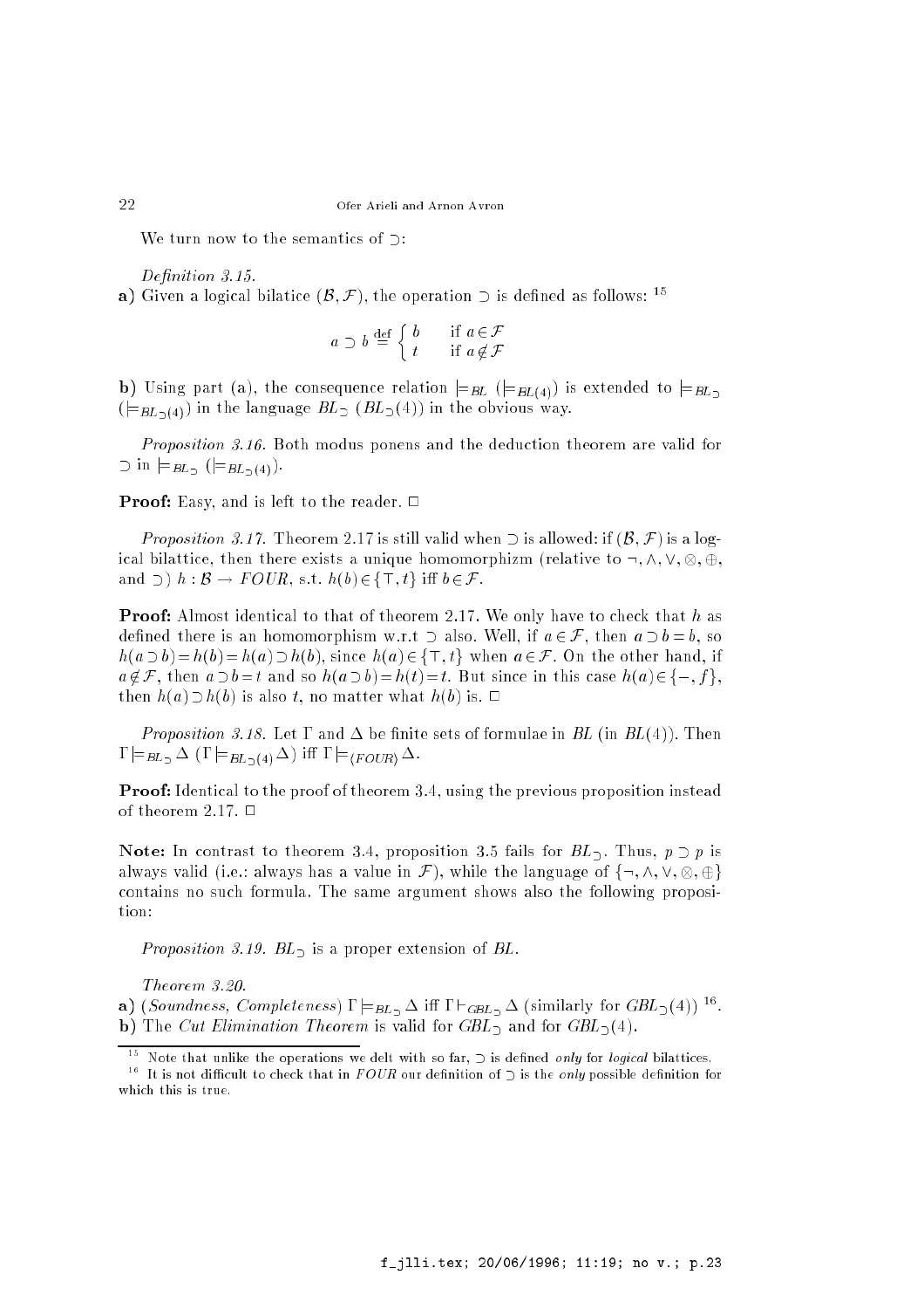We turn now to the semantics of $\supset$:

*Definition 3.15.*

**a)** Given a logical bilatice $(\mathcal{B}, \mathcal{F})$, the operation $\supset$ is defined as follows: [15]

$$a \supset b \stackrel{\text{def}}{=} \begin{cases} b & \text{if } a \in \mathcal{F} \\ t & \text{if } a \notin \mathcal{F} \end{cases}$$

**b)** Using part (a), the consequence relation $\models_{BL}$ ($\models_{BL(4)}$) is extended to $\models_{BL_\supset}$ ($\models_{BL_\supset(4)}$) in the language $BL_\supset$ ($BL_\supset(4)$) in the obvious way.

*Proposition 3.16.* Both modus ponens and the deduction theorem are valid for $\supset$ in $\models_{BL_\supset}$ ($\models_{BL_\supset(4)}$).

**Proof:** Easy, and is left to the reader. □

*Proposition 3.17.* Theorem 2.17 is still valid when $\supset$ is allowed: if $(\mathcal{B}, \mathcal{F})$ is a logical bilattice, then there exists a unique homomorphizm (relative to $\neg, \wedge, \vee, \otimes, \oplus$, and $\supset$) $h : \mathcal{B} \to FOUR$, s.t. $h(b) \in \{\top, t\}$ iff $b \in \mathcal{F}$.

**Proof:** Almost identical to that of theorem 2.17. We only have to check that $h$ as defined there is an homomorphism w.r.t $\supset$ also. Well, if $a \in \mathcal{F}$, then $a \supset b = b$, so $h(a \supset b) = h(b) = h(a) \supset h(b)$, since $h(a) \in \{\top, t\}$ when $a \in \mathcal{F}$. On the other hand, if $a \notin \mathcal{F}$, then $a \supset b = t$ and so $h(a \supset b) = h(t) = t$. But since in this case $h(a) \in \{-, f\}$, then $h(a) \supset h(b)$ is also $t$, no matter what $h(b)$ is. □

*Proposition 3.18.* Let $\Gamma$ and $\Delta$ be finite sets of formulae in $BL$ (in $BL(4)$). Then $\Gamma \models_{BL_\supset} \Delta$ ($\Gamma \models_{BL_\supset(4)} \Delta$) iff $\Gamma \models_{\langle FOUR \rangle} \Delta$.

**Proof:** Identical to the proof of theorem 3.4, using the previous proposition instead of theorem 2.17. □

**Note:** In contrast to theorem 3.4, proposition 3.5 fails for $BL_\supset$. Thus, $p \supset p$ is always valid (i.e.: always has a value in $\mathcal{F}$), while the language of $\{\neg, \wedge, \vee, \otimes, \oplus\}$ contains no such formula. The same argument shows also the following proposition:

*Proposition 3.19.* $BL_\supset$ is a proper extension of $BL$.

*Theorem 3.20.*

**a)** (*Soundness, Completeness*) $\Gamma \models_{BL_\supset} \Delta$ iff $\Gamma \vdash_{GBL_\supset} \Delta$ (similarly for $GBL_\supset(4)$) [16].

**b)** The *Cut Elimination Theorem* is valid for $GBL_\supset$ and for $GBL_\supset(4)$.

---

[15] Note that unlike the operations we delt with so far, $\supset$ is defined *only* for *logical* bilattices.

[16] It is not difficult to check that in $FOUR$ our definition of $\supset$ is the *only* possible definition for which this is true.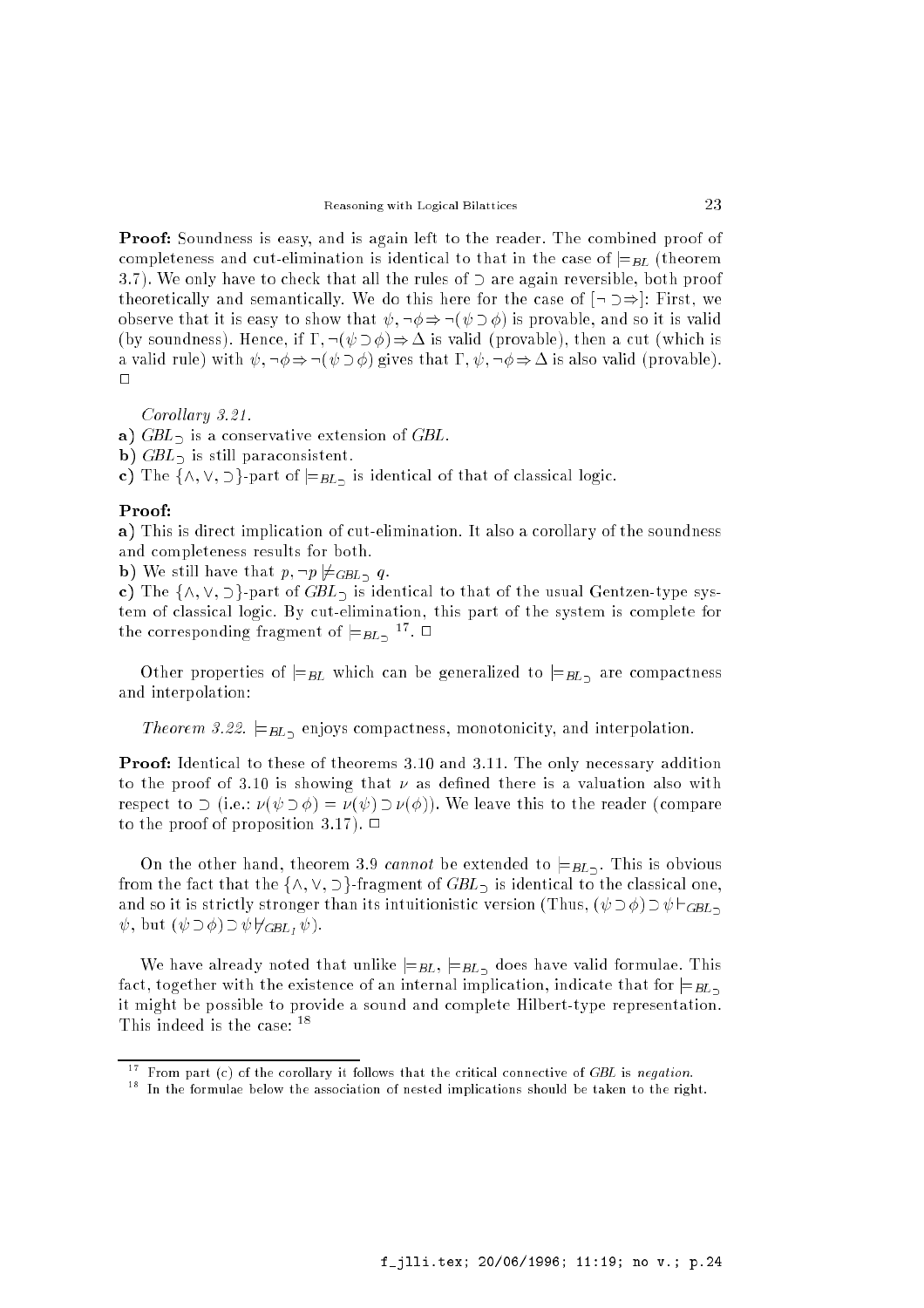**Proof:** Soundness is easy, and is again left to the reader. The combined proof of completeness and cut-elimination is identical to that in the case of $\models_{BL}$ (theorem 3.7). We only have to check that all the rules of $\supset$ are again reversible, both proof theoretically and semantically. We do this here for the case of $[\neg\supset\Rightarrow]$: First, we observe that it is easy to show that $\psi, \neg\phi \Rightarrow \neg(\psi \supset \phi)$ is provable, and so it is valid (by soundness). Hence, if $\Gamma, \neg(\psi \supset \phi) \Rightarrow \Delta$ is valid (provable), then a cut (which is a valid rule) with $\psi, \neg\phi \Rightarrow \neg(\psi \supset \phi)$ gives that $\Gamma, \psi, \neg\phi \Rightarrow \Delta$ is also valid (provable). $\square$

*Corollary 3.21.*

**a)** $GBL_{\supset}$ is a conservative extension of *GBL*.

**b)** $GBL_{\supset}$ is still paraconsistent.

**c)** The $\{\wedge, \vee, \supset\}$-part of $\models_{BL_{\supset}}$ is identical of that of classical logic.

**Proof:**

**a)** This is direct implication of cut-elimination. It also a corollary of the soundness and completeness results for both.

**b)** We still have that $p, \neg p \not\models_{GBL_{\supset}} q$.

**c)** The $\{\wedge, \vee, \supset\}$-part of $GBL_{\supset}$ is identical to that of the usual Gentzen-type system of classical logic. By cut-elimination, this part of the system is complete for the corresponding fragment of $\models_{BL_{\supset}}$ [17]. $\square$

Other properties of $\models_{BL}$ which can be generalized to $\models_{BL_{\supset}}$ are compactness and interpolation:

*Theorem 3.22.* $\models_{BL_{\supset}}$ enjoys compactness, monotonicity, and interpolation.

**Proof:** Identical to these of theorems 3.10 and 3.11. The only necessary addition to the proof of 3.10 is showing that $\nu$ as defined there is a valuation also with respect to $\supset$ (i.e.: $\nu(\psi \supset \phi) = \nu(\psi) \supset \nu(\phi)$). We leave this to the reader (compare to the proof of proposition 3.17). $\square$

On the other hand, theorem 3.9 *cannot* be extended to $\models_{BL_{\supset}}$. This is obvious from the fact that the $\{\wedge, \vee, \supset\}$-fragment of $GBL_{\supset}$ is identical to the classical one, and so it is strictly stronger than its intuitionistic version (Thus, $(\psi \supset \phi) \supset \psi \vdash_{GBL_{\supset}} \psi$, but $(\psi \supset \phi) \supset \psi \not\vdash_{GBL_I} \psi$).

We have already noted that unlike $\models_{BL}$, $\models_{BL_{\supset}}$ does have valid formulae. This fact, together with the existence of an internal implication, indicate that for $\models_{BL_{\supset}}$ it might be possible to provide a sound and complete Hilbert-type representation. This indeed is the case: [18]

---

[17] From part (c) of the corollary it follows that the critical connective of *GBL* is *negation*.

[18] In the formulae below the association of nested implications should be taken to the right.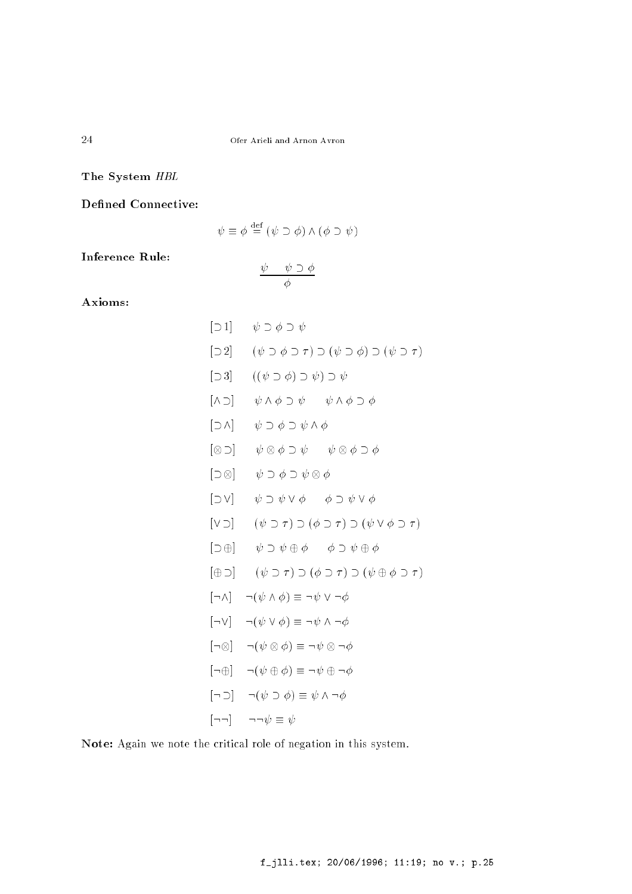**The System *HBL***

**Defined Connective:**

$$\psi \equiv \phi \stackrel{\text{def}}{=} (\psi \supset \phi) \wedge (\phi \supset \psi)$$

**Inference Rule:**

$$\frac{\psi \quad \psi \supset \phi}{\phi}$$

**Axioms:**

[⊃1] $\psi \supset \phi \supset \psi$

[⊃2] $(\psi \supset \phi \supset \tau) \supset (\psi \supset \phi) \supset (\psi \supset \tau)$

[⊃3] $((\psi \supset \phi) \supset \psi) \supset \psi$

[∧⊃] $\psi \wedge \phi \supset \psi \qquad \psi \wedge \phi \supset \phi$

[⊃∧] $\psi \supset \phi \supset \psi \wedge \phi$

[⊗⊃] $\psi \otimes \phi \supset \psi \qquad \psi \otimes \phi \supset \phi$

[⊃⊗] $\psi \supset \phi \supset \psi \otimes \phi$

[⊃∨] $\psi \supset \psi \vee \phi \qquad \phi \supset \psi \vee \phi$

[∨⊃] $(\psi \supset \tau) \supset (\phi \supset \tau) \supset (\psi \vee \phi \supset \tau)$

[⊃⊕] $\psi \supset \psi \oplus \phi \qquad \phi \supset \psi \oplus \phi$

[⊕⊃] $(\psi \supset \tau) \supset (\phi \supset \tau) \supset (\psi \oplus \phi \supset \tau)$

[¬∧] $\neg(\psi \wedge \phi) \equiv \neg\psi \vee \neg\phi$

[¬∨] $\neg(\psi \vee \phi) \equiv \neg\psi \wedge \neg\phi$

[¬⊗] $\neg(\psi \otimes \phi) \equiv \neg\psi \otimes \neg\phi$

[¬⊕] $\neg(\psi \oplus \phi) \equiv \neg\psi \oplus \neg\phi$

[¬⊃] $\neg(\psi \supset \phi) \equiv \psi \wedge \neg\phi$

[¬¬] $\neg\neg\psi \equiv \psi$

**Note:** Again we note the critical role of negation in this system.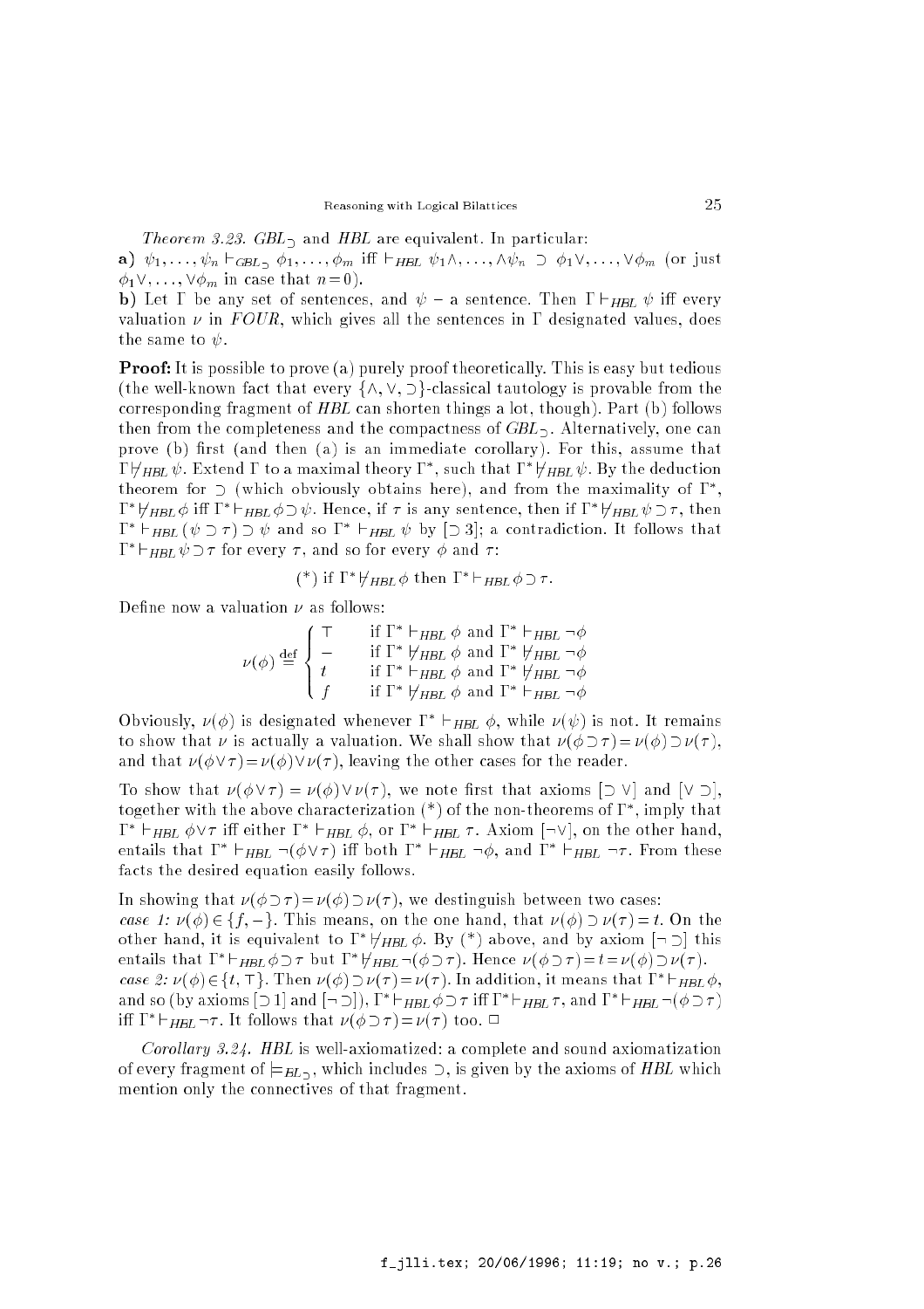*Theorem 3.23.* $GBL_{\supset}$ and *HBL* are equivalent. In particular:

**a)** $\psi_1, \ldots, \psi_n \vdash_{GBL_{\supset}} \phi_1, \ldots, \phi_m$ iff $\vdash_{HBL} \psi_1 \wedge, \ldots, \wedge \psi_n \supset \phi_1 \vee, \ldots, \vee \phi_m$ (or just $\phi_1 \vee, \ldots, \vee \phi_m$ in case that $n = 0$).

**b)** Let $\Gamma$ be any set of sentences, and $\psi$ – a sentence. Then $\Gamma \vdash_{HBL} \psi$ iff every valuation $\nu$ in *FOUR*, which gives all the sentences in $\Gamma$ designated values, does the same to $\psi$.

**Proof:** It is possible to prove (a) purely proof theoretically. This is easy but tedious (the well-known fact that every $\{\wedge, \vee, \supset\}$-classical tautology is provable from the corresponding fragment of *HBL* can shorten things a lot, though). Part (b) follows then from the completeness and the compactness of $GBL_{\supset}$. Alternatively, one can prove (b) first (and then (a) is an immediate corollary). For this, assume that $\Gamma \not\vdash_{HBL} \psi$. Extend $\Gamma$ to a maximal theory $\Gamma^*$, such that $\Gamma^* \not\vdash_{HBL} \psi$. By the deduction theorem for $\supset$ (which obviously obtains here), and from the maximality of $\Gamma^*$, $\Gamma^* \not\vdash_{HBL} \phi$ iff $\Gamma^* \vdash_{HBL} \phi \supset \psi$. Hence, if $\tau$ is any sentence, then if $\Gamma^* \not\vdash_{HBL} \psi \supset \tau$, then $\Gamma^* \vdash_{HBL} (\psi \supset \tau) \supset \psi$ and so $\Gamma^* \vdash_{HBL} \psi$ by [$\supset$ 3]; a contradiction. It follows that $\Gamma^* \vdash_{HBL} \psi \supset \tau$ for every $\tau$, and so for every $\phi$ and $\tau$:

$$(*) \text{ if } \Gamma^* \not\vdash_{HBL} \phi \text{ then } \Gamma^* \vdash_{HBL} \phi \supset \tau.$$

Define now a valuation $\nu$ as follows:

$$\nu(\phi) \stackrel{\text{def}}{=} \begin{cases} \top & \text{if } \Gamma^* \vdash_{HBL} \phi \text{ and } \Gamma^* \vdash_{HBL} \neg\phi \\ - & \text{if } \Gamma^* \not\vdash_{HBL} \phi \text{ and } \Gamma^* \not\vdash_{HBL} \neg\phi \\ t & \text{if } \Gamma^* \vdash_{HBL} \phi \text{ and } \Gamma^* \not\vdash_{HBL} \neg\phi \\ f & \text{if } \Gamma^* \not\vdash_{HBL} \phi \text{ and } \Gamma^* \vdash_{HBL} \neg\phi \end{cases}$$

Obviously, $\nu(\phi)$ is designated whenever $\Gamma^* \vdash_{HBL} \phi$, while $\nu(\psi)$ is not. It remains to show that $\nu$ is actually a valuation. We shall show that $\nu(\phi \supset \tau) = \nu(\phi) \supset \nu(\tau)$, and that $\nu(\phi \vee \tau) = \nu(\phi) \vee \nu(\tau)$, leaving the other cases for the reader.

To show that $\nu(\phi \vee \tau) = \nu(\phi) \vee \nu(\tau)$, we note first that axioms [$\supset \vee$] and [$\vee \supset$], together with the above characterization (*) of the non-theorems of $\Gamma^*$, imply that $\Gamma^* \vdash_{HBL} \phi \vee \tau$ iff either $\Gamma^* \vdash_{HBL} \phi$, or $\Gamma^* \vdash_{HBL} \tau$. Axiom [$\neg\vee$], on the other hand, entails that $\Gamma^* \vdash_{HBL} \neg(\phi \vee \tau)$ iff both $\Gamma^* \vdash_{HBL} \neg\phi$, and $\Gamma^* \vdash_{HBL} \neg\tau$. From these facts the desired equation easily follows.

In showing that $\nu(\phi \supset \tau) = \nu(\phi) \supset \nu(\tau)$, we destinguish between two cases:
*case 1:* $\nu(\phi) \in \{f, -\}$. This means, on the one hand, that $\nu(\phi) \supset \nu(\tau) = t$. On the other hand, it is equivalent to $\Gamma^* \not\vdash_{HBL} \phi$. By (*) above, and by axiom [$\neg \supset$] this entails that $\Gamma^* \vdash_{HBL} \phi \supset \tau$ but $\Gamma^* \not\vdash_{HBL} \neg(\phi \supset \tau)$. Hence $\nu(\phi \supset \tau) = t = \nu(\phi) \supset \nu(\tau)$.
*case 2:* $\nu(\phi) \in \{t, \top\}$. Then $\nu(\phi) \supset \nu(\tau) = \nu(\tau)$. In addition, it means that $\Gamma^* \vdash_{HBL} \phi$, and so (by axioms [$\supset$ 1] and [$\neg \supset$]), $\Gamma^* \vdash_{HBL} \phi \supset \tau$ iff $\Gamma^* \vdash_{HBL} \tau$, and $\Gamma^* \vdash_{HBL} \neg(\phi \supset \tau)$ iff $\Gamma^* \vdash_{HBL} \neg\tau$. It follows that $\nu(\phi \supset \tau) = \nu(\tau)$ too. $\Box$

*Corollary 3.24.* *HBL* is well-axiomatized: a complete and sound axiomatization of every fragment of $\models_{BL_{\supset}}$, which includes $\supset$, is given by the axioms of *HBL* which mention only the connectives of that fragment.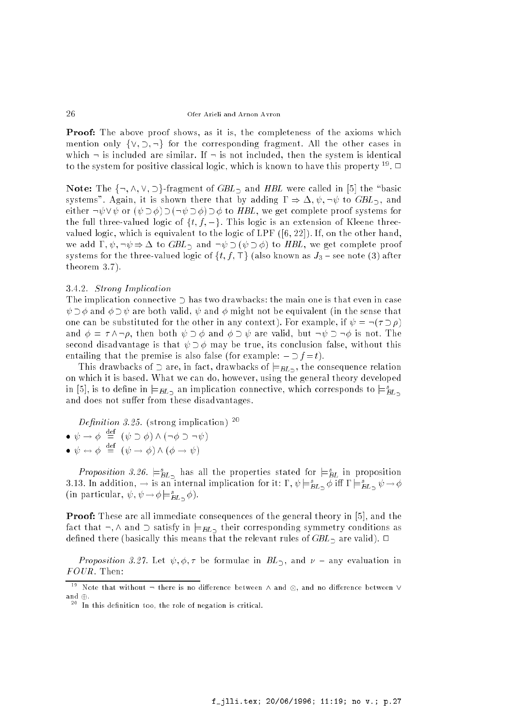**Proof:** The above proof shows, as it is, the completeness of the axioms which mention only $\{\vee, \supset, \neg\}$ for the corresponding fragment. All the other cases in which $\neg$ is included are similar. If $\neg$ is not included, then the system is identical to the system for positive classical logic, which is known to have this property [19]. □

**Note:** The $\{\neg, \wedge, \vee, \supset\}$-fragment of $GBL_{\supset}$ and $HBL$ were called in [5] the "basic systems". Again, it is shown there that by adding $\Gamma \Rightarrow \Delta, \psi, \neg\psi$ to $GBL_{\supset}$, and either $\neg\psi \vee \psi$ or $(\psi \supset \phi) \supset (\neg\psi \supset \phi) \supset \phi$ to $HBL$, we get complete proof systems for the full three-valued logic of $\{t, f, -\}$. This logic is an extension of Kleene three-valued logic, which is equivalent to the logic of LPF ([6, 22]). If, on the other hand, we add $\Gamma, \psi, \neg\psi \Rightarrow \Delta$ to $GBL_{\supset}$ and $\neg\psi \supset (\psi \supset \phi)$ to $HBL$, we get complete proof systems for the three-valued logic of $\{t, f, \top\}$ (also known as $J_3$ – see note (3) after theorem 3.7).

### 3.4.2. *Strong Implication*

The implication connective $\supset$ has two drawbacks: the main one is that even in case $\psi \supset \phi$ and $\phi \supset \psi$ are both valid, $\psi$ and $\phi$ might not be equivalent (in the sense that one can be substituted for the other in any context). For example, if $\psi = \neg(\tau \supset \rho)$ and $\phi = \tau \wedge \neg\rho$, then both $\psi \supset \phi$ and $\phi \supset \psi$ are valid, but $\neg\psi \supset \neg\phi$ is not. The second disadvantage is that $\psi \supset \phi$ may be true, its conclusion false, without this entailing that the premise is also false (for example: $- \supset f = t$).

This drawbacks of $\supset$ are, in fact, drawbacks of $\models_{BL_{\supset}}$, the consequence relation on which it is based. What we can do, however, using the general theory developed in [5], is to define in $\models_{BL_{\supset}}$ an implication connective, which corresponds to $\models^{s}_{BL_{\supset}}$ and does not suffer from these disadvantages.

*Definition 3.25.* (strong implication) [20]

- $\psi \rightarrow \phi \stackrel{\text{def}}{=} (\psi \supset \phi) \wedge (\neg\phi \supset \neg\psi)$
- $\psi \leftrightarrow \phi \stackrel{\text{def}}{=} (\psi \rightarrow \phi) \wedge (\phi \rightarrow \psi)$

*Proposition 3.26.* $\models^{s}_{BL_{\supset}}$ has all the properties stated for $\models^{s}_{BL}$ in proposition 3.13. In addition, $\rightarrow$ is an internal implication for it: $\Gamma, \psi \models^{s}_{BL_{\supset}} \phi$ iff $\Gamma \models^{s}_{BL_{\supset}} \psi \rightarrow \phi$ (in particular, $\psi, \psi \rightarrow \phi \models^{s}_{BL_{\supset}} \phi$).

**Proof:** These are all immediate consequences of the general theory in [5], and the fact that $\neg, \wedge$ and $\supset$ satisfy in $\models_{BL_{\supset}}$ their corresponding symmetry conditions as defined there (basically this means that the relevant rules of $GBL_{\supset}$ are valid). □

*Proposition 3.27.* Let $\psi, \phi, \tau$ be formulae in $BL_{\supset}$, and $\nu$ – any evaluation in *FOUR*. Then:

---

[19] Note that without $\neg$ there is no difference between $\wedge$ and $\otimes$, and no difference between $\vee$ and $\oplus$.

[20] In this definition too, the role of negation is critical.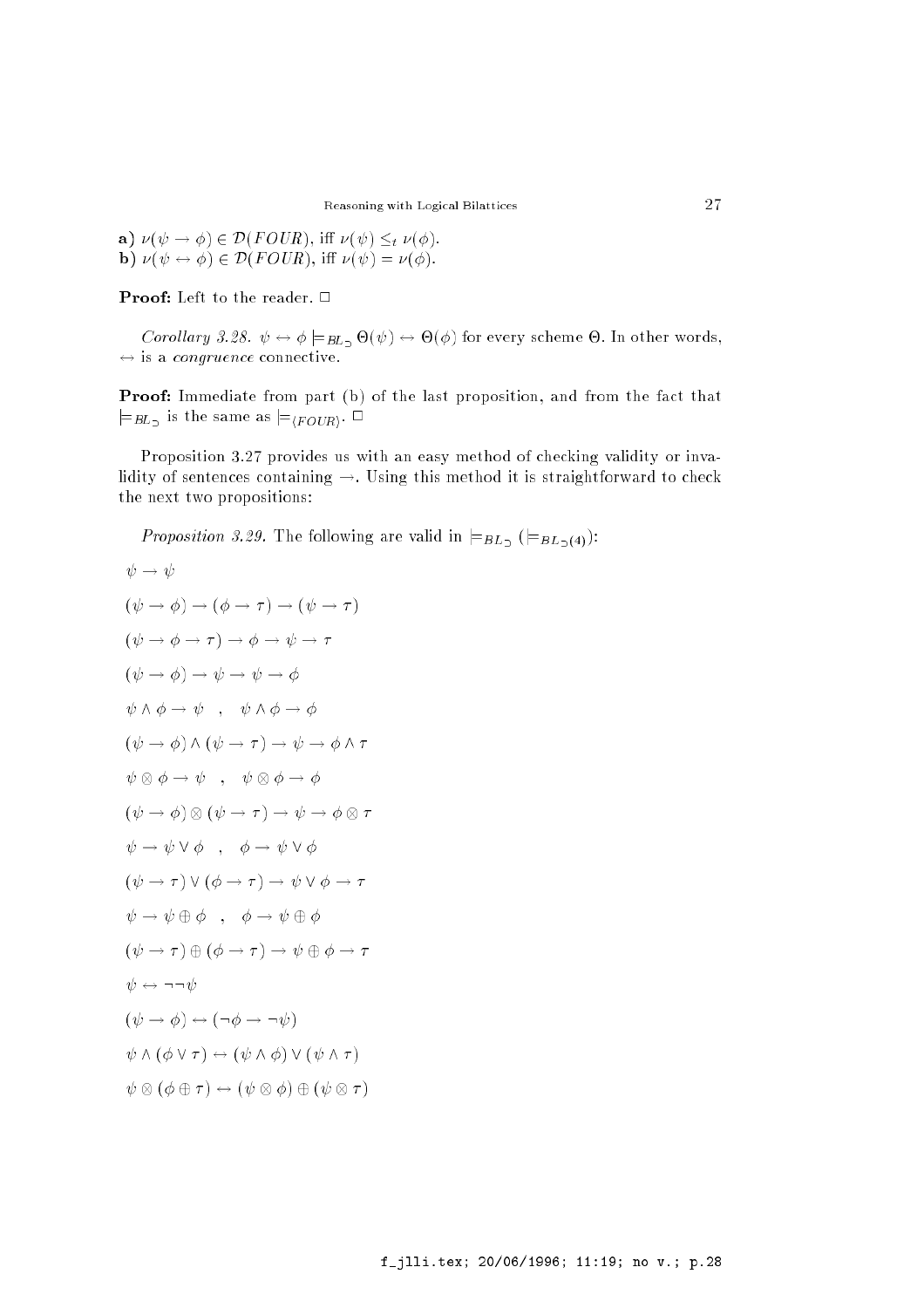**a)** $\nu(\psi \to \phi) \in \mathcal{D}(FOUR)$, iff $\nu(\psi) \leq_t \nu(\phi)$.
**b)** $\nu(\psi \leftrightarrow \phi) \in \mathcal{D}(FOUR)$, iff $\nu(\psi) = \nu(\phi)$.

**Proof:** Left to the reader. $\Box$

*Corollary 3.28.* $\psi \leftrightarrow \phi \models_{BL_\supset} \Theta(\psi) \leftrightarrow \Theta(\phi)$ for every scheme $\Theta$. In other words, $\leftrightarrow$ is a *congruence* connective.

**Proof:** Immediate from part (b) of the last proposition, and from the fact that $\models_{BL_\supset}$ is the same as $\models_{\langle FOUR \rangle}$. $\Box$

Proposition 3.27 provides us with an easy method of checking validity or invalidity of sentences containing $\to$. Using this method it is straightforward to check the next two propositions:

*Proposition 3.29.* The following are valid in $\models_{BL_\supset}$ ($\models_{BL_{\supset(4)}}$):

$\psi \to \psi$

$(\psi \to \phi) \to (\phi \to \tau) \to (\psi \to \tau)$

$(\psi \to \phi \to \tau) \to \phi \to \psi \to \tau$

$(\psi \to \phi) \to \psi \to \psi \to \phi$

$\psi \wedge \phi \to \psi \quad , \quad \psi \wedge \phi \to \phi$

$(\psi \to \phi) \wedge (\psi \to \tau) \to \psi \to \phi \wedge \tau$

$\psi \otimes \phi \to \psi \quad , \quad \psi \otimes \phi \to \phi$

$(\psi \to \phi) \otimes (\psi \to \tau) \to \psi \to \phi \otimes \tau$

$\psi \to \psi \vee \phi \quad , \quad \phi \to \psi \vee \phi$

$(\psi \to \tau) \vee (\phi \to \tau) \to \psi \vee \phi \to \tau$

$\psi \to \psi \oplus \phi \quad , \quad \phi \to \psi \oplus \phi$

$(\psi \to \tau) \oplus (\phi \to \tau) \to \psi \oplus \phi \to \tau$

$\psi \leftrightarrow \neg\neg\psi$

$(\psi \to \phi) \leftrightarrow (\neg\phi \to \neg\psi)$

$\psi \wedge (\phi \vee \tau) \leftrightarrow (\psi \wedge \phi) \vee (\psi \wedge \tau)$

$\psi \otimes (\phi \oplus \tau) \leftrightarrow (\psi \otimes \phi) \oplus (\psi \otimes \tau)$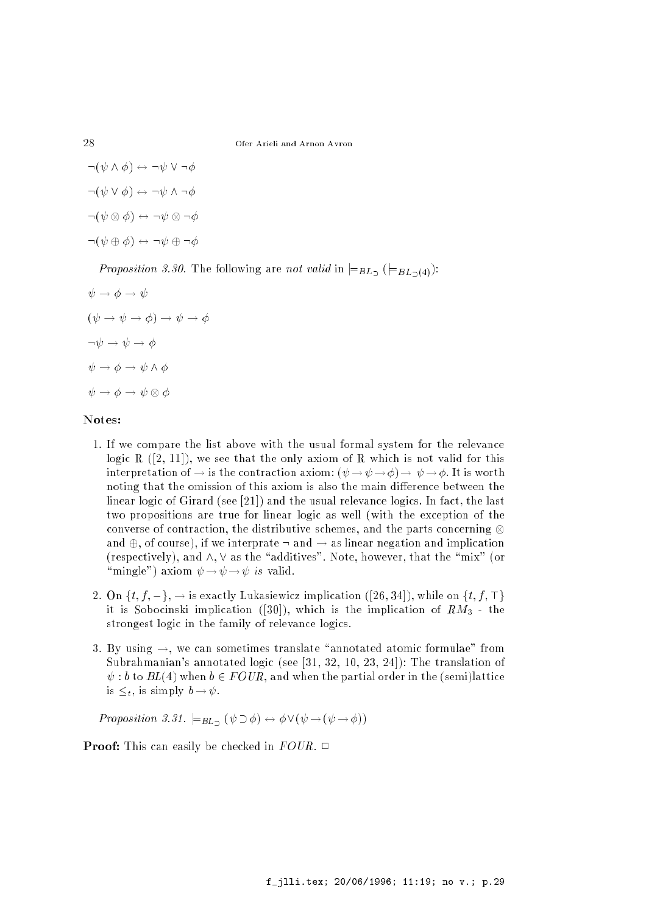$\neg(\psi \wedge \phi) \leftrightarrow \neg\psi \vee \neg\phi$

$\neg(\psi \vee \phi) \leftrightarrow \neg\psi \wedge \neg\phi$

$\neg(\psi \otimes \phi) \leftrightarrow \neg\psi \otimes \neg\phi$

$\neg(\psi \oplus \phi) \leftrightarrow \neg\psi \oplus \neg\phi$

*Proposition 3.30.* The following are *not valid* in $\models_{BL_{\supset}}$ ($\models_{BL_{\supset}(4)}$):

$\psi \rightarrow \phi \rightarrow \psi$

$(\psi \rightarrow \psi \rightarrow \phi) \rightarrow \psi \rightarrow \phi$

$\neg\psi \rightarrow \psi \rightarrow \phi$

$\psi \rightarrow \phi \rightarrow \psi \wedge \phi$

$\psi \rightarrow \phi \rightarrow \psi \otimes \phi$

**Notes:**

1. If we compare the list above with the usual formal system for the relevance logic R ([2, 11]), we see that the only axiom of R which is not valid for this interpretation of $\rightarrow$ is the contraction axiom: $(\psi \rightarrow \psi \rightarrow \phi) \rightarrow \psi \rightarrow \phi$. It is worth noting that the omission of this axiom is also the main difference between the linear logic of Girard (see [21]) and the usual relevance logics. In fact, the last two propositions are true for linear logic as well (with the exception of the converse of contraction, the distributive schemes, and the parts concerning $\otimes$ and $\oplus$, of course), if we interprate $\neg$ and $\rightarrow$ as linear negation and implication (respectively), and $\wedge, \vee$ as the "additives". Note, however, that the "mix" (or "mingle") axiom $\psi \rightarrow \psi \rightarrow \psi$ *is* valid.

2. On $\{t, f, -\}$, $\rightarrow$ is exactly Lukasiewicz implication ([26, 34]), while on $\{t, f, \top\}$ it is Sobocinski implication ([30]), which is the implication of $RM_3$ - the strongest logic in the family of relevance logics.

3. By using $\rightarrow$, we can sometimes translate "annotated atomic formulae" from Subrahmanian's annotated logic (see [31, 32, 10, 23, 24]): The translation of $\psi : b$ to $BL(4)$ when $b \in FOUR$, and when the partial order in the (semi)lattice is $\leq_t$, is simply $b \rightarrow \psi$.

*Proposition 3.31.* $\models_{BL_{\supset}} (\psi \supset \phi) \leftrightarrow \phi \vee (\psi \rightarrow (\psi \rightarrow \phi))$

**Proof:** This can easily be checked in $FOUR$. $\Box$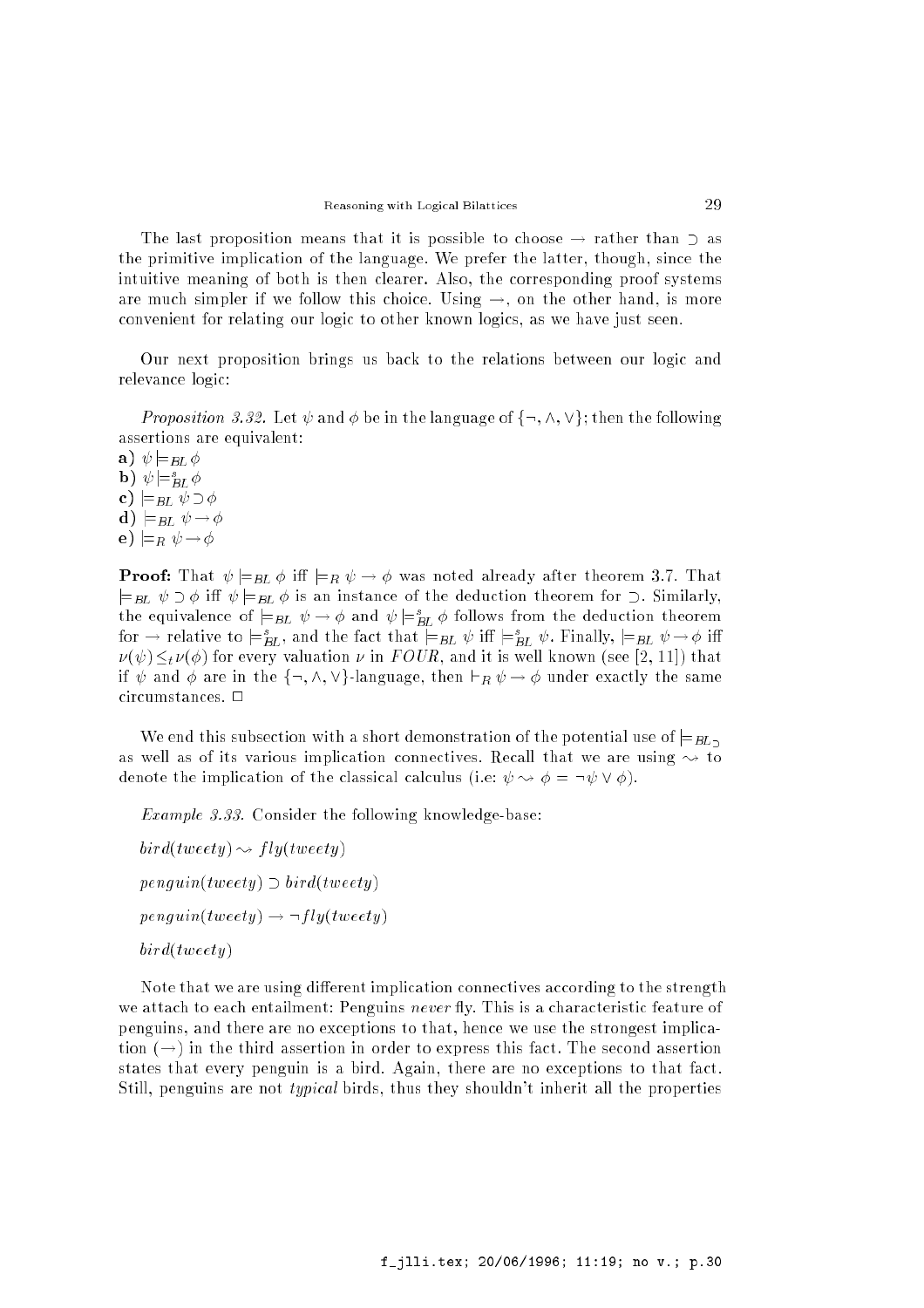The last proposition means that it is possible to choose $\rightarrow$ rather than $\supset$ as the primitive implication of the language. We prefer the latter, though, since the intuitive meaning of both is then clearer. Also, the corresponding proof systems are much simpler if we follow this choice. Using $\rightarrow$, on the other hand, is more convenient for relating our logic to other known logics, as we have just seen.

Our next proposition brings us back to the relations between our logic and relevance logic:

*Proposition 3.32.* Let $\psi$ and $\phi$ be in the language of $\{\neg, \wedge, \vee\}$; then the following assertions are equivalent:

**a)** $\psi \models_{BL} \phi$

**b)** $\psi \models^{s}_{BL} \phi$

**c)** $\models_{BL} \psi \supset \phi$

**d)** $\models_{BL} \psi \rightarrow \phi$

**e)** $\models_{R} \psi \rightarrow \phi$

**Proof:** That $\psi \models_{BL} \phi$ iff $\models_R \psi \rightarrow \phi$ was noted already after theorem 3.7. That $\models_{BL} \psi \supset \phi$ iff $\psi \models_{BL} \phi$ is an instance of the deduction theorem for $\supset$. Similarly, the equivalence of $\models_{BL} \psi \rightarrow \phi$ and $\psi \models^{s}_{BL} \phi$ follows from the deduction theorem for $\rightarrow$ relative to $\models^{s}_{BL}$, and the fact that $\models_{BL} \psi$ iff $\models^{s}_{BL} \psi$. Finally, $\models_{BL} \psi \rightarrow \phi$ iff $\nu(\psi) \leq_t \nu(\phi)$ for every valuation $\nu$ in $FOUR$, and it is well known (see [2, 11]) that if $\psi$ and $\phi$ are in the $\{\neg, \wedge, \vee\}$-language, then $\vdash_R \psi \rightarrow \phi$ under exactly the same circumstances. $\Box$

We end this subsection with a short demonstration of the potential use of $\models_{BL_\supset}$ as well as of its various implication connectives. Recall that we are using $\leadsto$ to denote the implication of the classical calculus (i.e: $\psi \leadsto \phi = \neg\psi \vee \phi$).

*Example 3.33.* Consider the following knowledge-base:

$bird(tweety) \leadsto fly(tweety)$

$penguin(tweety) \supset bird(tweety)$

$penguin(tweety) \rightarrow \neg fly(tweety)$

$bird(tweety)$

Note that we are using different implication connectives according to the strength we attach to each entailment: Penguins *never* fly. This is a characteristic feature of penguins, and there are no exceptions to that, hence we use the strongest implication ($\rightarrow$) in the third assertion in order to express this fact. The second assertion states that every penguin is a bird. Again, there are no exceptions to that fact. Still, penguins are not *typical* birds, thus they shouldn't inherit all the properties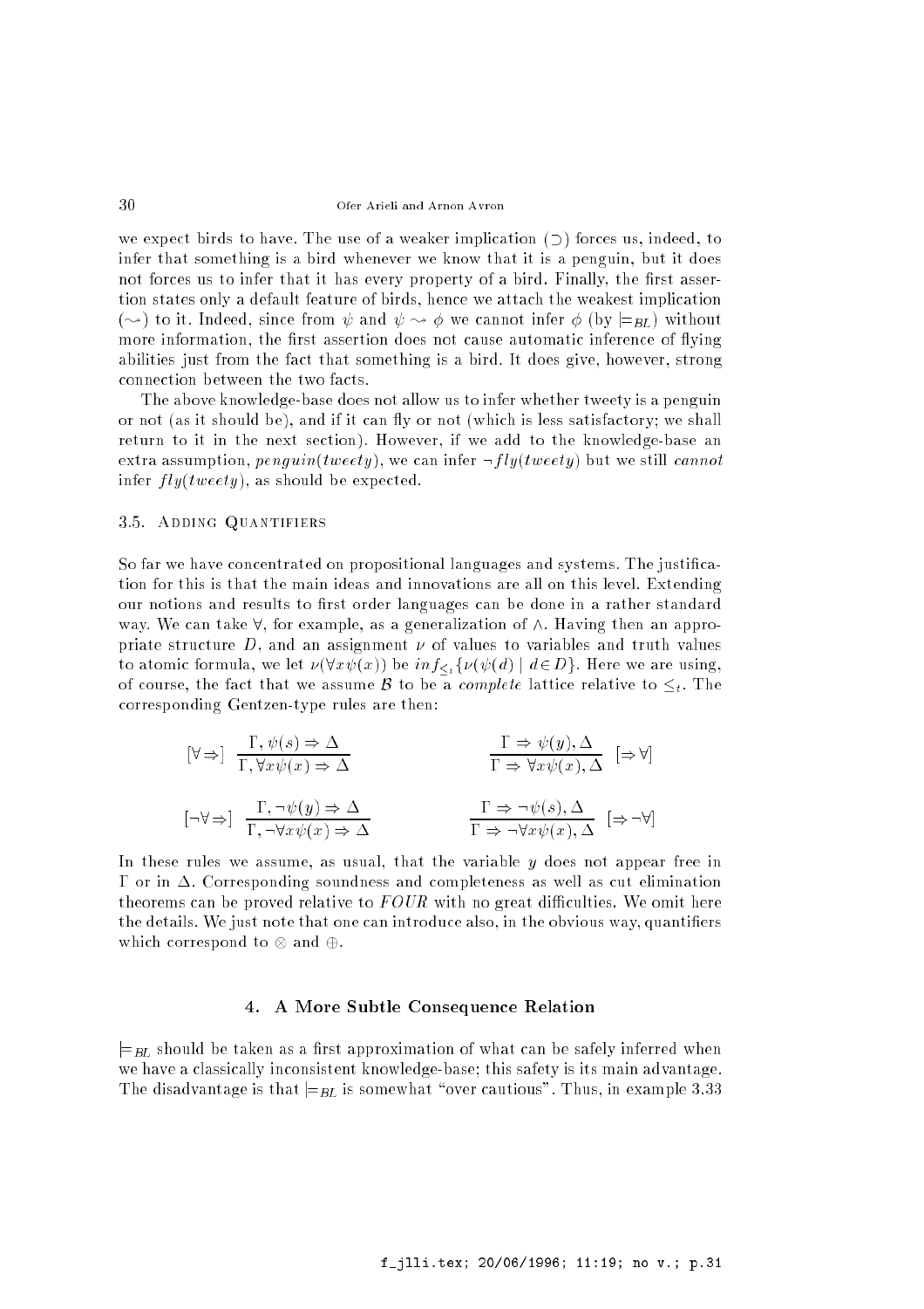we expect birds to have. The use of a weaker implication ($\supset$) forces us, indeed, to infer that something is a bird whenever we know that it is a penguin, but it does not forces us to infer that it has every property of a bird. Finally, the first assertion states only a default feature of birds, hence we attach the weakest implication ($\rightsquigarrow$) to it. Indeed, since from $\psi$ and $\psi \rightsquigarrow \phi$ we cannot infer $\phi$ (by $\models_{BL}$) without more information, the first assertion does not cause automatic inference of flying abilities just from the fact that something is a bird. It does give, however, strong connection between the two facts.

The above knowledge-base does not allow us to infer whether tweety is a penguin or not (as it should be), and if it can fly or not (which is less satisfactory; we shall return to it in the next section). However, if we add to the knowledge-base an extra assumption, $penguin(tweety)$, we can infer $\neg fly(tweety)$ but we still *cannot* infer $fly(tweety)$, as should be expected.

### 3.5. Adding Quantifiers

So far we have concentrated on propositional languages and systems. The justification for this is that the main ideas and innovations are all on this level. Extending our notions and results to first order languages can be done in a rather standard way. We can take $\forall$, for example, as a generalization of $\wedge$. Having then an appropriate structure $D$, and an assignment $\nu$ of values to variables and truth values to atomic formula, we let $\nu(\forall x \psi(x))$ be $inf_{\leq_t}\{\nu(\psi(d)) \mid d \in D\}$. Here we are using, of course, the fact that we assume $\mathcal{B}$ to be a *complete* lattice relative to $\leq_t$. The corresponding Gentzen-type rules are then:

$$[\forall \Rightarrow] \quad \frac{\Gamma, \psi(s) \Rightarrow \Delta}{\Gamma, \forall x \psi(x) \Rightarrow \Delta} \qquad\qquad \frac{\Gamma \Rightarrow \psi(y), \Delta}{\Gamma \Rightarrow \forall x \psi(x), \Delta} \quad [\Rightarrow \forall]$$

$$[\neg\forall \Rightarrow] \quad \frac{\Gamma, \neg\psi(y) \Rightarrow \Delta}{\Gamma, \neg\forall x \psi(x) \Rightarrow \Delta} \qquad\qquad \frac{\Gamma \Rightarrow \neg\psi(s), \Delta}{\Gamma \Rightarrow \neg\forall x \psi(x), \Delta} \quad [\Rightarrow \neg\forall]$$

In these rules we assume, as usual, that the variable $y$ does not appear free in $\Gamma$ or in $\Delta$. Corresponding soundness and completeness as well as cut elimination theorems can be proved relative to $FOUR$ with no great difficulties. We omit here the details. We just note that one can introduce also, in the obvious way, quantifiers which correspond to $\otimes$ and $\oplus$.

## 4. A More Subtle Consequence Relation

$\models_{BL}$ should be taken as a first approximation of what can be safely inferred when we have a classically inconsistent knowledge-base; this safety is its main advantage. The disadvantage is that $\models_{BL}$ is somewhat "over cautious". Thus, in example 3.33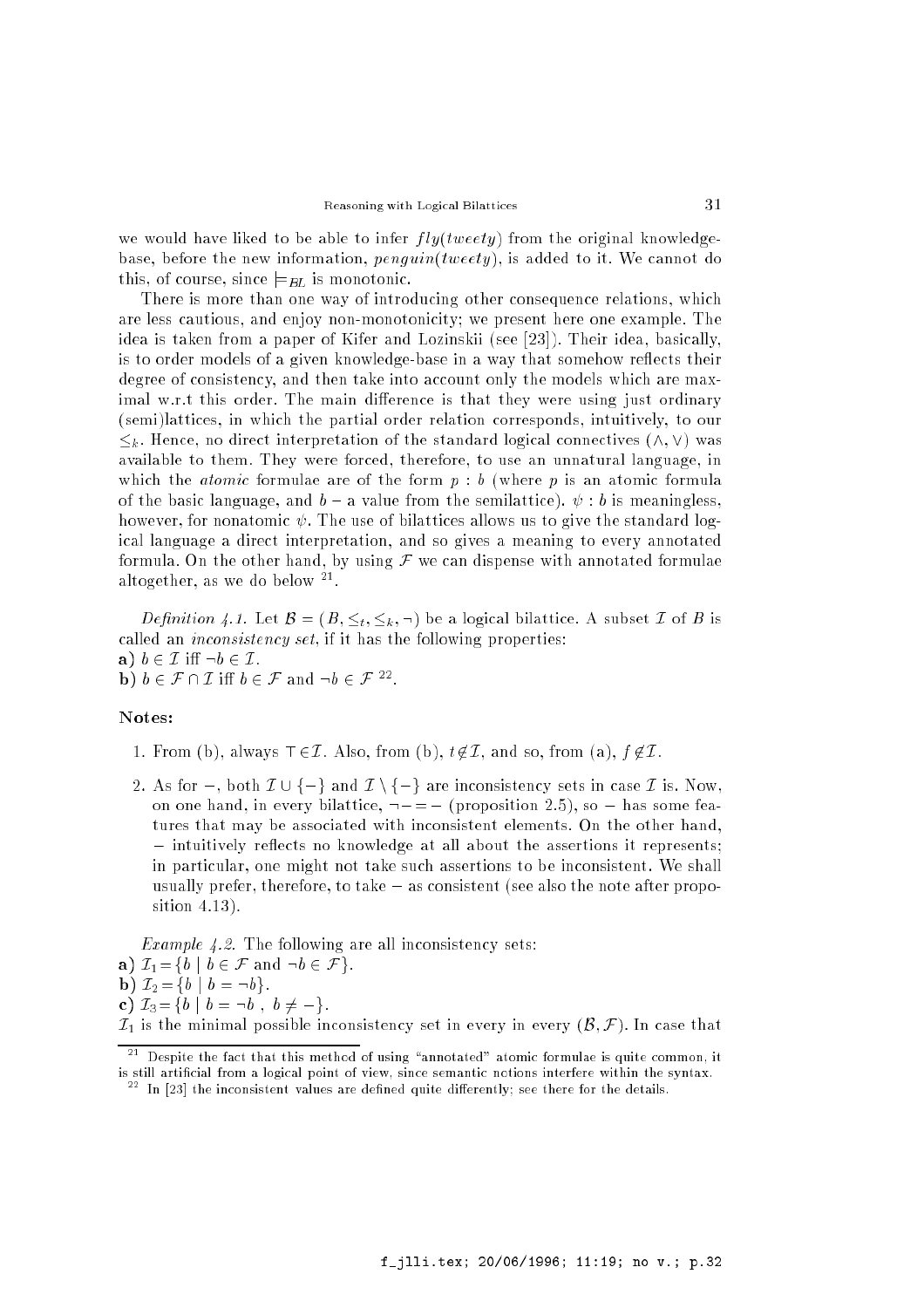we would have liked to be able to infer $fly(tweety)$ from the original knowledge-base, before the new information, $penguin(tweety)$, is added to it. We cannot do this, of course, since $\models_{BL}$ is monotonic.

There is more than one way of introducing other consequence relations, which are less cautious, and enjoy non-monotonicity; we present here one example. The idea is taken from a paper of Kifer and Lozinskii (see [23]). Their idea, basically, is to order models of a given knowledge-base in a way that somehow reflects their degree of consistency, and then take into account only the models which are maximal w.r.t this order. The main difference is that they were using just ordinary (semi)lattices, in which the partial order relation corresponds, intuitively, to our $\leq_k$. Hence, no direct interpretation of the standard logical connectives ($\wedge, \vee$) was available to them. They were forced, therefore, to use an unnatural language, in which the *atomic* formulae are of the form $p : b$ (where $p$ is an atomic formula of the basic language, and $b$ – a value from the semilattice). $\psi : b$ is meaningless, however, for nonatomic $\psi$. The use of bilattices allows us to give the standard logical language a direct interpretation, and so gives a meaning to every annotated formula. On the other hand, by using $\mathcal{F}$ we can dispense with annotated formulae altogether, as we do below [21].

*Definition 4.1.* Let $\mathcal{B} = (B, \leq_t, \leq_k, \neg)$ be a logical bilattice. A subset $\mathcal{I}$ of $B$ is called an *inconsistency set*, if it has the following properties:
**a)** $b \in \mathcal{I}$ iff $\neg b \in \mathcal{I}$.
**b)** $b \in \mathcal{F} \cap \mathcal{I}$ iff $b \in \mathcal{F}$ and $\neg b \in \mathcal{F}$ [22].

**Notes:**

1. From (b), always $\top \in \mathcal{I}$. Also, from (b), $t \notin \mathcal{I}$, and so, from (a), $f \notin \mathcal{I}$.

2. As for $-$, both $\mathcal{I} \cup \{-\}$ and $\mathcal{I} \setminus \{-\}$ are inconsistency sets in case $\mathcal{I}$ is. Now, on one hand, in every bilattice, $\neg - = -$ (proposition 2.5), so $-$ has some features that may be associated with inconsistent elements. On the other hand, $-$ intuitively reflects no knowledge at all about the assertions it represents; in particular, one might not take such assertions to be inconsistent. We shall usually prefer, therefore, to take $-$ as consistent (see also the note after proposition 4.13).

*Example 4.2.* The following are all inconsistency sets:
**a)** $\mathcal{I}_1 = \{b \mid b \in \mathcal{F} \text{ and } \neg b \in \mathcal{F}\}$.
**b)** $\mathcal{I}_2 = \{b \mid b = \neg b\}$.
**c)** $\mathcal{I}_3 = \{b \mid b = \neg b\ ,\ b \neq -\}$.
$\mathcal{I}_1$ is the minimal possible inconsistency set in every in every $(\mathcal{B}, \mathcal{F})$. In case that

[21] Despite the fact that this method of using "annotated" atomic formulae is quite common, it is still artificial from a logical point of view, since semantic notions interfere within the syntax.

[22] In [23] the inconsistent values are defined quite differently; see there for the details.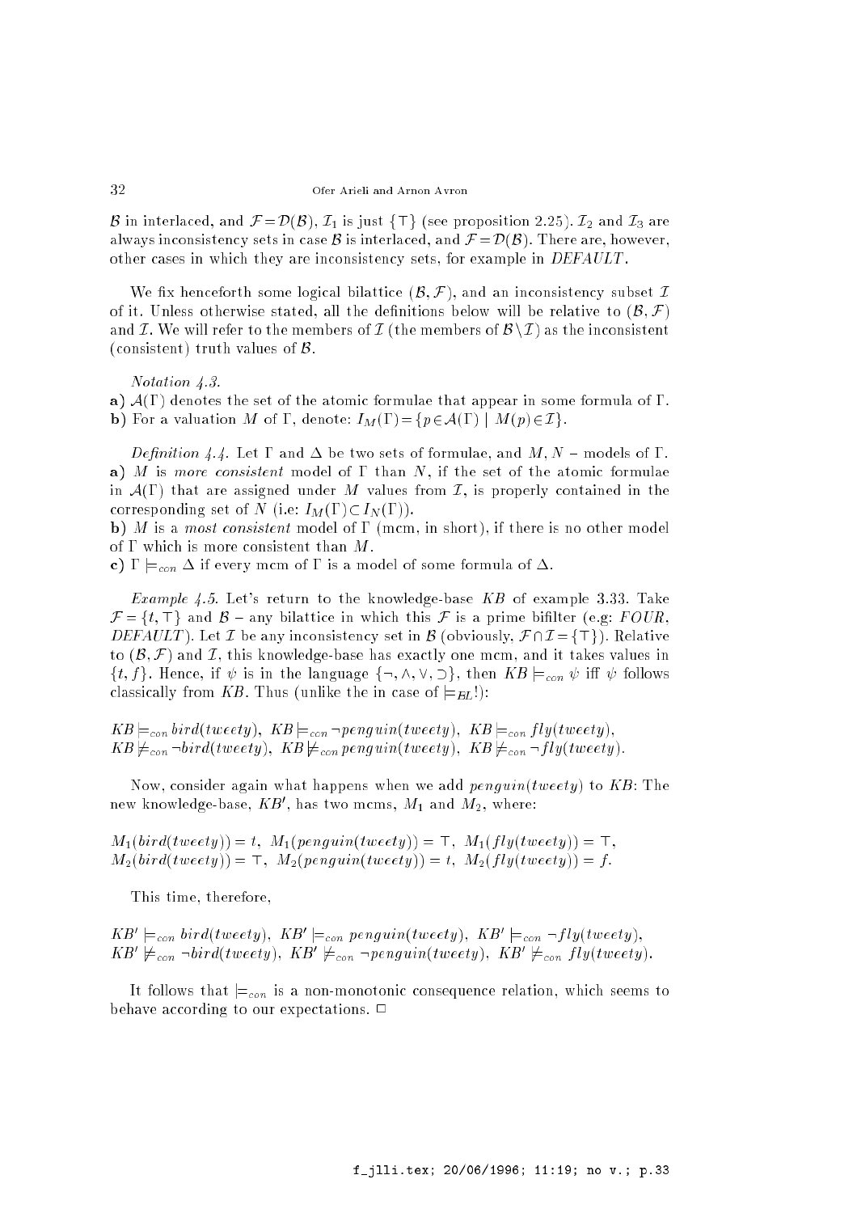$\mathcal{B}$ in interlaced, and $\mathcal{F} = \mathcal{D}(\mathcal{B})$, $\mathcal{I}_1$ is just $\{\top\}$ (see proposition 2.25). $\mathcal{I}_2$ and $\mathcal{I}_3$ are always inconsistency sets in case $\mathcal{B}$ is interlaced, and $\mathcal{F} = \mathcal{D}(\mathcal{B})$. There are, however, other cases in which they are inconsistency sets, for example in *DEFAULT*.

We fix henceforth some logical bilattice $(\mathcal{B}, \mathcal{F})$, and an inconsistency subset $\mathcal{I}$ of it. Unless otherwise stated, all the definitions below will be relative to $(\mathcal{B}, \mathcal{F})$ and $\mathcal{I}$. We will refer to the members of $\mathcal{I}$ (the members of $\mathcal{B} \setminus \mathcal{I}$) as the inconsistent (consistent) truth values of $\mathcal{B}$.

*Notation 4.3.*

**a)** $\mathcal{A}(\Gamma)$ denotes the set of the atomic formulae that appear in some formula of $\Gamma$.

**b)** For a valuation $M$ of $\Gamma$, denote: $I_M(\Gamma) = \{p \in \mathcal{A}(\Gamma) \mid M(p) \in \mathcal{I}\}$.

*Definition 4.4.* Let $\Gamma$ and $\Delta$ be two sets of formulae, and $M, N$ – models of $\Gamma$.

**a)** $M$ is *more consistent* model of $\Gamma$ than $N$, if the set of the atomic formulae in $\mathcal{A}(\Gamma)$ that are assigned under $M$ values from $\mathcal{I}$, is properly contained in the corresponding set of $N$ (i.e: $I_M(\Gamma) \subset I_N(\Gamma)$).

**b)** $M$ is a *most consistent* model of $\Gamma$ (mcm, in short), if there is no other model of $\Gamma$ which is more consistent than $M$.

**c)** $\Gamma \models_{con} \Delta$ if every mcm of $\Gamma$ is a model of some formula of $\Delta$.

*Example 4.5.* Let's return to the knowledge-base $KB$ of example 3.33. Take $\mathcal{F} = \{t, \top\}$ and $\mathcal{B}$ – any bilattice in which this $\mathcal{F}$ is a prime bifilter (e.g: *FOUR*, *DEFAULT*). Let $\mathcal{I}$ be any inconsistency set in $\mathcal{B}$ (obviously, $\mathcal{F} \cap \mathcal{I} = \{\top\}$). Relative to $(\mathcal{B}, \mathcal{F})$ and $\mathcal{I}$, this knowledge-base has exactly one mcm, and it takes values in $\{t, f\}$. Hence, if $\psi$ is in the language $\{\neg, \wedge, \vee, \supset\}$, then $KB \models_{con} \psi$ iff $\psi$ follows classically from $KB$. Thus (unlike the in case of $\models_{BL}$!):

$KB \models_{con} bird(tweety)$, $KB \models_{con} \neg penguin(tweety)$, $KB \models_{con} fly(tweety)$,
$KB \not\models_{con} \neg bird(tweety)$, $KB \not\models_{con} penguin(tweety)$, $KB \not\models_{con} \neg fly(tweety)$.

Now, consider again what happens when we add $penguin(tweety)$ to $KB$: The new knowledge-base, $KB'$, has two mcms, $M_1$ and $M_2$, where:

$M_1(bird(tweety)) = t$, $M_1(penguin(tweety)) = \top$, $M_1(fly(tweety)) = \top$,
$M_2(bird(tweety)) = \top$, $M_2(penguin(tweety)) = t$, $M_2(fly(tweety)) = f$.

This time, therefore,

$KB' \models_{con} bird(tweety)$, $KB' \models_{con} penguin(tweety)$, $KB' \models_{con} \neg fly(tweety)$,
$KB' \not\models_{con} \neg bird(tweety)$, $KB' \not\models_{con} \neg penguin(tweety)$, $KB' \not\models_{con} fly(tweety)$.

It follows that $\models_{con}$ is a non-monotonic consequence relation, which seems to behave according to our expectations. □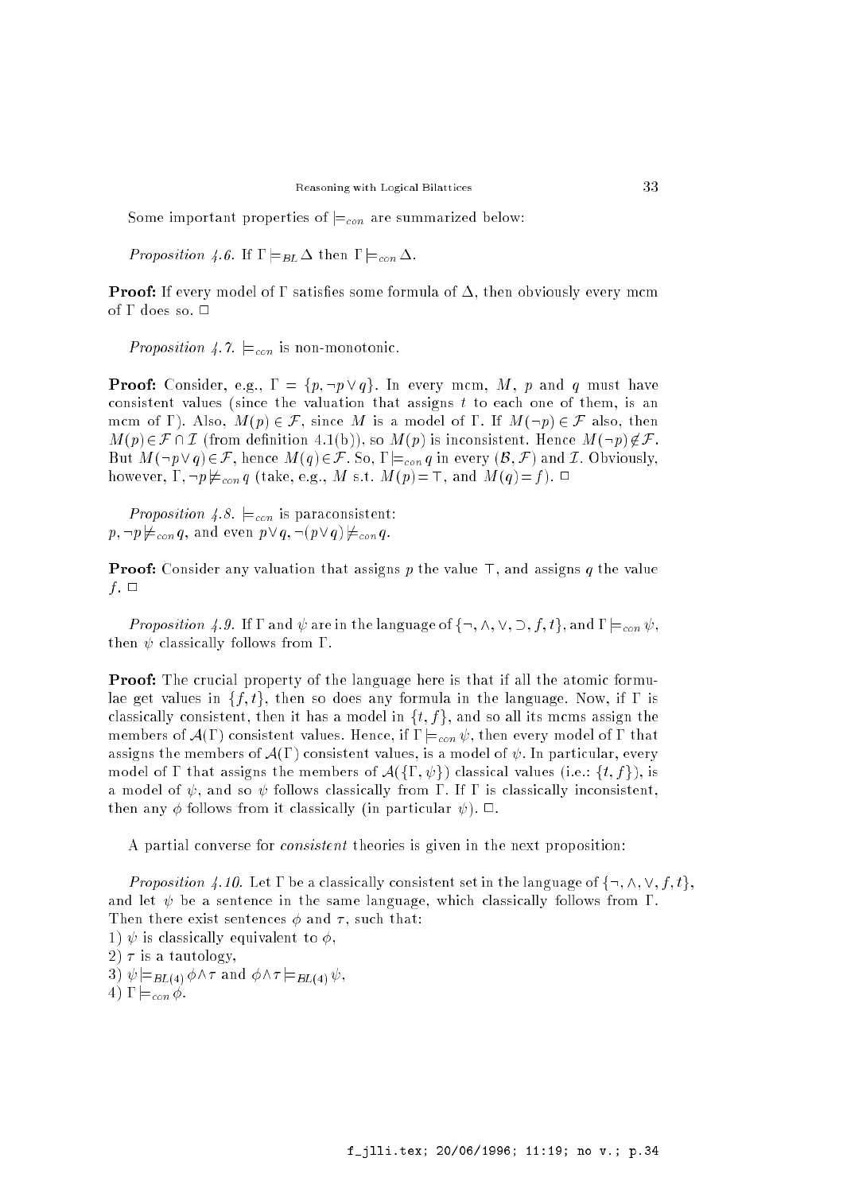Some important properties of $\models_{con}$ are summarized below:

*Proposition 4.6.* If $\Gamma \models_{BL} \Delta$ then $\Gamma \models_{con} \Delta$.

**Proof:** If every model of $\Gamma$ satisfies some formula of $\Delta$, then obviously every mcm of $\Gamma$ does so. $\Box$

*Proposition 4.7.* $\models_{con}$ is non-monotonic.

**Proof:** Consider, e.g., $\Gamma = \{p, \neg p \vee q\}$. In every mcm, $M$, $p$ and $q$ must have consistent values (since the valuation that assigns $t$ to each one of them, is an mcm of $\Gamma$). Also, $M(p) \in \mathcal{F}$, since $M$ is a model of $\Gamma$. If $M(\neg p) \in \mathcal{F}$ also, then $M(p) \in \mathcal{F} \cap \mathcal{I}$ (from definition 4.1(b)), so $M(p)$ is inconsistent. Hence $M(\neg p) \notin \mathcal{F}$. But $M(\neg p \vee q) \in \mathcal{F}$, hence $M(q) \in \mathcal{F}$. So, $\Gamma \models_{con} q$ in every $(\mathcal{B}, \mathcal{F})$ and $\mathcal{I}$. Obviously, however, $\Gamma, \neg p \not\models_{con} q$ (take, e.g., $M$ s.t. $M(p) = \top$, and $M(q) = f$). $\Box$

*Proposition 4.8.* $\models_{con}$ is paraconsistent:
$p, \neg p \not\models_{con} q$, and even $p \vee q, \neg(p \vee q) \not\models_{con} q$.

**Proof:** Consider any valuation that assigns $p$ the value $\top$, and assigns $q$ the value $f$. $\Box$

*Proposition 4.9.* If $\Gamma$ and $\psi$ are in the language of $\{\neg, \wedge, \vee, \supset, f, t\}$, and $\Gamma \models_{con} \psi$, then $\psi$ classically follows from $\Gamma$.

**Proof:** The crucial property of the language here is that if all the atomic formulae get values in $\{f, t\}$, then so does any formula in the language. Now, if $\Gamma$ is classically consistent, then it has a model in $\{t, f\}$, and so all its mcms assign the members of $\mathcal{A}(\Gamma)$ consistent values. Hence, if $\Gamma \models_{con} \psi$, then every model of $\Gamma$ that assigns the members of $\mathcal{A}(\Gamma)$ consistent values, is a model of $\psi$. In particular, every model of $\Gamma$ that assigns the members of $\mathcal{A}(\{\Gamma, \psi\})$ classical values (i.e.: $\{t, f\}$), is a model of $\psi$, and so $\psi$ follows classically from $\Gamma$. If $\Gamma$ is classically inconsistent, then any $\phi$ follows from it classically (in particular $\psi$). $\Box$.

A partial converse for *consistent* theories is given in the next proposition:

*Proposition 4.10.* Let $\Gamma$ be a classically consistent set in the language of $\{\neg, \wedge, \vee, f, t\}$, and let $\psi$ be a sentence in the same language, which classically follows from $\Gamma$. Then there exist sentences $\phi$ and $\tau$, such that:
1) $\psi$ is classically equivalent to $\phi$,
2) $\tau$ is a tautology,
3) $\psi \models_{BL(4)} \phi \wedge \tau$ and $\phi \wedge \tau \models_{BL(4)} \psi$,
4) $\Gamma \models_{con} \phi$.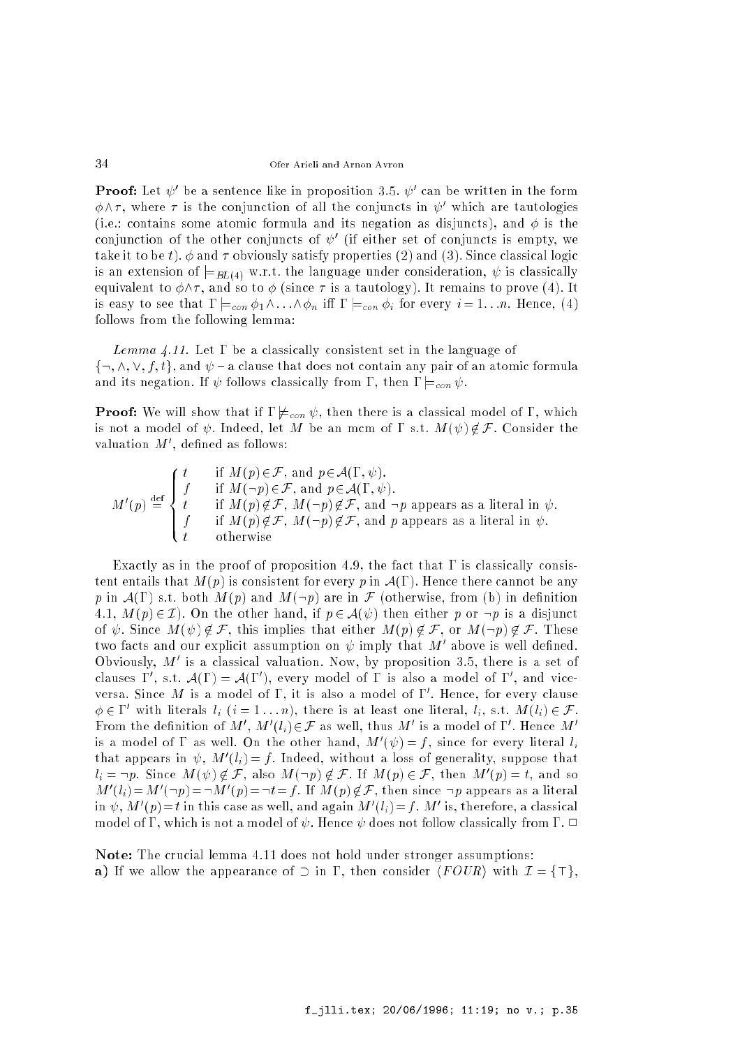**Proof:** Let $\psi'$ be a sentence like in proposition 3.5. $\psi'$ can be written in the form $\phi \wedge \tau$, where $\tau$ is the conjunction of all the conjuncts in $\psi'$ which are tautologies (i.e.: contains some atomic formula and its negation as disjuncts), and $\phi$ is the conjunction of the other conjuncts of $\psi'$ (if either set of conjuncts is empty, we take it to be $t$). $\phi$ and $\tau$ obviously satisfy properties (2) and (3). Since classical logic is an extension of $\models_{BL(4)}$ w.r.t. the language under consideration, $\psi$ is classically equivalent to $\phi \wedge \tau$, and so to $\phi$ (since $\tau$ is a tautology). It remains to prove (4). It is easy to see that $\Gamma \models_{con} \phi_1 \wedge \ldots \wedge \phi_n$ iff $\Gamma \models_{con} \phi_i$ for every $i = 1 \ldots n$. Hence, (4) follows from the following lemma:

*Lemma 4.11.* Let $\Gamma$ be a classically consistent set in the language of $\{\neg, \wedge, \vee, f, t\}$, and $\psi$ – a clause that does not contain any pair of an atomic formula and its negation. If $\psi$ follows classically from $\Gamma$, then $\Gamma \models_{con} \psi$.

**Proof:** We will show that if $\Gamma \not\models_{con} \psi$, then there is a classical model of $\Gamma$, which is not a model of $\psi$. Indeed, let $M$ be an mcm of $\Gamma$ s.t. $M(\psi) \notin \mathcal{F}$. Consider the valuation $M'$, defined as follows:

$$M'(p) \stackrel{\text{def}}{=} \begin{cases} t & \text{if } M(p) \in \mathcal{F}, \text{ and } p \in \mathcal{A}(\Gamma, \psi). \\ f & \text{if } M(\neg p) \in \mathcal{F}, \text{ and } p \in \mathcal{A}(\Gamma, \psi). \\ t & \text{if } M(p) \notin \mathcal{F},\ M(\neg p) \notin \mathcal{F}, \text{ and } \neg p \text{ appears as a literal in } \psi. \\ f & \text{if } M(p) \notin \mathcal{F},\ M(\neg p) \notin \mathcal{F}, \text{ and } p \text{ appears as a literal in } \psi. \\ t & \text{otherwise} \end{cases}$$

Exactly as in the proof of proposition 4.9, the fact that $\Gamma$ is classically consistent entails that $M(p)$ is consistent for every $p$ in $\mathcal{A}(\Gamma)$. Hence there cannot be any $p$ in $\mathcal{A}(\Gamma)$ s.t. both $M(p)$ and $M(\neg p)$ are in $\mathcal{F}$ (otherwise, from (b) in definition 4.1, $M(p) \in \mathcal{I}$). On the other hand, if $p \in \mathcal{A}(\psi)$ then either $p$ or $\neg p$ is a disjunct of $\psi$. Since $M(\psi) \notin \mathcal{F}$, this implies that either $M(p) \notin \mathcal{F}$, or $M(\neg p) \notin \mathcal{F}$. These two facts and our explicit assumption on $\psi$ imply that $M'$ above is well defined. Obviously, $M'$ is a classical valuation. Now, by proposition 3.5, there is a set of clauses $\Gamma'$, s.t. $\mathcal{A}(\Gamma) = \mathcal{A}(\Gamma')$, every model of $\Gamma$ is also a model of $\Gamma'$, and vice-versa. Since $M$ is a model of $\Gamma$, it is also a model of $\Gamma'$. Hence, for every clause $\phi \in \Gamma'$ with literals $l_i$ ($i = 1 \ldots n$), there is at least one literal, $l_i$, s.t. $M(l_i) \in \mathcal{F}$. From the definition of $M'$, $M'(l_i) \in \mathcal{F}$ as well, thus $M'$ is a model of $\Gamma'$. Hence $M'$ is a model of $\Gamma$ as well. On the other hand, $M'(\psi) = f$, since for every literal $l_i$ that appears in $\psi$, $M'(l_i) = f$. Indeed, without a loss of generality, suppose that $l_i = \neg p$. Since $M(\psi) \notin \mathcal{F}$, also $M(\neg p) \notin \mathcal{F}$. If $M(p) \in \mathcal{F}$, then $M'(p) = t$, and so $M'(l_i) = M'(\neg p) = \neg M'(p) = \neg t = f$. If $M(p) \notin \mathcal{F}$, then since $\neg p$ appears as a literal in $\psi$, $M'(p) = t$ in this case as well, and again $M'(l_i) = f$. $M'$ is, therefore, a classical model of $\Gamma$, which is not a model of $\psi$. Hence $\psi$ does not follow classically from $\Gamma$. $\Box$

**Note:** The crucial lemma 4.11 does not hold under stronger assumptions:
**a)** If we allow the appearance of $\supset$ in $\Gamma$, then consider $\langle FOUR \rangle$ with $\mathcal{I} = \{\top\}$,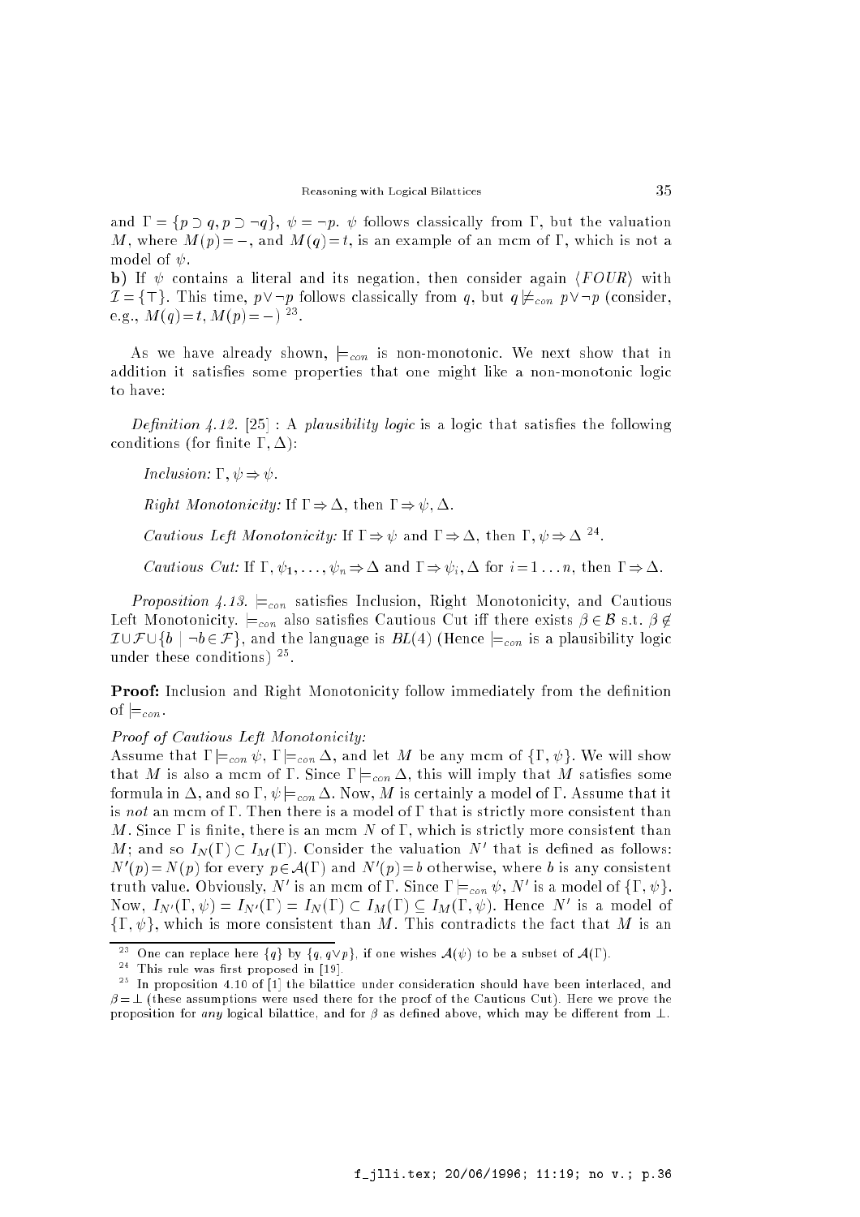and $\Gamma = \{p \supset q, p \supset \neg q\}$, $\psi = \neg p$. $\psi$ follows classically from $\Gamma$, but the valuation $M$, where $M(p) = -$, and $M(q) = t$, is an example of an mcm of $\Gamma$, which is not a model of $\psi$.

**b)** If $\psi$ contains a literal and its negation, then consider again $\langle FOUR \rangle$ with $\mathcal{I} = \{\top\}$. This time, $p \vee \neg p$ follows classically from $q$, but $q \not\models_{con} p \vee \neg p$ (consider, e.g., $M(q) = t, M(p) = -$) [23].

As we have already shown, $\models_{con}$ is non-monotonic. We next show that in addition it satisfies some properties that one might like a non-monotonic logic to have:

*Definition 4.12.* [25] : A *plausibility logic* is a logic that satisfies the following conditions (for finite $\Gamma, \Delta$):

*Inclusion:* $\Gamma, \psi \Rightarrow \psi$.

*Right Monotonicity:* If $\Gamma \Rightarrow \Delta$, then $\Gamma \Rightarrow \psi, \Delta$.

*Cautious Left Monotonicity:* If $\Gamma \Rightarrow \psi$ and $\Gamma \Rightarrow \Delta$, then $\Gamma, \psi \Rightarrow \Delta$ [24].

*Cautious Cut:* If $\Gamma, \psi_1, \ldots, \psi_n \Rightarrow \Delta$ and $\Gamma \Rightarrow \psi_i, \Delta$ for $i = 1 \ldots n$, then $\Gamma \Rightarrow \Delta$.

*Proposition 4.13.* $\models_{con}$ satisfies Inclusion, Right Monotonicity, and Cautious Left Monotonicity. $\models_{con}$ also satisfies Cautious Cut iff there exists $\beta \in \mathcal{B}$ s.t. $\beta \notin \mathcal{I} \cup \mathcal{F} \cup \{b \mid \neg b \in \mathcal{F}\}$, and the language is $BL(4)$ (Hence $\models_{con}$ is a plausibility logic under these conditions) [25].

**Proof:** Inclusion and Right Monotonicity follow immediately from the definition of $\models_{con}$.

*Proof of Cautious Left Monotonicity:*

Assume that $\Gamma \models_{con} \psi$, $\Gamma \models_{con} \Delta$, and let $M$ be any mcm of $\{\Gamma, \psi\}$. We will show that $M$ is also a mcm of $\Gamma$. Since $\Gamma \models_{con} \Delta$, this will imply that $M$ satisfies some formula in $\Delta$, and so $\Gamma, \psi \models_{con} \Delta$. Now, $M$ is certainly a model of $\Gamma$. Assume that it is *not* an mcm of $\Gamma$. Then there is a model of $\Gamma$ that is strictly more consistent than $M$. Since $\Gamma$ is finite, there is an mcm $N$ of $\Gamma$, which is strictly more consistent than $M$; and so $I_N(\Gamma) \subset I_M(\Gamma)$. Consider the valuation $N'$ that is defined as follows: $N'(p) = N(p)$ for every $p \in \mathcal{A}(\Gamma)$ and $N'(p) = b$ otherwise, where $b$ is any consistent truth value. Obviously, $N'$ is an mcm of $\Gamma$. Since $\Gamma \models_{con} \psi$, $N'$ is a model of $\{\Gamma, \psi\}$. Now, $I_{N'}(\Gamma, \psi) = I_{N'}(\Gamma) = I_N(\Gamma) \subset I_M(\Gamma) \subseteq I_M(\Gamma, \psi)$. Hence $N'$ is a model of $\{\Gamma, \psi\}$, which is more consistent than $M$. This contradicts the fact that $M$ is an

[23] One can replace here $\{q\}$ by $\{q, q \vee p\}$, if one wishes $\mathcal{A}(\psi)$ to be a subset of $\mathcal{A}(\Gamma)$.

[24] This rule was first proposed in [19].

[25] In proposition 4.10 of [1] the bilattice under consideration should have been interlaced, and $\beta = \bot$ (these assumptions were used there for the proof of the Cautious Cut). Here we prove the proposition for *any* logical bilattice, and for $\beta$ as defined above, which may be different from $\bot$.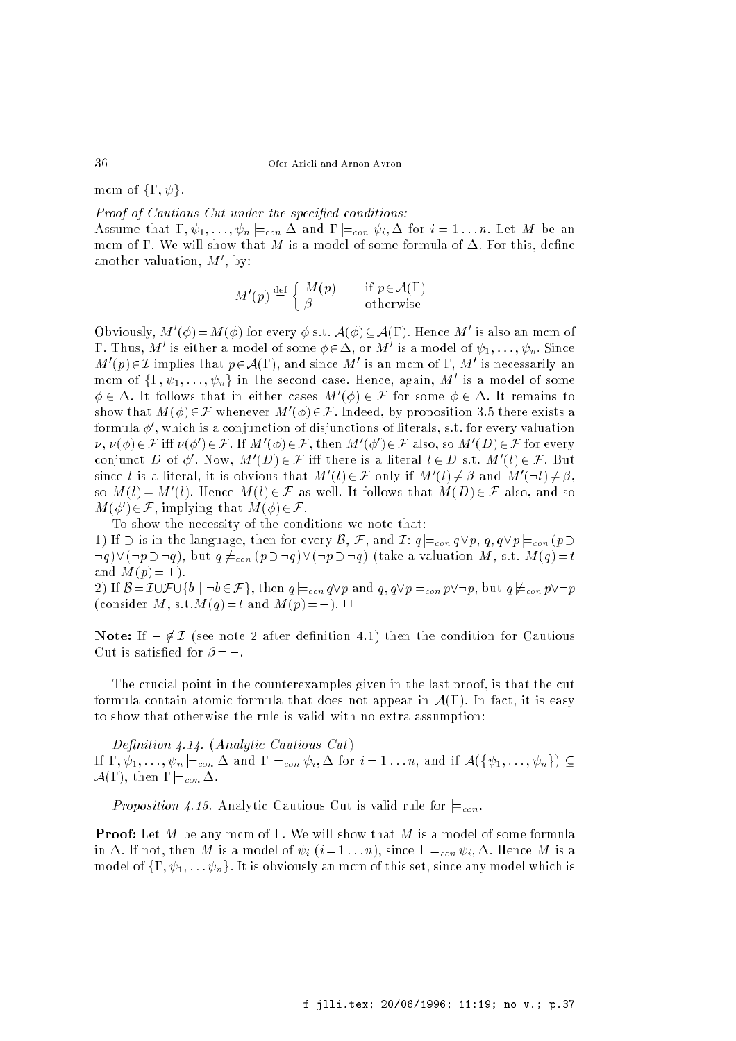mcm of $\{\Gamma, \psi\}$.

*Proof of Cautious Cut under the specified conditions:*
Assume that $\Gamma, \psi_1, \ldots, \psi_n \models_{con} \Delta$ and $\Gamma \models_{con} \psi_i, \Delta$ for $i = 1 \ldots n$. Let $M$ be an mcm of $\Gamma$. We will show that $M$ is a model of some formula of $\Delta$. For this, define another valuation, $M'$, by:

$$M'(p) \stackrel{\text{def}}{=} \begin{cases} M(p) & \text{if } p \in \mathcal{A}(\Gamma) \\ \beta & \text{otherwise} \end{cases}$$

Obviously, $M'(\phi) = M(\phi)$ for every $\phi$ s.t. $\mathcal{A}(\phi) \subseteq \mathcal{A}(\Gamma)$. Hence $M'$ is also an mcm of $\Gamma$. Thus, $M'$ is either a model of some $\phi \in \Delta$, or $M'$ is a model of $\psi_1, \ldots, \psi_n$. Since $M'(p) \in \mathcal{I}$ implies that $p \in \mathcal{A}(\Gamma)$, and since $M'$ is an mcm of $\Gamma$, $M'$ is necessarily an mcm of $\{\Gamma, \psi_1, \ldots, \psi_n\}$ in the second case. Hence, again, $M'$ is a model of some $\phi \in \Delta$. It follows that in either cases $M'(\phi) \in \mathcal{F}$ for some $\phi \in \Delta$. It remains to show that $M(\phi) \in \mathcal{F}$ whenever $M'(\phi) \in \mathcal{F}$. Indeed, by proposition 3.5 there exists a formula $\phi'$, which is a conjunction of disjunctions of literals, s.t. for every valuation $\nu$, $\nu(\phi) \in \mathcal{F}$ iff $\nu(\phi') \in \mathcal{F}$. If $M'(\phi) \in \mathcal{F}$, then $M'(\phi') \in \mathcal{F}$ also, so $M'(D) \in \mathcal{F}$ for every conjunct $D$ of $\phi'$. Now, $M'(D) \in \mathcal{F}$ iff there is a literal $l \in D$ s.t. $M'(l) \in \mathcal{F}$. But since $l$ is a literal, it is obvious that $M'(l) \in \mathcal{F}$ only if $M'(l) \neq \beta$ and $M'(\neg l) \neq \beta$, so $M(l) = M'(l)$. Hence $M(l) \in \mathcal{F}$ as well. It follows that $M(D) \in \mathcal{F}$ also, and so $M(\phi') \in \mathcal{F}$, implying that $M(\phi) \in \mathcal{F}$.

To show the necessity of the conditions we note that:

1) If $\supset$ is in the language, then for every $\mathcal{B}$, $\mathcal{F}$, and $\mathcal{I}$: $q \models_{con} q \vee p$, $q, q \vee p \models_{con} (p \supset \neg q) \vee (\neg p \supset \neg q)$, but $q \not\models_{con} (p \supset \neg q) \vee (\neg p \supset \neg q)$ (take a valuation $M$, s.t. $M(q) = t$ and $M(p) = \top$).

2) If $\mathcal{B} = \mathcal{I} \cup \mathcal{F} \cup \{b \mid \neg b \in \mathcal{F}\}$, then $q \models_{con} q \vee p$ and $q, q \vee p \models_{con} p \vee \neg p$, but $q \not\models_{con} p \vee \neg p$ (consider $M$, s.t. $M(q) = t$ and $M(p) = -$). $\Box$

**Note:** If $- \notin \mathcal{I}$ (see note 2 after definition 4.1) then the condition for Cautious Cut is satisfied for $\beta = -$.

The crucial point in the counterexamples given in the last proof, is that the cut formula contain atomic formula that does not appear in $\mathcal{A}(\Gamma)$. In fact, it is easy to show that otherwise the rule is valid with no extra assumption:

*Definition 4.14. (Analytic Cautious Cut)*
If $\Gamma, \psi_1, \ldots, \psi_n \models_{con} \Delta$ and $\Gamma \models_{con} \psi_i, \Delta$ for $i = 1 \ldots n$, and if $\mathcal{A}(\{\psi_1, \ldots, \psi_n\}) \subseteq \mathcal{A}(\Gamma)$, then $\Gamma \models_{con} \Delta$.

*Proposition 4.15.* Analytic Cautious Cut is valid rule for $\models_{con}$.

**Proof:** Let $M$ be any mcm of $\Gamma$. We will show that $M$ is a model of some formula in $\Delta$. If not, then $M$ is a model of $\psi_i$ ($i = 1 \ldots n$), since $\Gamma \models_{con} \psi_i, \Delta$. Hence $M$ is a model of $\{\Gamma, \psi_1, \ldots \psi_n\}$. It is obviously an mcm of this set, since any model which is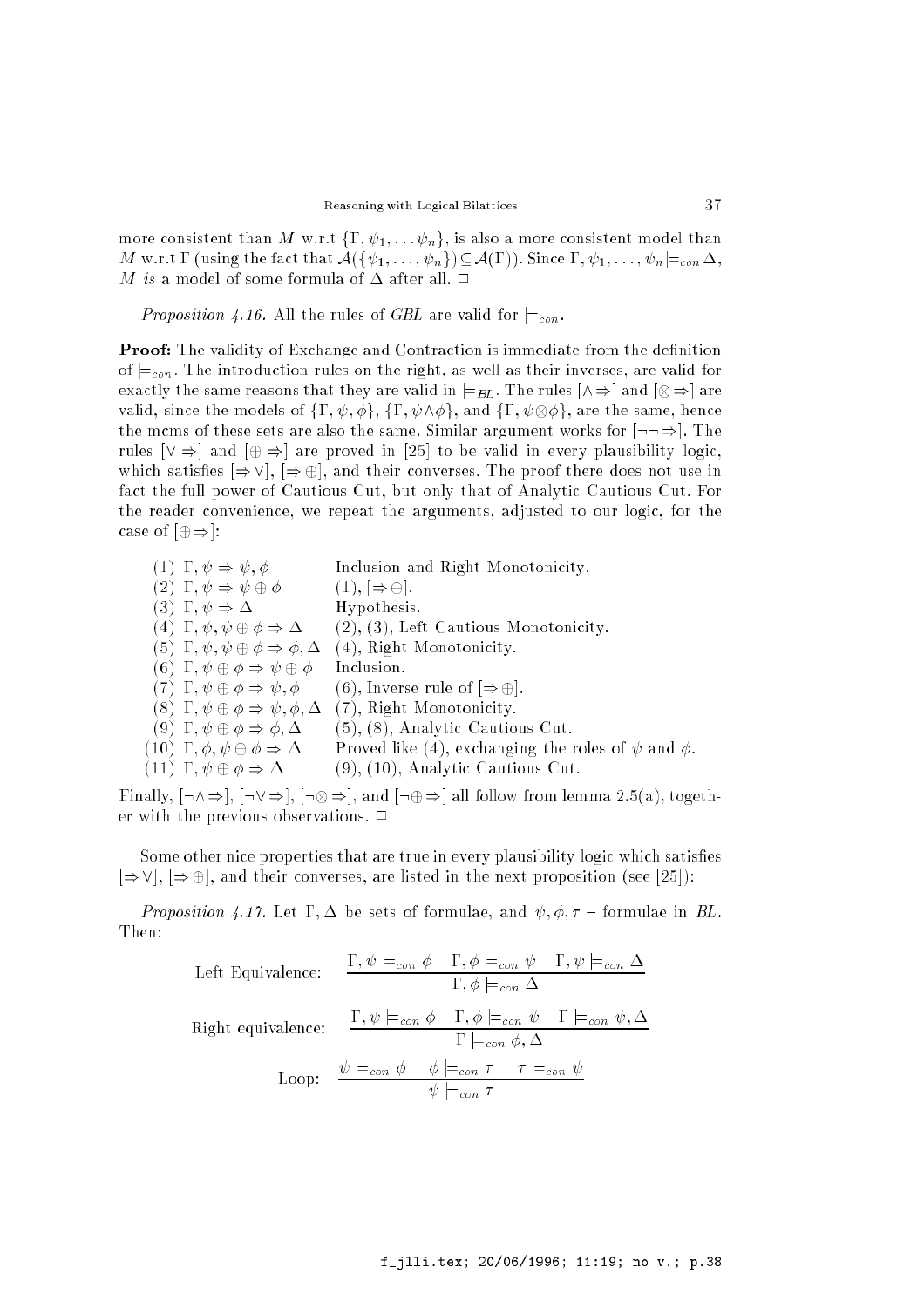more consistent than $M$ w.r.t $\{\Gamma, \psi_1, \ldots \psi_n\}$, is also a more consistent model than $M$ w.r.t $\Gamma$ (using the fact that $\mathcal{A}(\{\psi_1, \ldots, \psi_n\}) \subseteq \mathcal{A}(\Gamma)$). Since $\Gamma, \psi_1, \ldots, \psi_n \models_{con} \Delta$, $M$ *is* a model of some formula of $\Delta$ after all. $\Box$

*Proposition 4.16.* All the rules of *GBL* are valid for $\models_{con}$.

**Proof:** The validity of Exchange and Contraction is immediate from the definition of $\models_{con}$. The introduction rules on the right, as well as their inverses, are valid for exactly the same reasons that they are valid in $\models_{BL}$. The rules $[\wedge\Rightarrow]$ and $[\otimes\Rightarrow]$ are valid, since the models of $\{\Gamma, \psi, \phi\}$, $\{\Gamma, \psi\wedge\phi\}$, and $\{\Gamma, \psi\otimes\phi\}$, are the same, hence the mcms of these sets are also the same. Similar argument works for $[\neg\neg\Rightarrow]$. The rules $[\vee\Rightarrow]$ and $[\oplus\Rightarrow]$ are proved in [25] to be valid in every plausibility logic, which satisfies $[\Rightarrow\vee]$, $[\Rightarrow\oplus]$, and their converses. The proof there does not use in fact the full power of Cautious Cut, but only that of Analytic Cautious Cut. For the reader convenience, we repeat the arguments, adjusted to our logic, for the case of $[\oplus\Rightarrow]$:

| | | |
|---|---|---|
| (1) | $\Gamma, \psi \Rightarrow \psi, \phi$ | Inclusion and Right Monotonicity. |
| (2) | $\Gamma, \psi \Rightarrow \psi \oplus \phi$ | (1), $[\Rightarrow\oplus]$. |
| (3) | $\Gamma, \psi \Rightarrow \Delta$ | Hypothesis. |
| (4) | $\Gamma, \psi, \psi \oplus \phi \Rightarrow \Delta$ | (2), (3), Left Cautious Monotonicity. |
| (5) | $\Gamma, \psi, \psi \oplus \phi \Rightarrow \phi, \Delta$ | (4), Right Monotonicity. |
| (6) | $\Gamma, \psi \oplus \phi \Rightarrow \psi \oplus \phi$ | Inclusion. |
| (7) | $\Gamma, \psi \oplus \phi \Rightarrow \psi, \phi$ | (6), Inverse rule of $[\Rightarrow\oplus]$. |
| (8) | $\Gamma, \psi \oplus \phi \Rightarrow \psi, \phi, \Delta$ | (7), Right Monotonicity. |
| (9) | $\Gamma, \psi \oplus \phi \Rightarrow \phi, \Delta$ | (5), (8), Analytic Cautious Cut. |
| (10) | $\Gamma, \phi, \psi \oplus \phi \Rightarrow \Delta$ | Proved like (4), exchanging the roles of $\psi$ and $\phi$. |
| (11) | $\Gamma, \psi \oplus \phi \Rightarrow \Delta$ | (9), (10), Analytic Cautious Cut. |

Finally, $[\neg\wedge\Rightarrow]$, $[\neg\vee\Rightarrow]$, $[\neg\otimes\Rightarrow]$, and $[\neg\oplus\Rightarrow]$ all follow from lemma 2.5(a), together with the previous observations. $\Box$

Some other nice properties that are true in every plausibility logic which satisfies $[\Rightarrow\vee]$, $[\Rightarrow\oplus]$, and their converses, are listed in the next proposition (see [25]):

*Proposition 4.17.* Let $\Gamma, \Delta$ be sets of formulae, and $\psi, \phi, \tau$ – formulae in *BL*. Then:

Left Equivalence: $$\frac{\Gamma, \psi \models_{con} \phi \quad \Gamma, \phi \models_{con} \psi \quad \Gamma, \psi \models_{con} \Delta}{\Gamma, \phi \models_{con} \Delta}$$

Right equivalence: $$\frac{\Gamma, \psi \models_{con} \phi \quad \Gamma, \phi \models_{con} \psi \quad \Gamma \models_{con} \psi, \Delta}{\Gamma \models_{con} \phi, \Delta}$$

Loop: $$\frac{\psi \models_{con} \phi \quad \phi \models_{con} \tau \quad \tau \models_{con} \psi}{\psi \models_{con} \tau}$$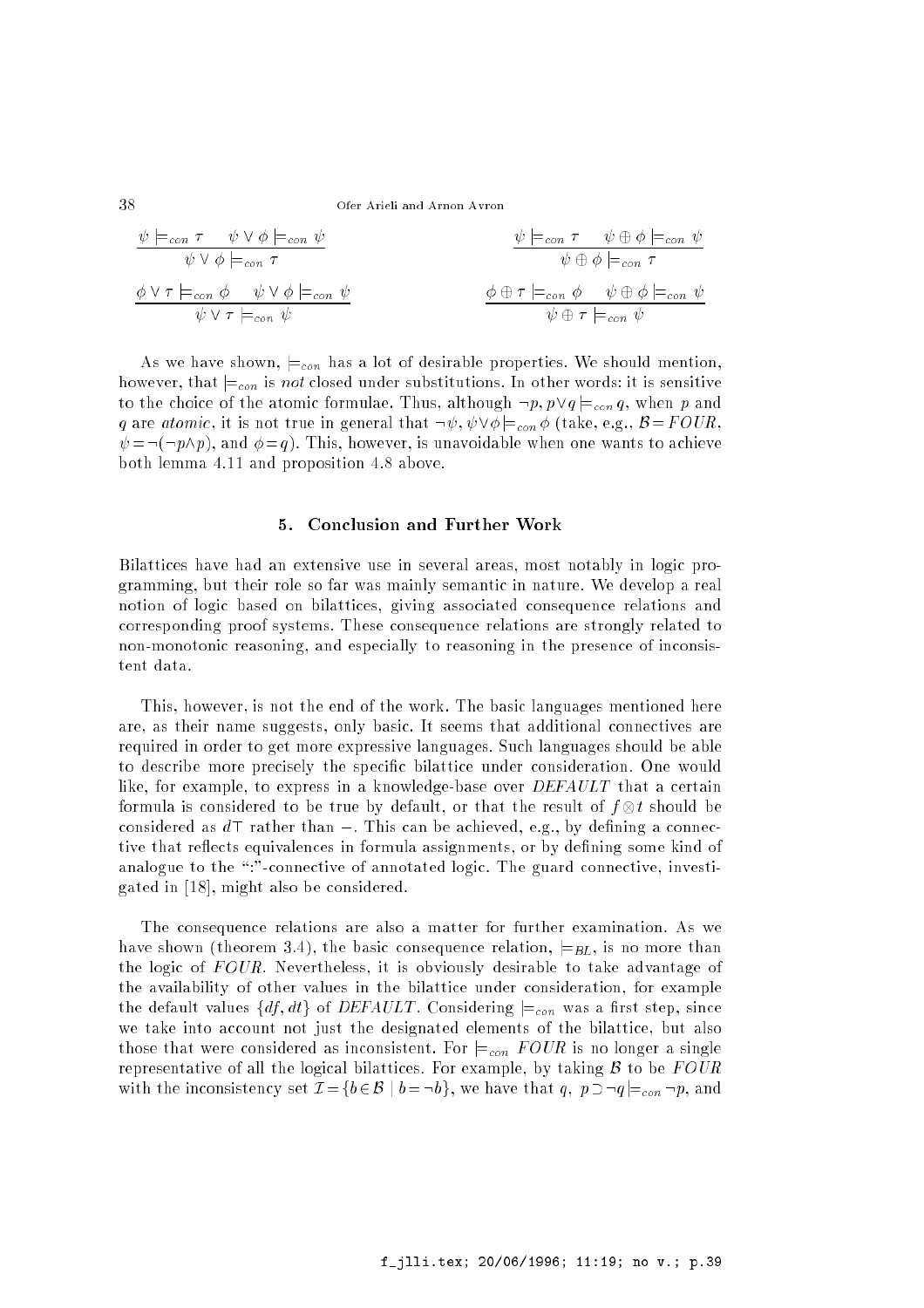$$\frac{\psi \models_{con} \tau \qquad \psi \vee \phi \models_{con} \psi}{\psi \vee \phi \models_{con} \tau} \qquad\qquad \frac{\psi \models_{con} \tau \qquad \psi \oplus \phi \models_{con} \psi}{\psi \oplus \phi \models_{con} \tau}$$

$$\frac{\phi \vee \tau \models_{con} \phi \qquad \psi \vee \phi \models_{con} \psi}{\psi \vee \tau \models_{con} \psi} \qquad\qquad \frac{\phi \oplus \tau \models_{con} \phi \qquad \psi \oplus \phi \models_{con} \psi}{\psi \oplus \tau \models_{con} \psi}$$

As we have shown, $\models_{con}$ has a lot of desirable properties. We should mention, however, that $\models_{con}$ is *not* closed under substitutions. In other words: it is sensitive to the choice of the atomic formulae. Thus, although $\neg p, p \vee q \models_{con} q$, when $p$ and $q$ are *atomic*, it is not true in general that $\neg\psi, \psi \vee \phi \models_{con} \phi$ (take, e.g., $\mathcal{B} = FOUR$, $\psi = \neg(\neg p \wedge p)$, and $\phi = q$). This, however, is unavoidable when one wants to achieve both lemma 4.11 and proposition 4.8 above.

## 5. Conclusion and Further Work

Bilattices have had an extensive use in several areas, most notably in logic programming, but their role so far was mainly semantic in nature. We develop a real notion of logic based on bilattices, giving associated consequence relations and corresponding proof systems. These consequence relations are strongly related to non-monotonic reasoning, and especially to reasoning in the presence of inconsistent data.

This, however, is not the end of the work. The basic languages mentioned here are, as their name suggests, only basic. It seems that additional connectives are required in order to get more expressive languages. Such languages should be able to describe more precisely the specific bilattice under consideration. One would like, for example, to express in a knowledge-base over *DEFAULT* that a certain formula is considered to be true by default, or that the result of $f \otimes t$ should be considered as $d\top$ rather than $-$. This can be achieved, e.g., by defining a connective that reflects equivalences in formula assignments, or by defining some kind of analogue to the ":"-connective of annotated logic. The guard connective, investigated in [18], might also be considered.

The consequence relations are also a matter for further examination. As we have shown (theorem 3.4), the basic consequence relation, $\models_{BL}$, is no more than the logic of *FOUR*. Nevertheless, it is obviously desirable to take advantage of the availability of other values in the bilattice under consideration, for example the default values $\{df, dt\}$ of *DEFAULT*. Considering $\models_{con}$ was a first step, since we take into account not just the designated elements of the bilattice, but also those that were considered as inconsistent. For $\models_{con}$ *FOUR* is no longer a single representative of all the logical bilattices. For example, by taking $\mathcal{B}$ to be *FOUR* with the inconsistency set $\mathcal{I} = \{b \in \mathcal{B} \mid b = \neg b\}$, we have that $q,\ p \supset \neg q \models_{con} \neg p$, and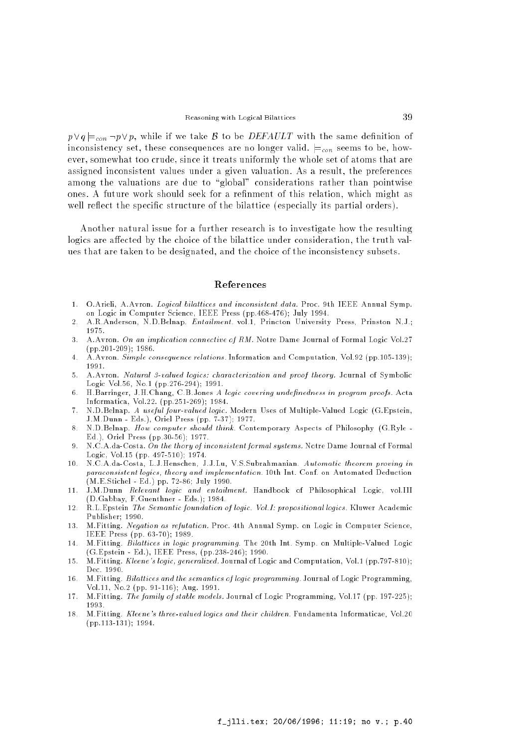$p \vee q \models_{con} \neg p \vee p$, while if we take $\mathcal{B}$ to be *DEFAULT* with the same definition of inconsistency set, these consequences are no longer valid. $\models_{con}$ seems to be, however, somewhat too crude, since it treats uniformly the whole set of atoms that are assigned inconsistent values under a given valuation. As a result, the preferences among the valuations are due to "global" considerations rather than pointwise ones. A future work should seek for a refinment of this relation, which might as well reflect the specific structure of the bilattice (especially its partial orders).

Another natural issue for a further research is to investigate how the resulting logics are affected by the choice of the bilattice under consideration, the truth values that are taken to be designated, and the choice of the inconsistency subsets.

## References

1. O.Arieli, A.Avron. *Logical bilattices and inconsistent data.* Proc. 9th IEEE Annual Symp. on Logic in Computer Science, IEEE Press (pp.468-476); July 1994.
2. A.R.Anderson, N.D.Belnap. *Entailment.* vol.1, Princton University Press, Prinston N.J.; 1975.
3. A.Avron. *On an implication connective of RM.* Notre Dame Journal of Formal Logic Vol.27 (pp.201-209); 1986.
4. A.Avron. *Simple consequence relations.* Information and Computation, Vol.92 (pp.105-139); 1991.
5. A.Avron. *Natural 3-valued logics: characterization and proof theory.* Journal of Symbolic Logic Vol.56, No.1 (pp.276-294); 1991.
6. H.Barringer, J.H.Chang, C.B.Jones *A logic covering undefinedness in program proofs.* Acta Informatica, Vol.22. (pp.251-269); 1984.
7. N.D.Belnap. *A useful four-valued logic.* Modern Uses of Multiple-Valued Logic (G.Epstein, J.M.Dunn - Eds.), Oriel Press (pp. 7-37); 1977.
8. N.D.Belnap. *How computer should think.* Contemporary Aspects of Philosophy (G.Ryle - Ed.), Oriel Press (pp.30-56); 1977.
9. N.C.A.da-Costa. *On the thory of inconsistent formal systems.* Notre Dame Journal of Formal Logic, Vol.15 (pp. 497-510); 1974.
10. N.C.A.da-Costa, L.J.Henschen, J.J.Lu, V.S.Subrahmanian. *Automatic theorem proving in paraconsistent logics, theory and implementation.* 10th Int. Conf. on Automated Deduction (M.E.Stichel - Ed.) pp. 72-86; July 1990.
11. J.M.Dunn *Relevant logic and entailment.* Handbook of Philosophical Logic, vol.III (D.Gabbay, F.Guenthner - Eds.); 1984.
12. R.L.Epstein *The Semantic foundation of logic. Vol.I: propositional logics.* Kluwer Academic Publisher; 1990.
13. M.Fitting. *Negation as refutation.* Proc. 4th Annual Symp. on Logic in Computer Science, IEEE Press (pp. 63-70); 1989.
14. M.Fitting. *Bilattices in logic programming.* The 20th Int. Symp. on Multiple-Valued Logic (G.Epstein - Ed.), IEEE Press, (pp.238-246); 1990.
15. M.Fitting. *Kleene's logic, generalized.* Journal of Logic and Computation, Vol.1 (pp.797-810); Dec. 1990.
16. M.Fitting. *Bilattices and the semantics of logic programming.* Journal of Logic Programming, Vol.11, No.2 (pp. 91-116); Aug. 1991.
17. M.Fitting. *The family of stable models.* Journal of Logic Programming, Vol.17 (pp. 197-225); 1993.
18. M.Fitting. *Kleene's three-valued logics and their children.* Fundamenta Informaticae, Vol.20 (pp.113-131); 1994.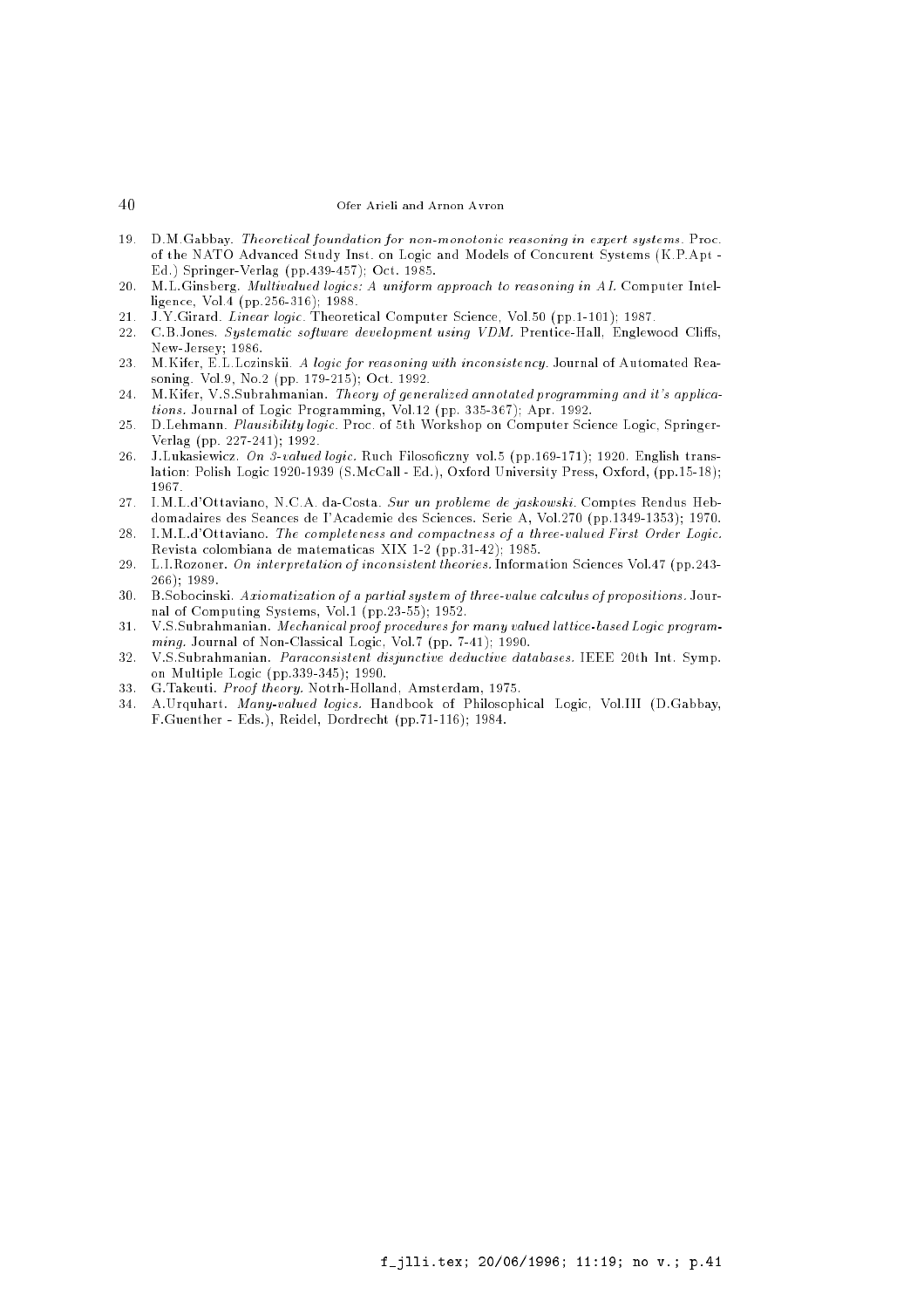19. D.M.Gabbay. *Theoretical foundation for non-monotonic reasoning in expert systems.* Proc. of the NATO Advanced Study Inst. on Logic and Models of Concurent Systems (K.P.Apt - Ed.) Springer-Verlag (pp.439-457); Oct. 1985.
20. M.L.Ginsberg. *Multivalued logics: A uniform approach to reasoning in AI.* Computer Intelligence, Vol.4 (pp.256-316); 1988.
21. J.Y.Girard. *Linear logic.* Theoretical Computer Science, Vol.50 (pp.1-101); 1987.
22. C.B.Jones. *Systematic software development using VDM.* Prentice-Hall, Englewood Cliffs, New-Jersey; 1986.
23. M.Kifer, E.L.Lozinskii. *A logic for reasoning with inconsistency.* Journal of Automated Reasoning. Vol.9, No.2 (pp. 179-215); Oct. 1992.
24. M.Kifer, V.S.Subrahmanian. *Theory of generalized annotated programming and it's applications.* Journal of Logic Programming, Vol.12 (pp. 335-367); Apr. 1992.
25. D.Lehmann. *Plausibility logic.* Proc. of 5th Workshop on Computer Science Logic, Springer-Verlag (pp. 227-241); 1992.
26. J.Lukasiewicz. *On 3-valued logic.* Ruch Filosoficzny vol.5 (pp.169-171); 1920. English translation: Polish Logic 1920-1939 (S.McCall - Ed.), Oxford University Press, Oxford, (pp.15-18); 1967.
27. I.M.L.d'Ottaviano, N.C.A. da-Costa. *Sur un probleme de jaskowski.* Comptes Rendus Hebdomadaires des Seances de l'Academie des Sciences. Serie A, Vol.270 (pp.1349-1353); 1970.
28. I.M.L.d'Ottaviano. *The completeness and compactness of a three-valued First Order Logic.* Revista colombiana de matematicas XIX 1-2 (pp.31-42); 1985.
29. L.I.Rozoner. *On interpretation of inconsistent theories.* Information Sciences Vol.47 (pp.243-266); 1989.
30. B.Sobocinski. *Axiomatization of a partial system of three-value calculus of propositions.* Journal of Computing Systems, Vol.1 (pp.23-55); 1952.
31. V.S.Subrahmanian. *Mechanical proof procedures for many valued lattice-based Logic programming.* Journal of Non-Classical Logic, Vol.7 (pp. 7-41); 1990.
32. V.S.Subrahmanian. *Paraconsistent disjunctive deductive databases.* IEEE 20th Int. Symp. on Multiple Logic (pp.339-345); 1990.
33. G.Takeuti. *Proof theory.* Notrh-Holland, Amsterdam, 1975.
34. A.Urquhart. *Many-valued logics.* Handbook of Philosophical Logic, Vol.III (D.Gabbay, F.Guenther - Eds.), Reidel, Dordrecht (pp.71-116); 1984.